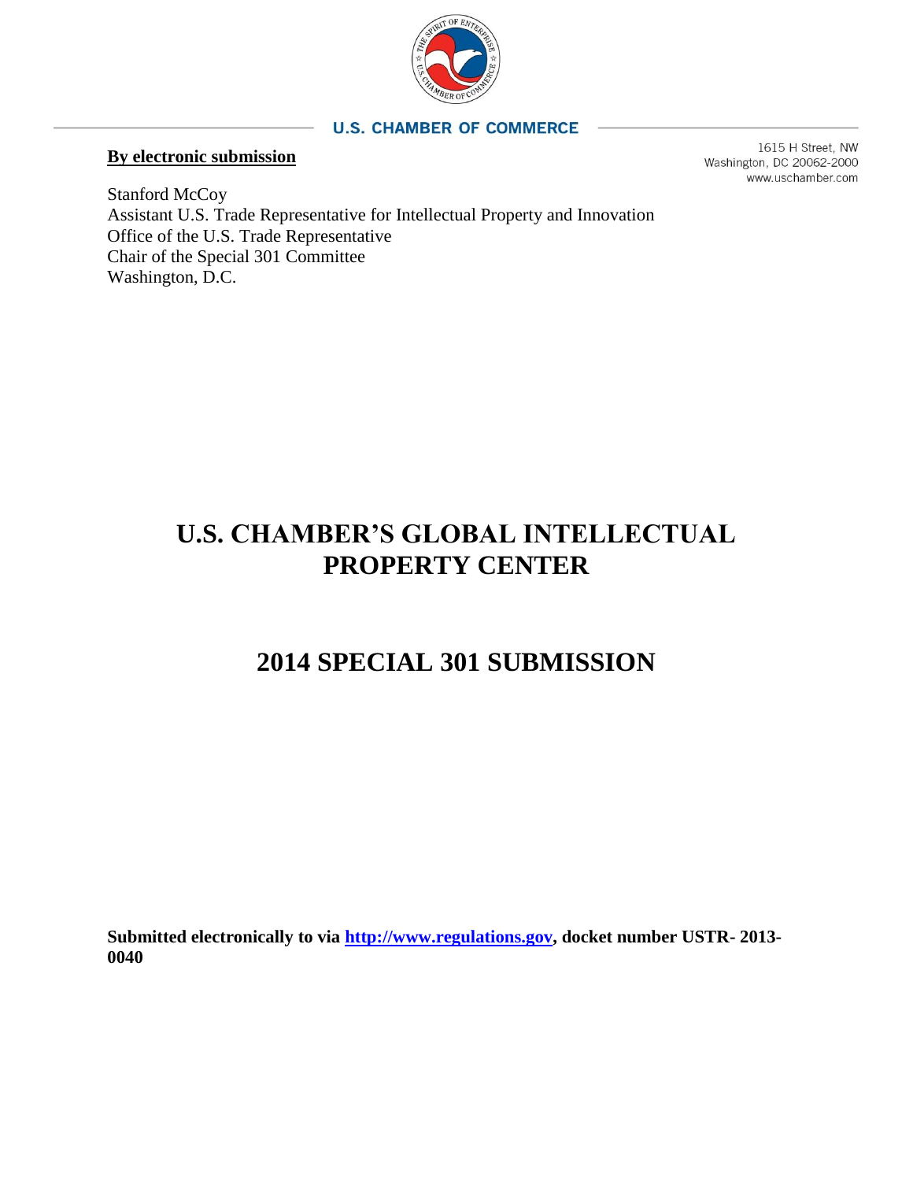U.S. CHAMBER OF COMMERCE

1615 H Street, NW
Washington, DC 20062-2000
www.uschamber.com

**By electronic submission**

Stanford McCoy
Assistant U.S. Trade Representative for Intellectual Property and Innovation
Office of the U.S. Trade Representative
Chair of the Special 301 Committee
Washington, D.C.

# U.S. CHAMBER'S GLOBAL INTELLECTUAL PROPERTY CENTER

# 2014 SPECIAL 301 SUBMISSION

**Submitted electronically to via [http://www.regulations.gov](http://www.regulations.gov), docket number USTR- 2013-0040**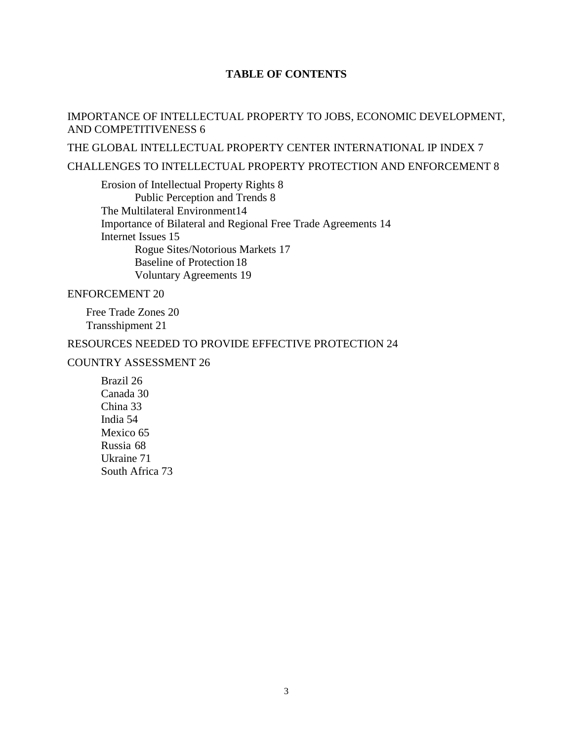**TABLE OF CONTENTS**

IMPORTANCE OF INTELLECTUAL PROPERTY TO JOBS, ECONOMIC DEVELOPMENT, AND COMPETITIVENESS 6

THE GLOBAL INTELLECTUAL PROPERTY CENTER INTERNATIONAL IP INDEX 7

CHALLENGES TO INTELLECTUAL PROPERTY PROTECTION AND ENFORCEMENT 8

- Erosion of Intellectual Property Rights 8
  - Public Perception and Trends 8
- The Multilateral Environment 14
- Importance of Bilateral and Regional Free Trade Agreements 14
- Internet Issues 15
  - Rogue Sites/Notorious Markets 17
  - Baseline of Protection 18
  - Voluntary Agreements 19

ENFORCEMENT 20

- Free Trade Zones 20
- Transshipment 21

RESOURCES NEEDED TO PROVIDE EFFECTIVE PROTECTION 24

COUNTRY ASSESSMENT 26

- Brazil 26
- Canada 30
- China 33
- India 54
- Mexico 65
- Russia 68
- Ukraine 71
- South Africa 73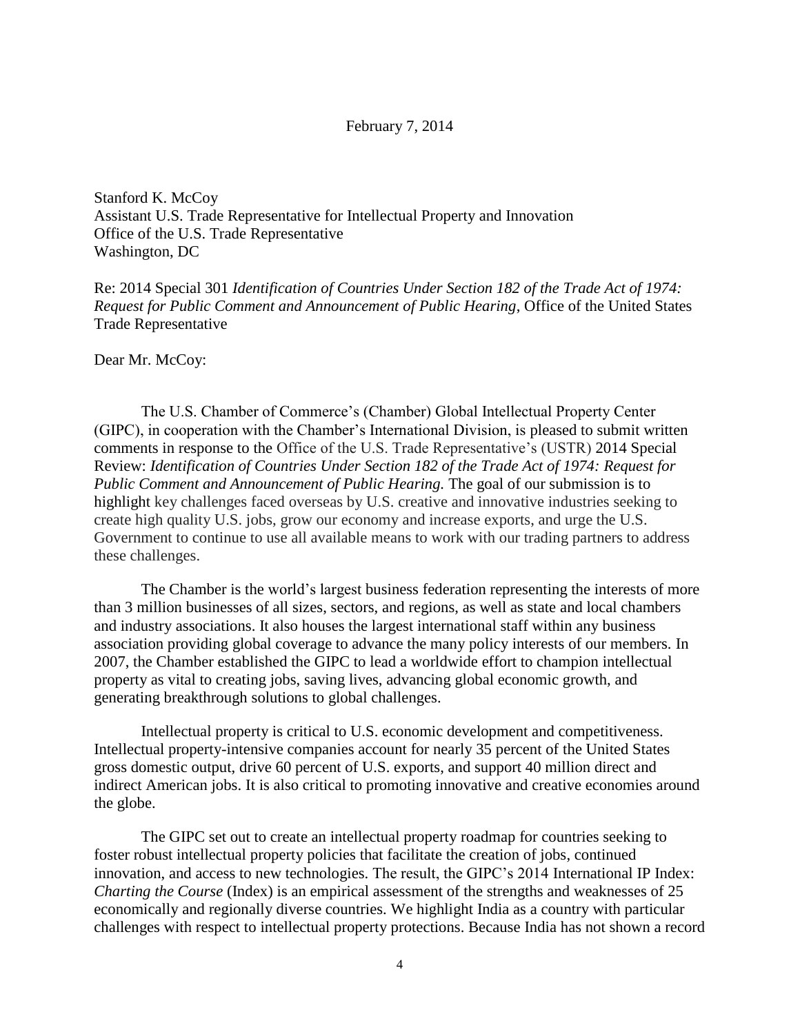February 7, 2014

Stanford K. McCoy
Assistant U.S. Trade Representative for Intellectual Property and Innovation
Office of the U.S. Trade Representative
Washington, DC

Re: 2014 Special 301 *Identification of Countries Under Section 182 of the Trade Act of 1974: Request for Public Comment and Announcement of Public Hearing*, Office of the United States Trade Representative

Dear Mr. McCoy:

The U.S. Chamber of Commerce's (Chamber) Global Intellectual Property Center (GIPC), in cooperation with the Chamber's International Division, is pleased to submit written comments in response to the Office of the U.S. Trade Representative's (USTR) 2014 Special Review: *Identification of Countries Under Section 182 of the Trade Act of 1974: Request for Public Comment and Announcement of Public Hearing.* The goal of our submission is to highlight key challenges faced overseas by U.S. creative and innovative industries seeking to create high quality U.S. jobs, grow our economy and increase exports, and urge the U.S. Government to continue to use all available means to work with our trading partners to address these challenges.

The Chamber is the world's largest business federation representing the interests of more than 3 million businesses of all sizes, sectors, and regions, as well as state and local chambers and industry associations. It also houses the largest international staff within any business association providing global coverage to advance the many policy interests of our members. In 2007, the Chamber established the GIPC to lead a worldwide effort to champion intellectual property as vital to creating jobs, saving lives, advancing global economic growth, and generating breakthrough solutions to global challenges.

Intellectual property is critical to U.S. economic development and competitiveness. Intellectual property-intensive companies account for nearly 35 percent of the United States gross domestic output, drive 60 percent of U.S. exports, and support 40 million direct and indirect American jobs. It is also critical to promoting innovative and creative economies around the globe.

The GIPC set out to create an intellectual property roadmap for countries seeking to foster robust intellectual property policies that facilitate the creation of jobs, continued innovation, and access to new technologies. The result, the GIPC's 2014 International IP Index: *Charting the Course* (Index) is an empirical assessment of the strengths and weaknesses of 25 economically and regionally diverse countries. We highlight India as a country with particular challenges with respect to intellectual property protections. Because India has not shown a record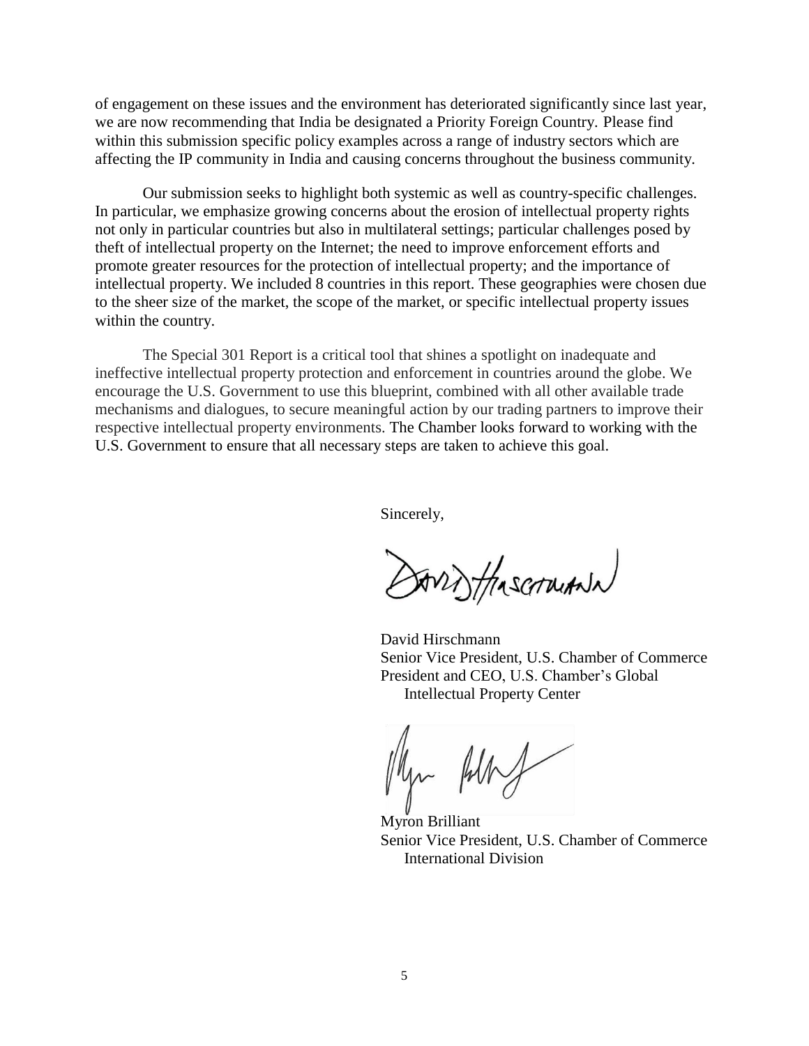of engagement on these issues and the environment has deteriorated significantly since last year, we are now recommending that India be designated a Priority Foreign Country. Please find within this submission specific policy examples across a range of industry sectors which are affecting the IP community in India and causing concerns throughout the business community.

Our submission seeks to highlight both systemic as well as country-specific challenges. In particular, we emphasize growing concerns about the erosion of intellectual property rights not only in particular countries but also in multilateral settings; particular challenges posed by theft of intellectual property on the Internet; the need to improve enforcement efforts and promote greater resources for the protection of intellectual property; and the importance of intellectual property. We included 8 countries in this report. These geographies were chosen due to the sheer size of the market, the scope of the market, or specific intellectual property issues within the country.

The Special 301 Report is a critical tool that shines a spotlight on inadequate and ineffective intellectual property protection and enforcement in countries around the globe. We encourage the U.S. Government to use this blueprint, combined with all other available trade mechanisms and dialogues, to secure meaningful action by our trading partners to improve their respective intellectual property environments. The Chamber looks forward to working with the U.S. Government to ensure that all necessary steps are taken to achieve this goal.

Sincerely,

David Hirschmann
Senior Vice President, U.S. Chamber of Commerce
President and CEO, U.S. Chamber's Global Intellectual Property Center

Myron Brilliant
Senior Vice President, U.S. Chamber of Commerce
International Division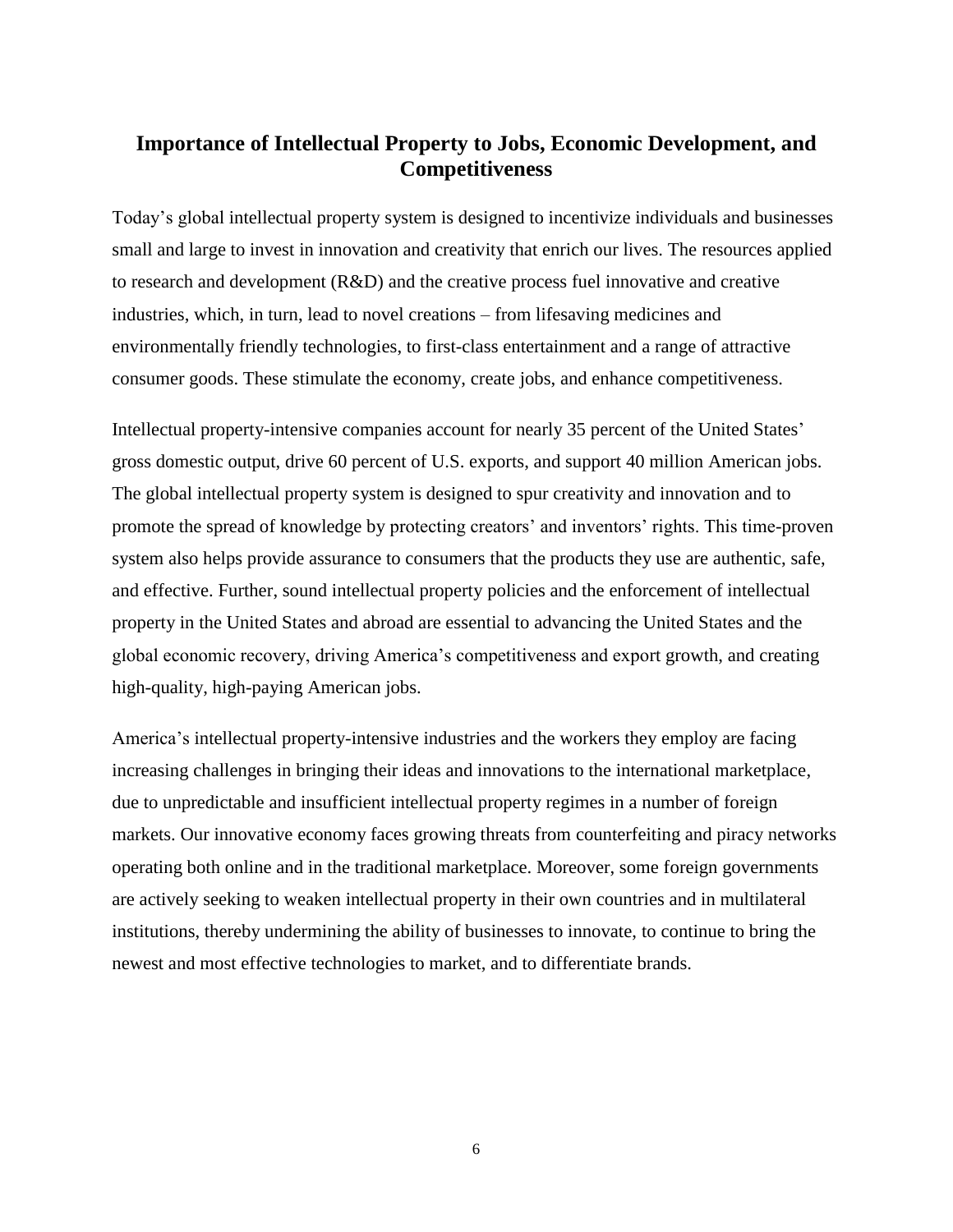## Importance of Intellectual Property to Jobs, Economic Development, and Competitiveness

Today's global intellectual property system is designed to incentivize individuals and businesses small and large to invest in innovation and creativity that enrich our lives. The resources applied to research and development (R&D) and the creative process fuel innovative and creative industries, which, in turn, lead to novel creations – from lifesaving medicines and environmentally friendly technologies, to first-class entertainment and a range of attractive consumer goods. These stimulate the economy, create jobs, and enhance competitiveness.

Intellectual property-intensive companies account for nearly 35 percent of the United States' gross domestic output, drive 60 percent of U.S. exports, and support 40 million American jobs. The global intellectual property system is designed to spur creativity and innovation and to promote the spread of knowledge by protecting creators' and inventors' rights. This time-proven system also helps provide assurance to consumers that the products they use are authentic, safe, and effective. Further, sound intellectual property policies and the enforcement of intellectual property in the United States and abroad are essential to advancing the United States and the global economic recovery, driving America's competitiveness and export growth, and creating high-quality, high-paying American jobs.

America's intellectual property-intensive industries and the workers they employ are facing increasing challenges in bringing their ideas and innovations to the international marketplace, due to unpredictable and insufficient intellectual property regimes in a number of foreign markets. Our innovative economy faces growing threats from counterfeiting and piracy networks operating both online and in the traditional marketplace. Moreover, some foreign governments are actively seeking to weaken intellectual property in their own countries and in multilateral institutions, thereby undermining the ability of businesses to innovate, to continue to bring the newest and most effective technologies to market, and to differentiate brands.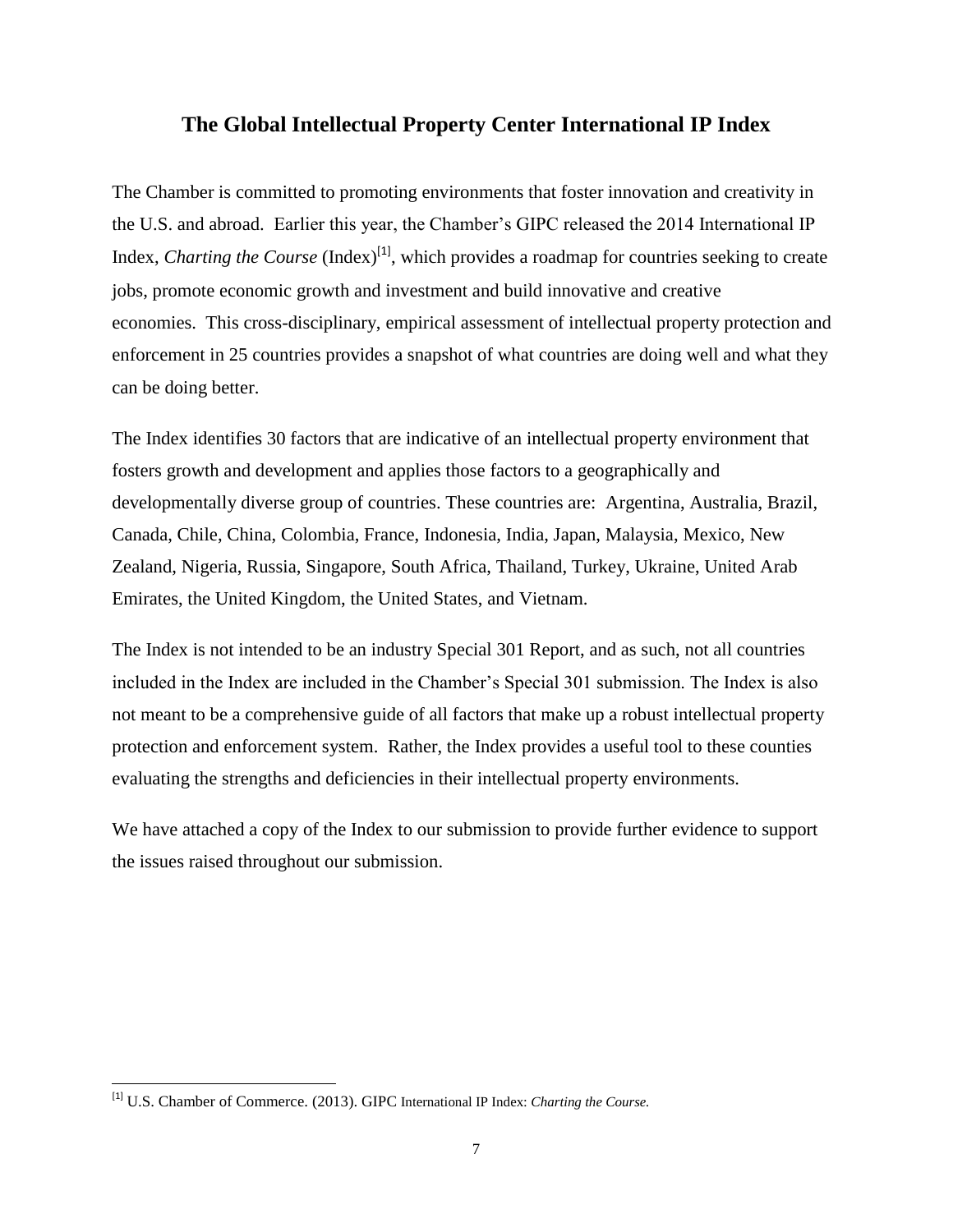## The Global Intellectual Property Center International IP Index

The Chamber is committed to promoting environments that foster innovation and creativity in the U.S. and abroad. Earlier this year, the Chamber's GIPC released the 2014 International IP Index, *Charting the Course* (Index)[1], which provides a roadmap for countries seeking to create jobs, promote economic growth and investment and build innovative and creative economies. This cross-disciplinary, empirical assessment of intellectual property protection and enforcement in 25 countries provides a snapshot of what countries are doing well and what they can be doing better.

The Index identifies 30 factors that are indicative of an intellectual property environment that fosters growth and development and applies those factors to a geographically and developmentally diverse group of countries. These countries are: Argentina, Australia, Brazil, Canada, Chile, China, Colombia, France, Indonesia, India, Japan, Malaysia, Mexico, New Zealand, Nigeria, Russia, Singapore, South Africa, Thailand, Turkey, Ukraine, United Arab Emirates, the United Kingdom, the United States, and Vietnam.

The Index is not intended to be an industry Special 301 Report, and as such, not all countries included in the Index are included in the Chamber's Special 301 submission. The Index is also not meant to be a comprehensive guide of all factors that make up a robust intellectual property protection and enforcement system. Rather, the Index provides a useful tool to these counties evaluating the strengths and deficiencies in their intellectual property environments.

We have attached a copy of the Index to our submission to provide further evidence to support the issues raised throughout our submission.

---

[1] U.S. Chamber of Commerce. (2013). GIPC International IP Index: *Charting the Course.*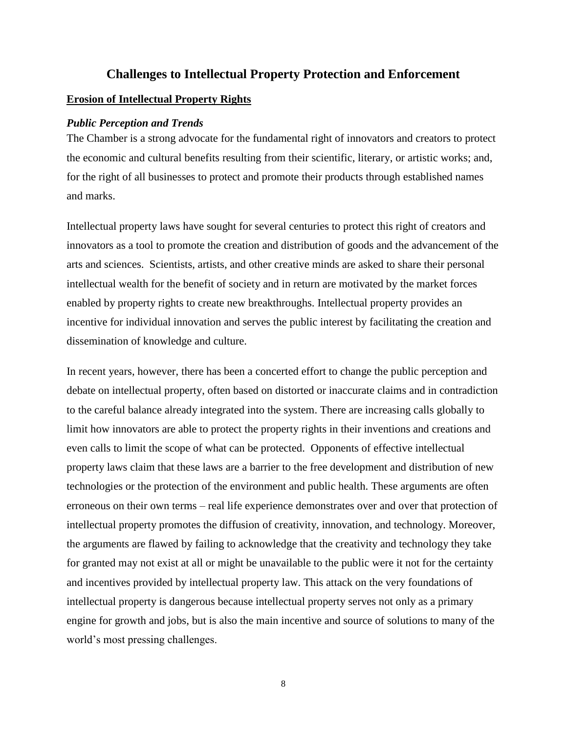# Challenges to Intellectual Property Protection and Enforcement

## Erosion of Intellectual Property Rights

### *Public Perception and Trends*

The Chamber is a strong advocate for the fundamental right of innovators and creators to protect the economic and cultural benefits resulting from their scientific, literary, or artistic works; and, for the right of all businesses to protect and promote their products through established names and marks.

Intellectual property laws have sought for several centuries to protect this right of creators and innovators as a tool to promote the creation and distribution of goods and the advancement of the arts and sciences. Scientists, artists, and other creative minds are asked to share their personal intellectual wealth for the benefit of society and in return are motivated by the market forces enabled by property rights to create new breakthroughs. Intellectual property provides an incentive for individual innovation and serves the public interest by facilitating the creation and dissemination of knowledge and culture.

In recent years, however, there has been a concerted effort to change the public perception and debate on intellectual property, often based on distorted or inaccurate claims and in contradiction to the careful balance already integrated into the system. There are increasing calls globally to limit how innovators are able to protect the property rights in their inventions and creations and even calls to limit the scope of what can be protected. Opponents of effective intellectual property laws claim that these laws are a barrier to the free development and distribution of new technologies or the protection of the environment and public health. These arguments are often erroneous on their own terms – real life experience demonstrates over and over that protection of intellectual property promotes the diffusion of creativity, innovation, and technology. Moreover, the arguments are flawed by failing to acknowledge that the creativity and technology they take for granted may not exist at all or might be unavailable to the public were it not for the certainty and incentives provided by intellectual property law. This attack on the very foundations of intellectual property is dangerous because intellectual property serves not only as a primary engine for growth and jobs, but is also the main incentive and source of solutions to many of the world's most pressing challenges.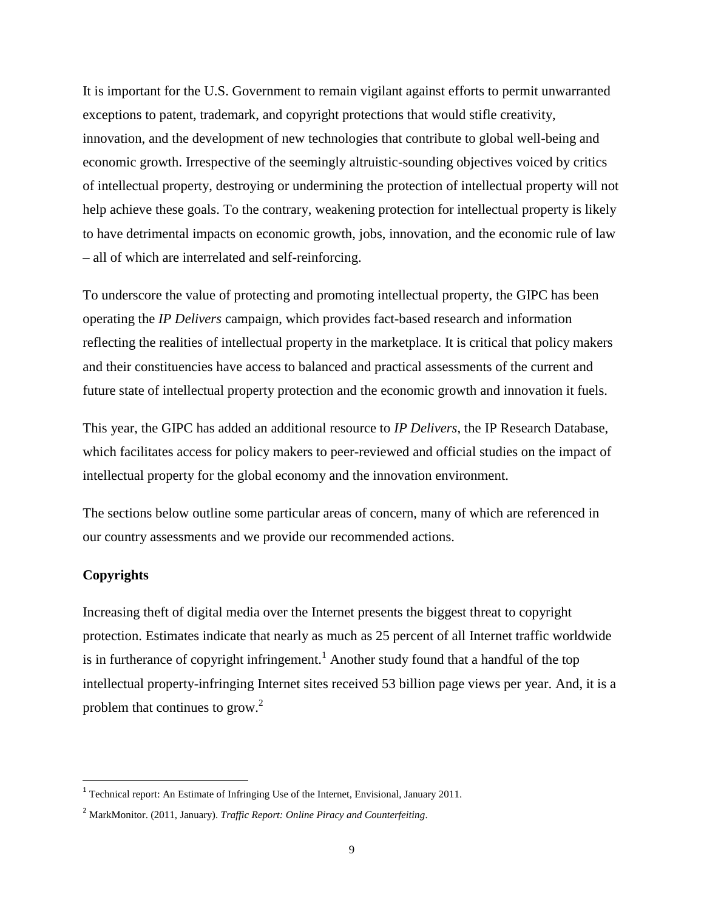It is important for the U.S. Government to remain vigilant against efforts to permit unwarranted exceptions to patent, trademark, and copyright protections that would stifle creativity, innovation, and the development of new technologies that contribute to global well-being and economic growth. Irrespective of the seemingly altruistic-sounding objectives voiced by critics of intellectual property, destroying or undermining the protection of intellectual property will not help achieve these goals. To the contrary, weakening protection for intellectual property is likely to have detrimental impacts on economic growth, jobs, innovation, and the economic rule of law – all of which are interrelated and self-reinforcing.

To underscore the value of protecting and promoting intellectual property, the GIPC has been operating the *IP Delivers* campaign, which provides fact-based research and information reflecting the realities of intellectual property in the marketplace. It is critical that policy makers and their constituencies have access to balanced and practical assessments of the current and future state of intellectual property protection and the economic growth and innovation it fuels.

This year, the GIPC has added an additional resource to *IP Delivers*, the IP Research Database, which facilitates access for policy makers to peer-reviewed and official studies on the impact of intellectual property for the global economy and the innovation environment.

The sections below outline some particular areas of concern, many of which are referenced in our country assessments and we provide our recommended actions.

**Copyrights**

Increasing theft of digital media over the Internet presents the biggest threat to copyright protection. Estimates indicate that nearly as much as 25 percent of all Internet traffic worldwide is in furtherance of copyright infringement.[1] Another study found that a handful of the top intellectual property-infringing Internet sites received 53 billion page views per year. And, it is a problem that continues to grow.[2]

---

[1] Technical report: An Estimate of Infringing Use of the Internet, Envisional, January 2011.

[2] MarkMonitor. (2011, January). *Traffic Report: Online Piracy and Counterfeiting*.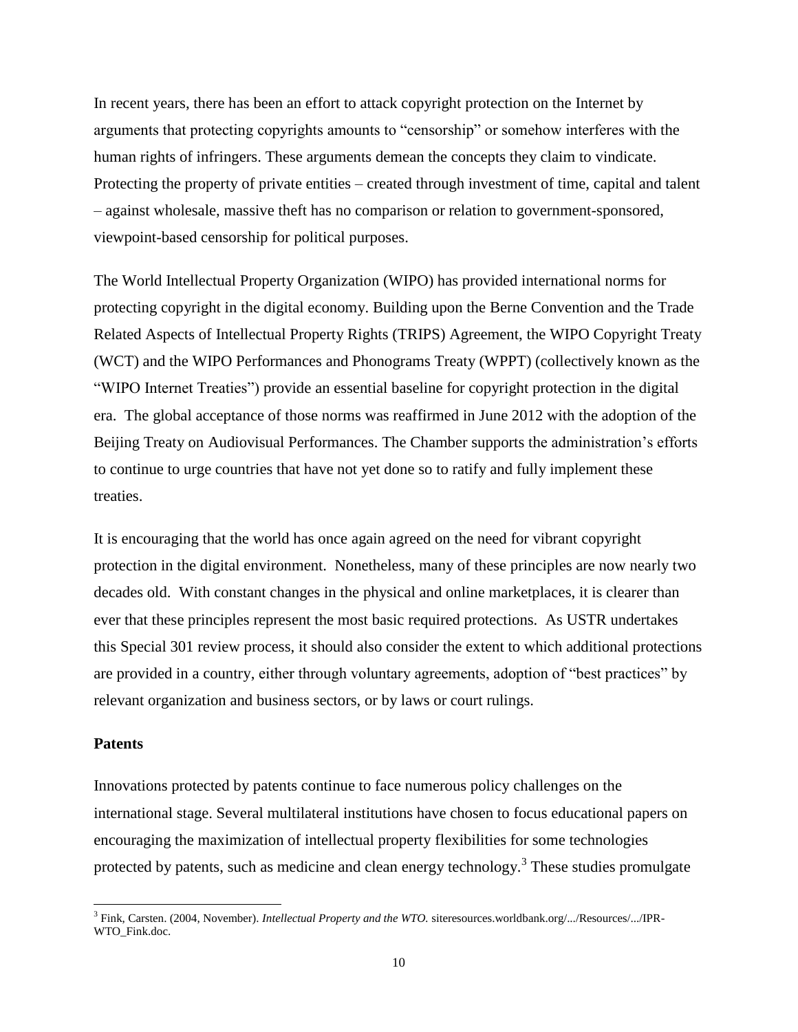In recent years, there has been an effort to attack copyright protection on the Internet by arguments that protecting copyrights amounts to "censorship" or somehow interferes with the human rights of infringers. These arguments demean the concepts they claim to vindicate. Protecting the property of private entities – created through investment of time, capital and talent – against wholesale, massive theft has no comparison or relation to government-sponsored, viewpoint-based censorship for political purposes.

The World Intellectual Property Organization (WIPO) has provided international norms for protecting copyright in the digital economy. Building upon the Berne Convention and the Trade Related Aspects of Intellectual Property Rights (TRIPS) Agreement, the WIPO Copyright Treaty (WCT) and the WIPO Performances and Phonograms Treaty (WPPT) (collectively known as the "WIPO Internet Treaties") provide an essential baseline for copyright protection in the digital era. The global acceptance of those norms was reaffirmed in June 2012 with the adoption of the Beijing Treaty on Audiovisual Performances. The Chamber supports the administration's efforts to continue to urge countries that have not yet done so to ratify and fully implement these treaties.

It is encouraging that the world has once again agreed on the need for vibrant copyright protection in the digital environment. Nonetheless, many of these principles are now nearly two decades old. With constant changes in the physical and online marketplaces, it is clearer than ever that these principles represent the most basic required protections. As USTR undertakes this Special 301 review process, it should also consider the extent to which additional protections are provided in a country, either through voluntary agreements, adoption of "best practices" by relevant organization and business sectors, or by laws or court rulings.

**Patents**

Innovations protected by patents continue to face numerous policy challenges on the international stage. Several multilateral institutions have chosen to focus educational papers on encouraging the maximization of intellectual property flexibilities for some technologies protected by patents, such as medicine and clean energy technology.[3] These studies promulgate

[3] Fink, Carsten. (2004, November). *Intellectual Property and the WTO.* siteresources.worldbank.org/.../Resources/.../IPR-WTO_Fink.doc.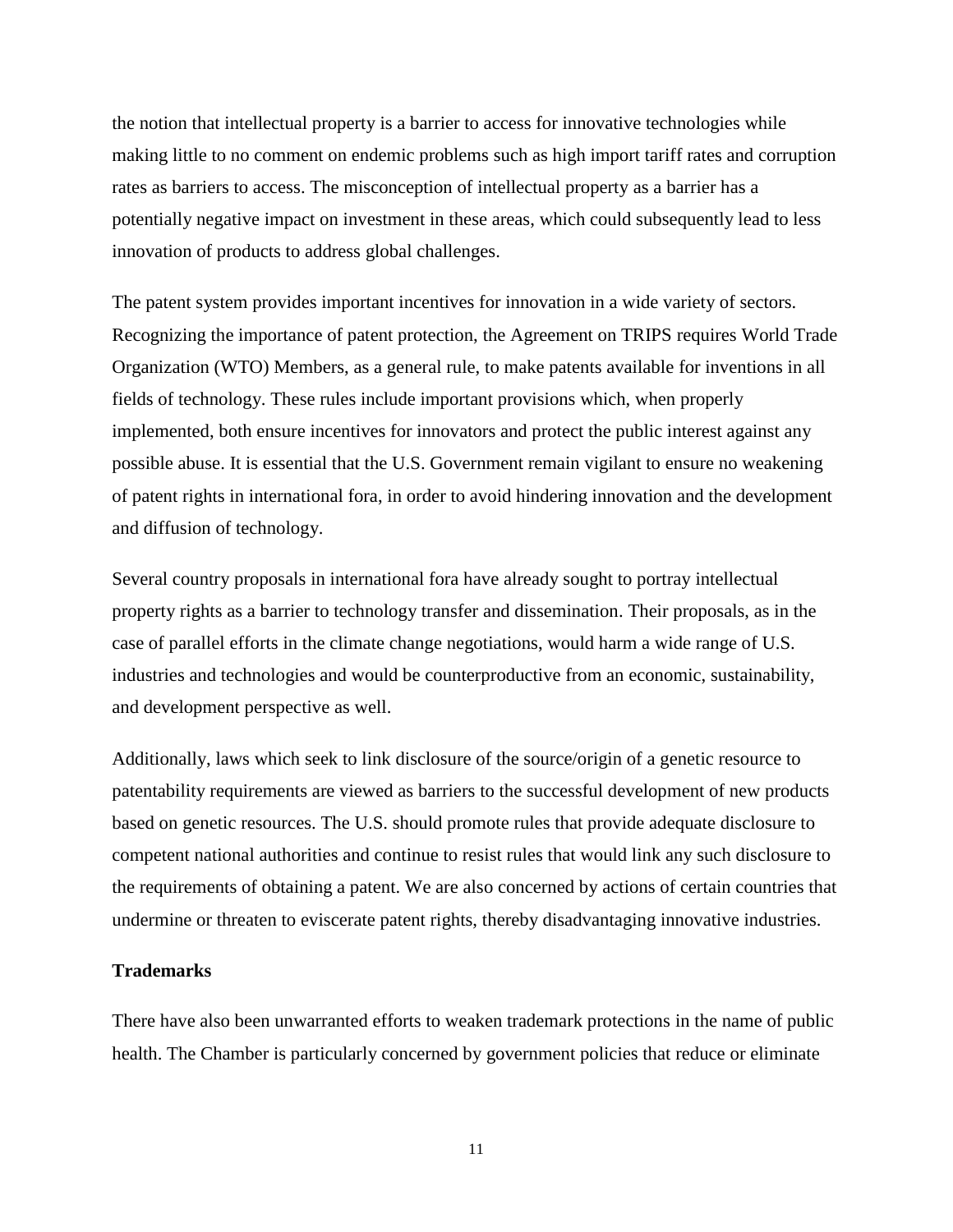the notion that intellectual property is a barrier to access for innovative technologies while making little to no comment on endemic problems such as high import tariff rates and corruption rates as barriers to access. The misconception of intellectual property as a barrier has a potentially negative impact on investment in these areas, which could subsequently lead to less innovation of products to address global challenges.

The patent system provides important incentives for innovation in a wide variety of sectors. Recognizing the importance of patent protection, the Agreement on TRIPS requires World Trade Organization (WTO) Members, as a general rule, to make patents available for inventions in all fields of technology. These rules include important provisions which, when properly implemented, both ensure incentives for innovators and protect the public interest against any possible abuse. It is essential that the U.S. Government remain vigilant to ensure no weakening of patent rights in international fora, in order to avoid hindering innovation and the development and diffusion of technology.

Several country proposals in international fora have already sought to portray intellectual property rights as a barrier to technology transfer and dissemination. Their proposals, as in the case of parallel efforts in the climate change negotiations, would harm a wide range of U.S. industries and technologies and would be counterproductive from an economic, sustainability, and development perspective as well.

Additionally, laws which seek to link disclosure of the source/origin of a genetic resource to patentability requirements are viewed as barriers to the successful development of new products based on genetic resources. The U.S. should promote rules that provide adequate disclosure to competent national authorities and continue to resist rules that would link any such disclosure to the requirements of obtaining a patent. We are also concerned by actions of certain countries that undermine or threaten to eviscerate patent rights, thereby disadvantaging innovative industries.

**Trademarks**

There have also been unwarranted efforts to weaken trademark protections in the name of public health. The Chamber is particularly concerned by government policies that reduce or eliminate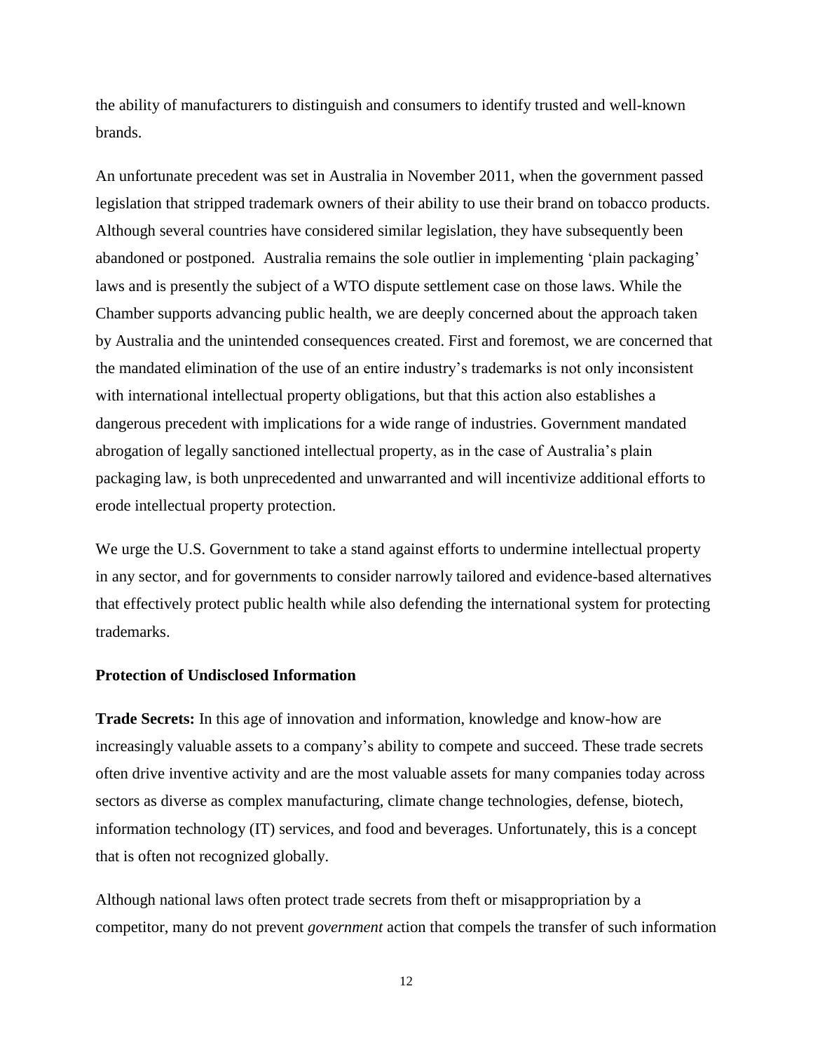the ability of manufacturers to distinguish and consumers to identify trusted and well-known brands.

An unfortunate precedent was set in Australia in November 2011, when the government passed legislation that stripped trademark owners of their ability to use their brand on tobacco products. Although several countries have considered similar legislation, they have subsequently been abandoned or postponed. Australia remains the sole outlier in implementing 'plain packaging' laws and is presently the subject of a WTO dispute settlement case on those laws. While the Chamber supports advancing public health, we are deeply concerned about the approach taken by Australia and the unintended consequences created. First and foremost, we are concerned that the mandated elimination of the use of an entire industry's trademarks is not only inconsistent with international intellectual property obligations, but that this action also establishes a dangerous precedent with implications for a wide range of industries. Government mandated abrogation of legally sanctioned intellectual property, as in the case of Australia's plain packaging law, is both unprecedented and unwarranted and will incentivize additional efforts to erode intellectual property protection.

We urge the U.S. Government to take a stand against efforts to undermine intellectual property in any sector, and for governments to consider narrowly tailored and evidence-based alternatives that effectively protect public health while also defending the international system for protecting trademarks.

**Protection of Undisclosed Information**

**Trade Secrets:** In this age of innovation and information, knowledge and know-how are increasingly valuable assets to a company's ability to compete and succeed. These trade secrets often drive inventive activity and are the most valuable assets for many companies today across sectors as diverse as complex manufacturing, climate change technologies, defense, biotech, information technology (IT) services, and food and beverages. Unfortunately, this is a concept that is often not recognized globally.

Although national laws often protect trade secrets from theft or misappropriation by a competitor, many do not prevent *government* action that compels the transfer of such information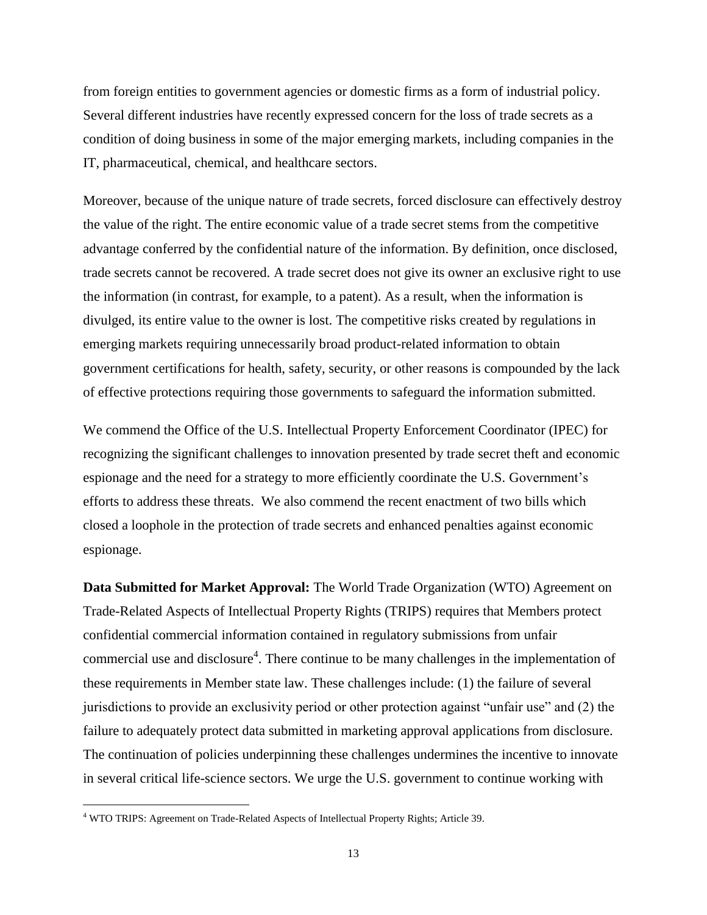from foreign entities to government agencies or domestic firms as a form of industrial policy. Several different industries have recently expressed concern for the loss of trade secrets as a condition of doing business in some of the major emerging markets, including companies in the IT, pharmaceutical, chemical, and healthcare sectors.

Moreover, because of the unique nature of trade secrets, forced disclosure can effectively destroy the value of the right. The entire economic value of a trade secret stems from the competitive advantage conferred by the confidential nature of the information. By definition, once disclosed, trade secrets cannot be recovered. A trade secret does not give its owner an exclusive right to use the information (in contrast, for example, to a patent). As a result, when the information is divulged, its entire value to the owner is lost. The competitive risks created by regulations in emerging markets requiring unnecessarily broad product-related information to obtain government certifications for health, safety, security, or other reasons is compounded by the lack of effective protections requiring those governments to safeguard the information submitted.

We commend the Office of the U.S. Intellectual Property Enforcement Coordinator (IPEC) for recognizing the significant challenges to innovation presented by trade secret theft and economic espionage and the need for a strategy to more efficiently coordinate the U.S. Government's efforts to address these threats. We also commend the recent enactment of two bills which closed a loophole in the protection of trade secrets and enhanced penalties against economic espionage.

**Data Submitted for Market Approval:** The World Trade Organization (WTO) Agreement on Trade-Related Aspects of Intellectual Property Rights (TRIPS) requires that Members protect confidential commercial information contained in regulatory submissions from unfair commercial use and disclosure[4]. There continue to be many challenges in the implementation of these requirements in Member state law. These challenges include: (1) the failure of several jurisdictions to provide an exclusivity period or other protection against "unfair use" and (2) the failure to adequately protect data submitted in marketing approval applications from disclosure. The continuation of policies underpinning these challenges undermines the incentive to innovate in several critical life-science sectors. We urge the U.S. government to continue working with

[4] WTO TRIPS: Agreement on Trade-Related Aspects of Intellectual Property Rights; Article 39.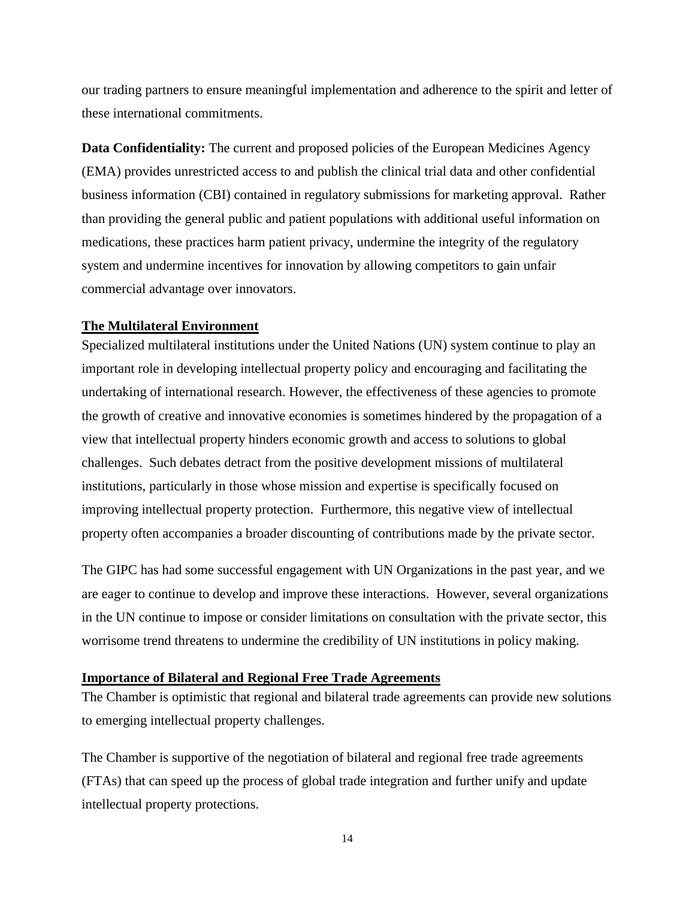our trading partners to ensure meaningful implementation and adherence to the spirit and letter of these international commitments.

**Data Confidentiality:** The current and proposed policies of the European Medicines Agency (EMA) provides unrestricted access to and publish the clinical trial data and other confidential business information (CBI) contained in regulatory submissions for marketing approval. Rather than providing the general public and patient populations with additional useful information on medications, these practices harm patient privacy, undermine the integrity of the regulatory system and undermine incentives for innovation by allowing competitors to gain unfair commercial advantage over innovators.

## The Multilateral Environment

Specialized multilateral institutions under the United Nations (UN) system continue to play an important role in developing intellectual property policy and encouraging and facilitating the undertaking of international research. However, the effectiveness of these agencies to promote the growth of creative and innovative economies is sometimes hindered by the propagation of a view that intellectual property hinders economic growth and access to solutions to global challenges. Such debates detract from the positive development missions of multilateral institutions, particularly in those whose mission and expertise is specifically focused on improving intellectual property protection. Furthermore, this negative view of intellectual property often accompanies a broader discounting of contributions made by the private sector.

The GIPC has had some successful engagement with UN Organizations in the past year, and we are eager to continue to develop and improve these interactions. However, several organizations in the UN continue to impose or consider limitations on consultation with the private sector, this worrisome trend threatens to undermine the credibility of UN institutions in policy making.

## Importance of Bilateral and Regional Free Trade Agreements

The Chamber is optimistic that regional and bilateral trade agreements can provide new solutions to emerging intellectual property challenges.

The Chamber is supportive of the negotiation of bilateral and regional free trade agreements (FTAs) that can speed up the process of global trade integration and further unify and update intellectual property protections.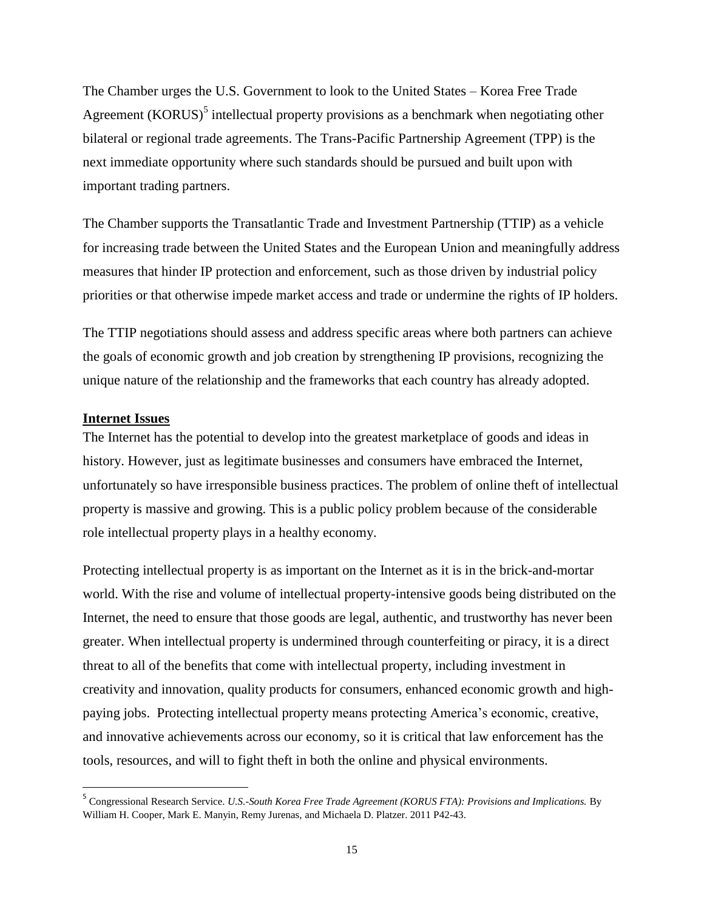The Chamber urges the U.S. Government to look to the United States – Korea Free Trade Agreement (KORUS)[5] intellectual property provisions as a benchmark when negotiating other bilateral or regional trade agreements. The Trans-Pacific Partnership Agreement (TPP) is the next immediate opportunity where such standards should be pursued and built upon with important trading partners.

The Chamber supports the Transatlantic Trade and Investment Partnership (TTIP) as a vehicle for increasing trade between the United States and the European Union and meaningfully address measures that hinder IP protection and enforcement, such as those driven by industrial policy priorities or that otherwise impede market access and trade or undermine the rights of IP holders.

The TTIP negotiations should assess and address specific areas where both partners can achieve the goals of economic growth and job creation by strengthening IP provisions, recognizing the unique nature of the relationship and the frameworks that each country has already adopted.

**Internet Issues**

The Internet has the potential to develop into the greatest marketplace of goods and ideas in history. However, just as legitimate businesses and consumers have embraced the Internet, unfortunately so have irresponsible business practices. The problem of online theft of intellectual property is massive and growing. This is a public policy problem because of the considerable role intellectual property plays in a healthy economy.

Protecting intellectual property is as important on the Internet as it is in the brick-and-mortar world. With the rise and volume of intellectual property-intensive goods being distributed on the Internet, the need to ensure that those goods are legal, authentic, and trustworthy has never been greater. When intellectual property is undermined through counterfeiting or piracy, it is a direct threat to all of the benefits that come with intellectual property, including investment in creativity and innovation, quality products for consumers, enhanced economic growth and high-paying jobs. Protecting intellectual property means protecting America's economic, creative, and innovative achievements across our economy, so it is critical that law enforcement has the tools, resources, and will to fight theft in both the online and physical environments.

---

[5] Congressional Research Service. *U.S.-South Korea Free Trade Agreement (KORUS FTA): Provisions and Implications.* By William H. Cooper, Mark E. Manyin, Remy Jurenas, and Michaela D. Platzer. 2011 P42-43.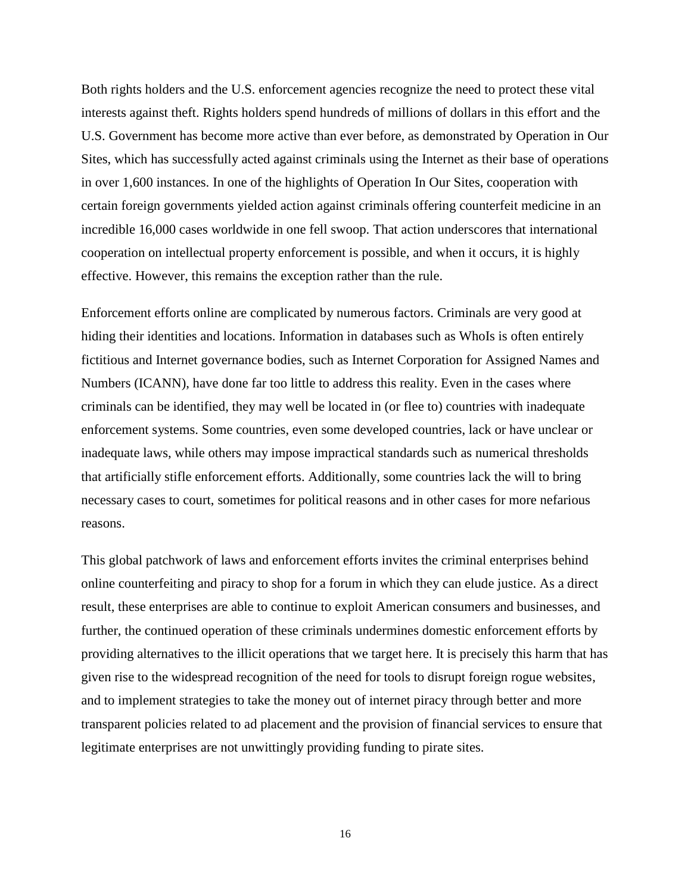Both rights holders and the U.S. enforcement agencies recognize the need to protect these vital interests against theft. Rights holders spend hundreds of millions of dollars in this effort and the U.S. Government has become more active than ever before, as demonstrated by Operation in Our Sites, which has successfully acted against criminals using the Internet as their base of operations in over 1,600 instances. In one of the highlights of Operation In Our Sites, cooperation with certain foreign governments yielded action against criminals offering counterfeit medicine in an incredible 16,000 cases worldwide in one fell swoop. That action underscores that international cooperation on intellectual property enforcement is possible, and when it occurs, it is highly effective. However, this remains the exception rather than the rule.

Enforcement efforts online are complicated by numerous factors. Criminals are very good at hiding their identities and locations. Information in databases such as WhoIs is often entirely fictitious and Internet governance bodies, such as Internet Corporation for Assigned Names and Numbers (ICANN), have done far too little to address this reality. Even in the cases where criminals can be identified, they may well be located in (or flee to) countries with inadequate enforcement systems. Some countries, even some developed countries, lack or have unclear or inadequate laws, while others may impose impractical standards such as numerical thresholds that artificially stifle enforcement efforts. Additionally, some countries lack the will to bring necessary cases to court, sometimes for political reasons and in other cases for more nefarious reasons.

This global patchwork of laws and enforcement efforts invites the criminal enterprises behind online counterfeiting and piracy to shop for a forum in which they can elude justice. As a direct result, these enterprises are able to continue to exploit American consumers and businesses, and further, the continued operation of these criminals undermines domestic enforcement efforts by providing alternatives to the illicit operations that we target here. It is precisely this harm that has given rise to the widespread recognition of the need for tools to disrupt foreign rogue websites, and to implement strategies to take the money out of internet piracy through better and more transparent policies related to ad placement and the provision of financial services to ensure that legitimate enterprises are not unwittingly providing funding to pirate sites.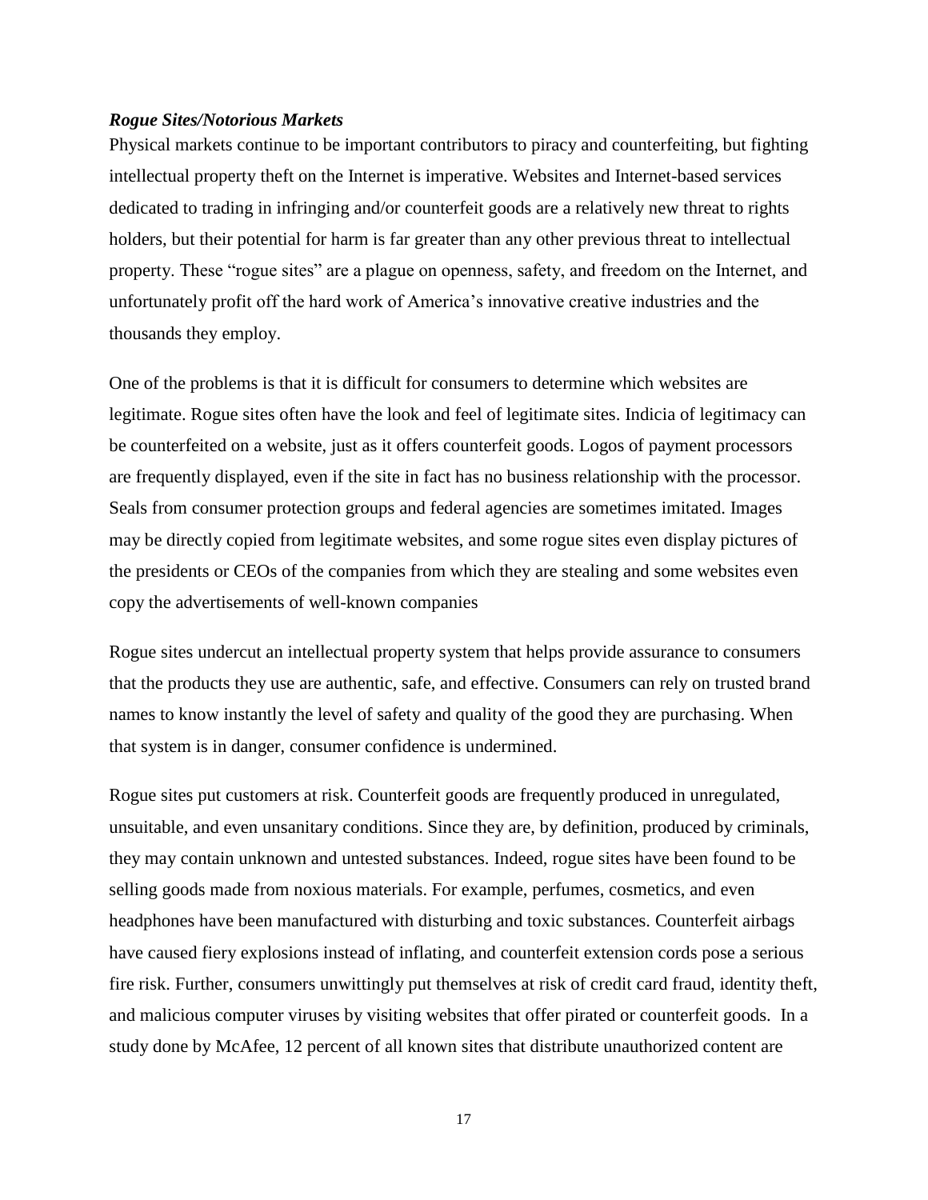### *Rogue Sites/Notorious Markets*

Physical markets continue to be important contributors to piracy and counterfeiting, but fighting intellectual property theft on the Internet is imperative. Websites and Internet-based services dedicated to trading in infringing and/or counterfeit goods are a relatively new threat to rights holders, but their potential for harm is far greater than any other previous threat to intellectual property. These "rogue sites" are a plague on openness, safety, and freedom on the Internet, and unfortunately profit off the hard work of America's innovative creative industries and the thousands they employ.

One of the problems is that it is difficult for consumers to determine which websites are legitimate. Rogue sites often have the look and feel of legitimate sites. Indicia of legitimacy can be counterfeited on a website, just as it offers counterfeit goods. Logos of payment processors are frequently displayed, even if the site in fact has no business relationship with the processor. Seals from consumer protection groups and federal agencies are sometimes imitated. Images may be directly copied from legitimate websites, and some rogue sites even display pictures of the presidents or CEOs of the companies from which they are stealing and some websites even copy the advertisements of well-known companies

Rogue sites undercut an intellectual property system that helps provide assurance to consumers that the products they use are authentic, safe, and effective. Consumers can rely on trusted brand names to know instantly the level of safety and quality of the good they are purchasing. When that system is in danger, consumer confidence is undermined.

Rogue sites put customers at risk. Counterfeit goods are frequently produced in unregulated, unsuitable, and even unsanitary conditions. Since they are, by definition, produced by criminals, they may contain unknown and untested substances. Indeed, rogue sites have been found to be selling goods made from noxious materials. For example, perfumes, cosmetics, and even headphones have been manufactured with disturbing and toxic substances. Counterfeit airbags have caused fiery explosions instead of inflating, and counterfeit extension cords pose a serious fire risk. Further, consumers unwittingly put themselves at risk of credit card fraud, identity theft, and malicious computer viruses by visiting websites that offer pirated or counterfeit goods. In a study done by McAfee, 12 percent of all known sites that distribute unauthorized content are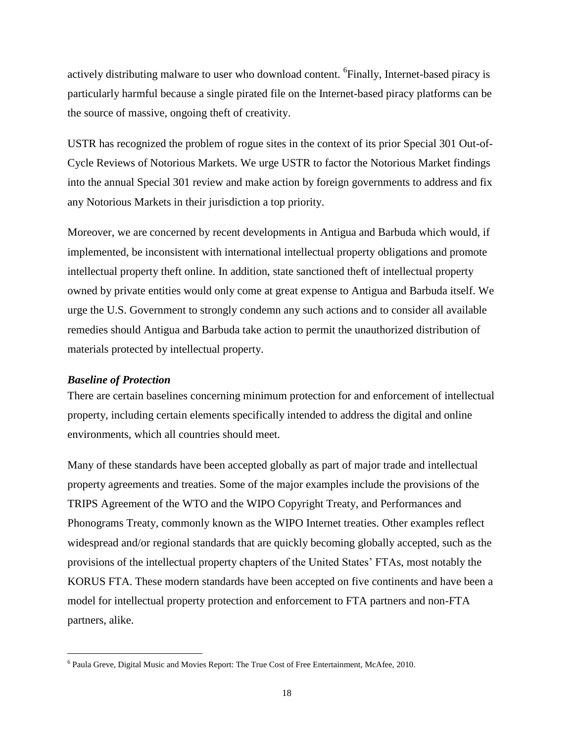actively distributing malware to user who download content. [6]Finally, Internet-based piracy is particularly harmful because a single pirated file on the Internet-based piracy platforms can be the source of massive, ongoing theft of creativity.

USTR has recognized the problem of rogue sites in the context of its prior Special 301 Out-of-Cycle Reviews of Notorious Markets. We urge USTR to factor the Notorious Market findings into the annual Special 301 review and make action by foreign governments to address and fix any Notorious Markets in their jurisdiction a top priority.

Moreover, we are concerned by recent developments in Antigua and Barbuda which would, if implemented, be inconsistent with international intellectual property obligations and promote intellectual property theft online. In addition, state sanctioned theft of intellectual property owned by private entities would only come at great expense to Antigua and Barbuda itself. We urge the U.S. Government to strongly condemn any such actions and to consider all available remedies should Antigua and Barbuda take action to permit the unauthorized distribution of materials protected by intellectual property.

### *Baseline of Protection*

There are certain baselines concerning minimum protection for and enforcement of intellectual property, including certain elements specifically intended to address the digital and online environments, which all countries should meet.

Many of these standards have been accepted globally as part of major trade and intellectual property agreements and treaties. Some of the major examples include the provisions of the TRIPS Agreement of the WTO and the WIPO Copyright Treaty, and Performances and Phonograms Treaty, commonly known as the WIPO Internet treaties. Other examples reflect widespread and/or regional standards that are quickly becoming globally accepted, such as the provisions of the intellectual property chapters of the United States' FTAs, most notably the KORUS FTA. These modern standards have been accepted on five continents and have been a model for intellectual property protection and enforcement to FTA partners and non-FTA partners, alike.

---

[6] Paula Greve, Digital Music and Movies Report: The True Cost of Free Entertainment, McAfee, 2010.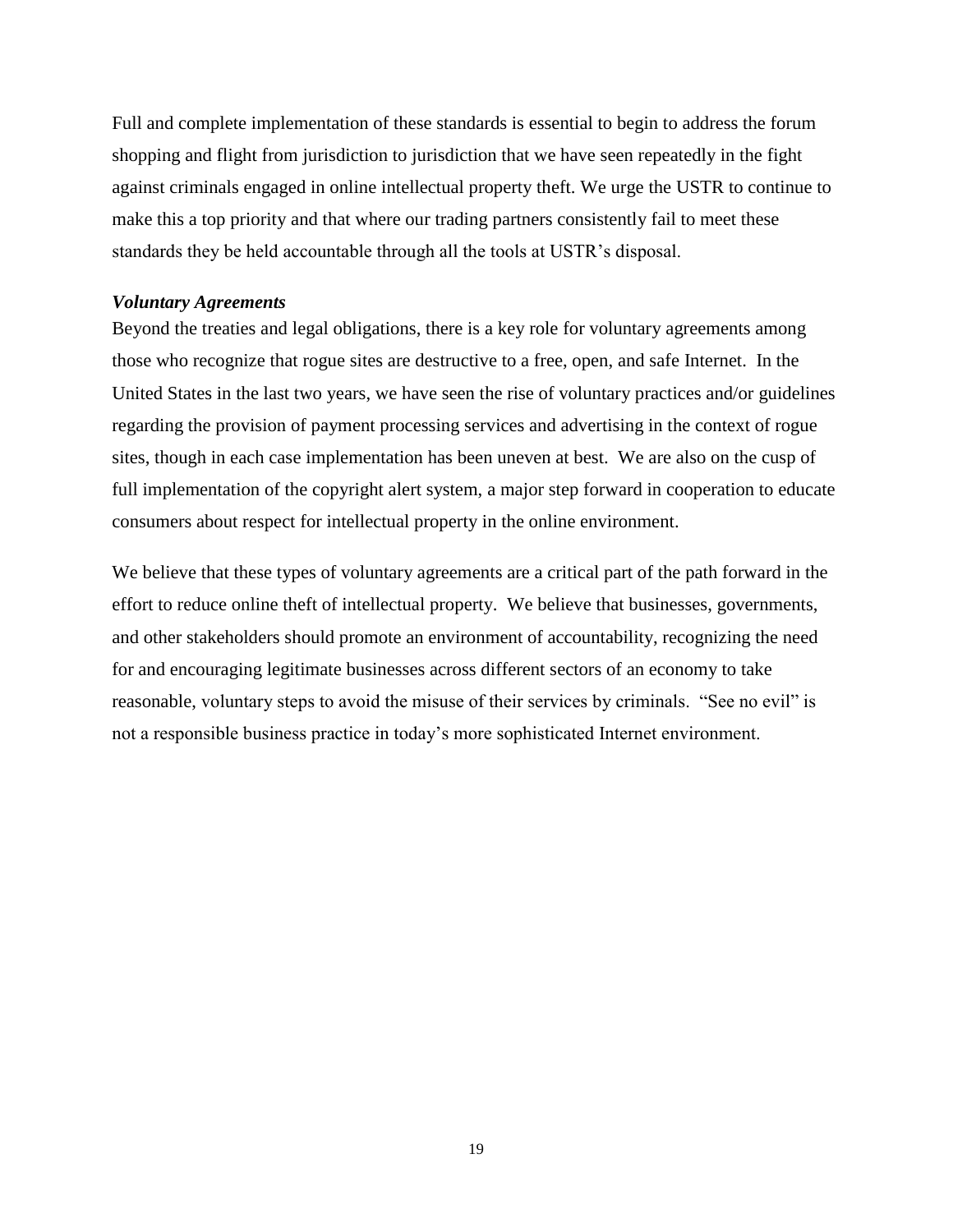Full and complete implementation of these standards is essential to begin to address the forum shopping and flight from jurisdiction to jurisdiction that we have seen repeatedly in the fight against criminals engaged in online intellectual property theft. We urge the USTR to continue to make this a top priority and that where our trading partners consistently fail to meet these standards they be held accountable through all the tools at USTR's disposal.

***Voluntary Agreements***

Beyond the treaties and legal obligations, there is a key role for voluntary agreements among those who recognize that rogue sites are destructive to a free, open, and safe Internet. In the United States in the last two years, we have seen the rise of voluntary practices and/or guidelines regarding the provision of payment processing services and advertising in the context of rogue sites, though in each case implementation has been uneven at best. We are also on the cusp of full implementation of the copyright alert system, a major step forward in cooperation to educate consumers about respect for intellectual property in the online environment.

We believe that these types of voluntary agreements are a critical part of the path forward in the effort to reduce online theft of intellectual property. We believe that businesses, governments, and other stakeholders should promote an environment of accountability, recognizing the need for and encouraging legitimate businesses across different sectors of an economy to take reasonable, voluntary steps to avoid the misuse of their services by criminals. "See no evil" is not a responsible business practice in today's more sophisticated Internet environment.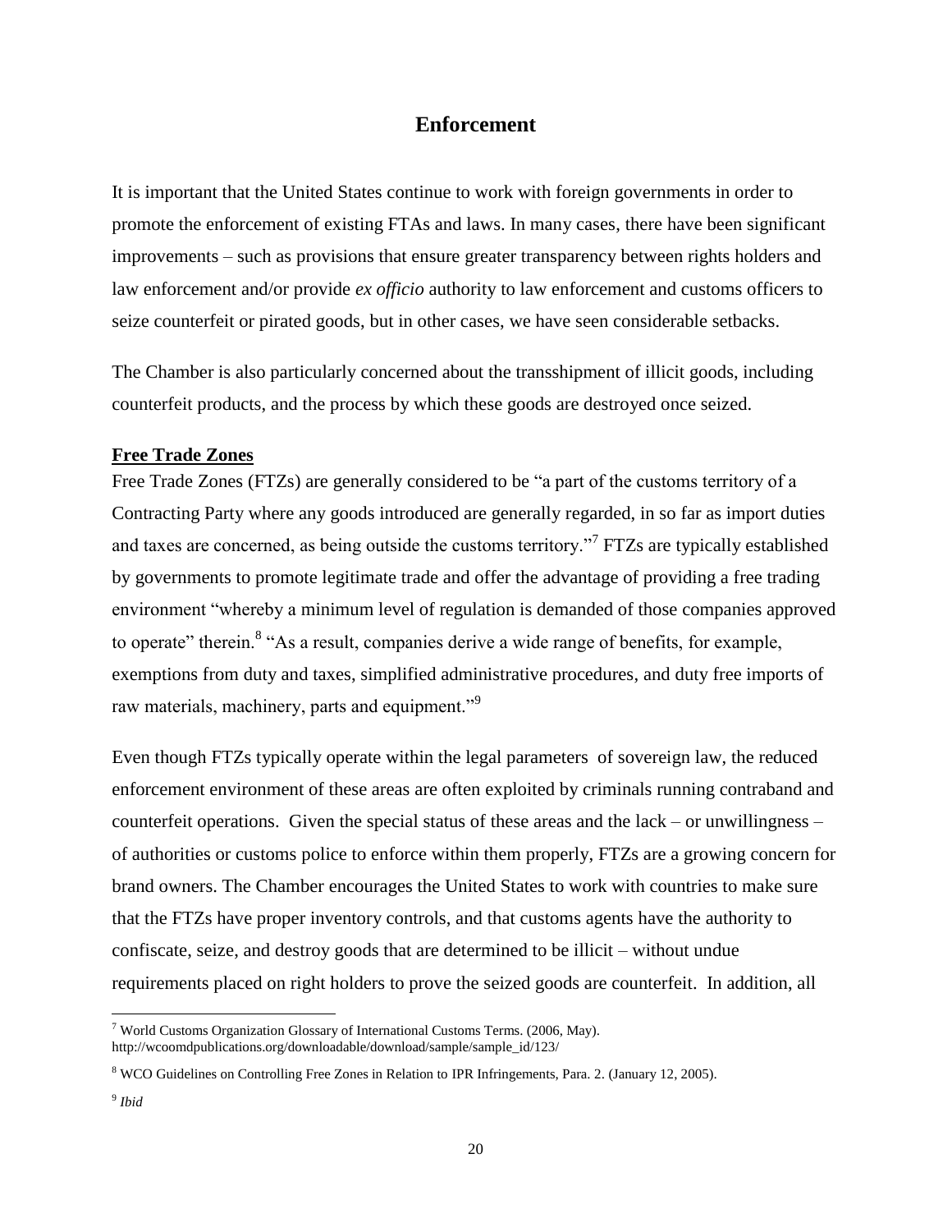## Enforcement

It is important that the United States continue to work with foreign governments in order to promote the enforcement of existing FTAs and laws. In many cases, there have been significant improvements – such as provisions that ensure greater transparency between rights holders and law enforcement and/or provide *ex officio* authority to law enforcement and customs officers to seize counterfeit or pirated goods, but in other cases, we have seen considerable setbacks.

The Chamber is also particularly concerned about the transshipment of illicit goods, including counterfeit products, and the process by which these goods are destroyed once seized.

### Free Trade Zones

Free Trade Zones (FTZs) are generally considered to be "a part of the customs territory of a Contracting Party where any goods introduced are generally regarded, in so far as import duties and taxes are concerned, as being outside the customs territory."[7] FTZs are typically established by governments to promote legitimate trade and offer the advantage of providing a free trading environment "whereby a minimum level of regulation is demanded of those companies approved to operate" therein.[8] "As a result, companies derive a wide range of benefits, for example, exemptions from duty and taxes, simplified administrative procedures, and duty free imports of raw materials, machinery, parts and equipment."[9]

Even though FTZs typically operate within the legal parameters of sovereign law, the reduced enforcement environment of these areas are often exploited by criminals running contraband and counterfeit operations. Given the special status of these areas and the lack – or unwillingness – of authorities or customs police to enforce within them properly, FTZs are a growing concern for brand owners. The Chamber encourages the United States to work with countries to make sure that the FTZs have proper inventory controls, and that customs agents have the authority to confiscate, seize, and destroy goods that are determined to be illicit – without undue requirements placed on right holders to prove the seized goods are counterfeit. In addition, all

---

[7] World Customs Organization Glossary of International Customs Terms. (2006, May). http://wcoomdpublications.org/downloadable/download/sample/sample_id/123/

[8] WCO Guidelines on Controlling Free Zones in Relation to IPR Infringements, Para. 2. (January 12, 2005).

[9] *Ibid*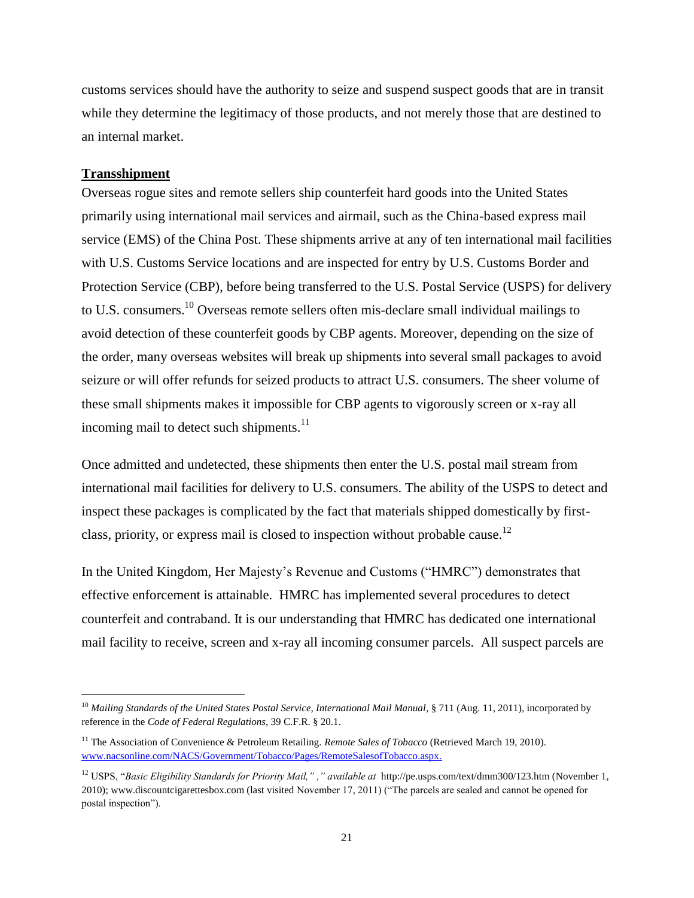customs services should have the authority to seize and suspend suspect goods that are in transit while they determine the legitimacy of those products, and not merely those that are destined to an internal market.

**Transshipment**

Overseas rogue sites and remote sellers ship counterfeit hard goods into the United States primarily using international mail services and airmail, such as the China-based express mail service (EMS) of the China Post. These shipments arrive at any of ten international mail facilities with U.S. Customs Service locations and are inspected for entry by U.S. Customs Border and Protection Service (CBP), before being transferred to the U.S. Postal Service (USPS) for delivery to U.S. consumers.[10] Overseas remote sellers often mis-declare small individual mailings to avoid detection of these counterfeit goods by CBP agents. Moreover, depending on the size of the order, many overseas websites will break up shipments into several small packages to avoid seizure or will offer refunds for seized products to attract U.S. consumers. The sheer volume of these small shipments makes it impossible for CBP agents to vigorously screen or x-ray all incoming mail to detect such shipments.[11]

Once admitted and undetected, these shipments then enter the U.S. postal mail stream from international mail facilities for delivery to U.S. consumers. The ability of the USPS to detect and inspect these packages is complicated by the fact that materials shipped domestically by first-class, priority, or express mail is closed to inspection without probable cause.[12]

In the United Kingdom, Her Majesty's Revenue and Customs ("HMRC") demonstrates that effective enforcement is attainable. HMRC has implemented several procedures to detect counterfeit and contraband. It is our understanding that HMRC has dedicated one international mail facility to receive, screen and x-ray all incoming consumer parcels. All suspect parcels are

---

[10] *Mailing Standards of the United States Postal Service, International Mail Manual*, § 711 (Aug. 11, 2011), incorporated by reference in the *Code of Federal Regulations*, 39 C.F.R. § 20.1.

[11] The Association of Convenience & Petroleum Retailing. *Remote Sales of Tobacco* (Retrieved March 19, 2010). www.nacsonline.com/NACS/Government/Tobacco/Pages/RemoteSalesofTobacco.aspx.

[12] USPS, "*Basic Eligibility Standards for Priority Mail," ," available at* http://pe.usps.com/text/dmm300/123.htm (November 1, 2010); www.discountcigarettesbox.com (last visited November 17, 2011) ("The parcels are sealed and cannot be opened for postal inspection").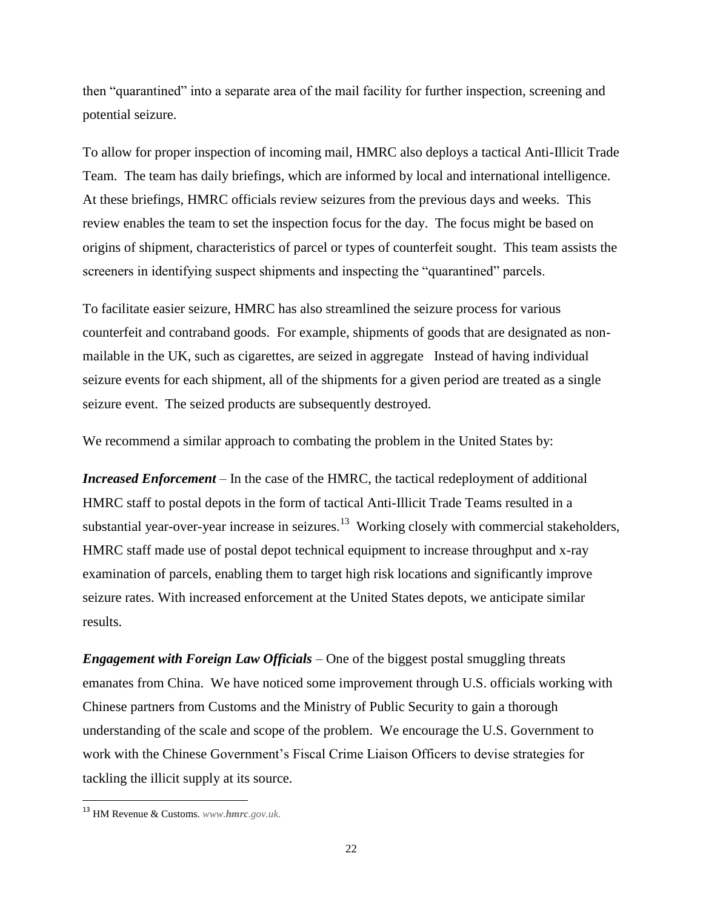then "quarantined" into a separate area of the mail facility for further inspection, screening and potential seizure.

To allow for proper inspection of incoming mail, HMRC also deploys a tactical Anti-Illicit Trade Team. The team has daily briefings, which are informed by local and international intelligence. At these briefings, HMRC officials review seizures from the previous days and weeks. This review enables the team to set the inspection focus for the day. The focus might be based on origins of shipment, characteristics of parcel or types of counterfeit sought. This team assists the screeners in identifying suspect shipments and inspecting the "quarantined" parcels.

To facilitate easier seizure, HMRC has also streamlined the seizure process for various counterfeit and contraband goods. For example, shipments of goods that are designated as non-mailable in the UK, such as cigarettes, are seized in aggregate Instead of having individual seizure events for each shipment, all of the shipments for a given period are treated as a single seizure event. The seized products are subsequently destroyed.

We recommend a similar approach to combating the problem in the United States by:

***Increased Enforcement*** – In the case of the HMRC, the tactical redeployment of additional HMRC staff to postal depots in the form of tactical Anti-Illicit Trade Teams resulted in a substantial year-over-year increase in seizures.[13] Working closely with commercial stakeholders, HMRC staff made use of postal depot technical equipment to increase throughput and x-ray examination of parcels, enabling them to target high risk locations and significantly improve seizure rates. With increased enforcement at the United States depots, we anticipate similar results.

***Engagement with Foreign Law Officials*** – One of the biggest postal smuggling threats emanates from China. We have noticed some improvement through U.S. officials working with Chinese partners from Customs and the Ministry of Public Security to gain a thorough understanding of the scale and scope of the problem. We encourage the U.S. Government to work with the Chinese Government's Fiscal Crime Liaison Officers to devise strategies for tackling the illicit supply at its source.

---

[13] HM Revenue & Customs. *www.**hmrc**.gov.uk.*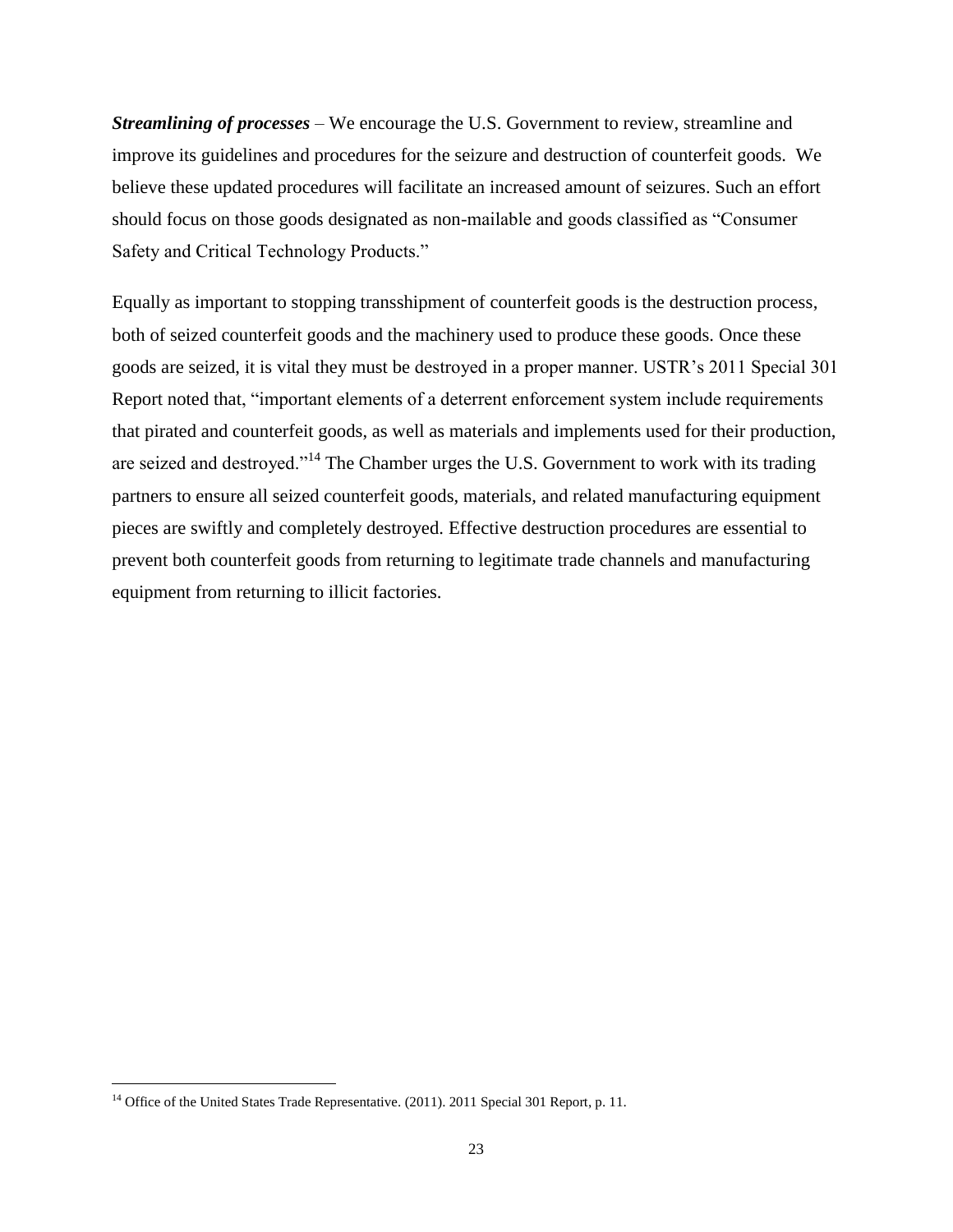***Streamlining of processes*** – We encourage the U.S. Government to review, streamline and improve its guidelines and procedures for the seizure and destruction of counterfeit goods. We believe these updated procedures will facilitate an increased amount of seizures. Such an effort should focus on those goods designated as non-mailable and goods classified as "Consumer Safety and Critical Technology Products."

Equally as important to stopping transshipment of counterfeit goods is the destruction process, both of seized counterfeit goods and the machinery used to produce these goods. Once these goods are seized, it is vital they must be destroyed in a proper manner. USTR's 2011 Special 301 Report noted that, "important elements of a deterrent enforcement system include requirements that pirated and counterfeit goods, as well as materials and implements used for their production, are seized and destroyed."[14] The Chamber urges the U.S. Government to work with its trading partners to ensure all seized counterfeit goods, materials, and related manufacturing equipment pieces are swiftly and completely destroyed. Effective destruction procedures are essential to prevent both counterfeit goods from returning to legitimate trade channels and manufacturing equipment from returning to illicit factories.

---

[14] Office of the United States Trade Representative. (2011). 2011 Special 301 Report, p. 11.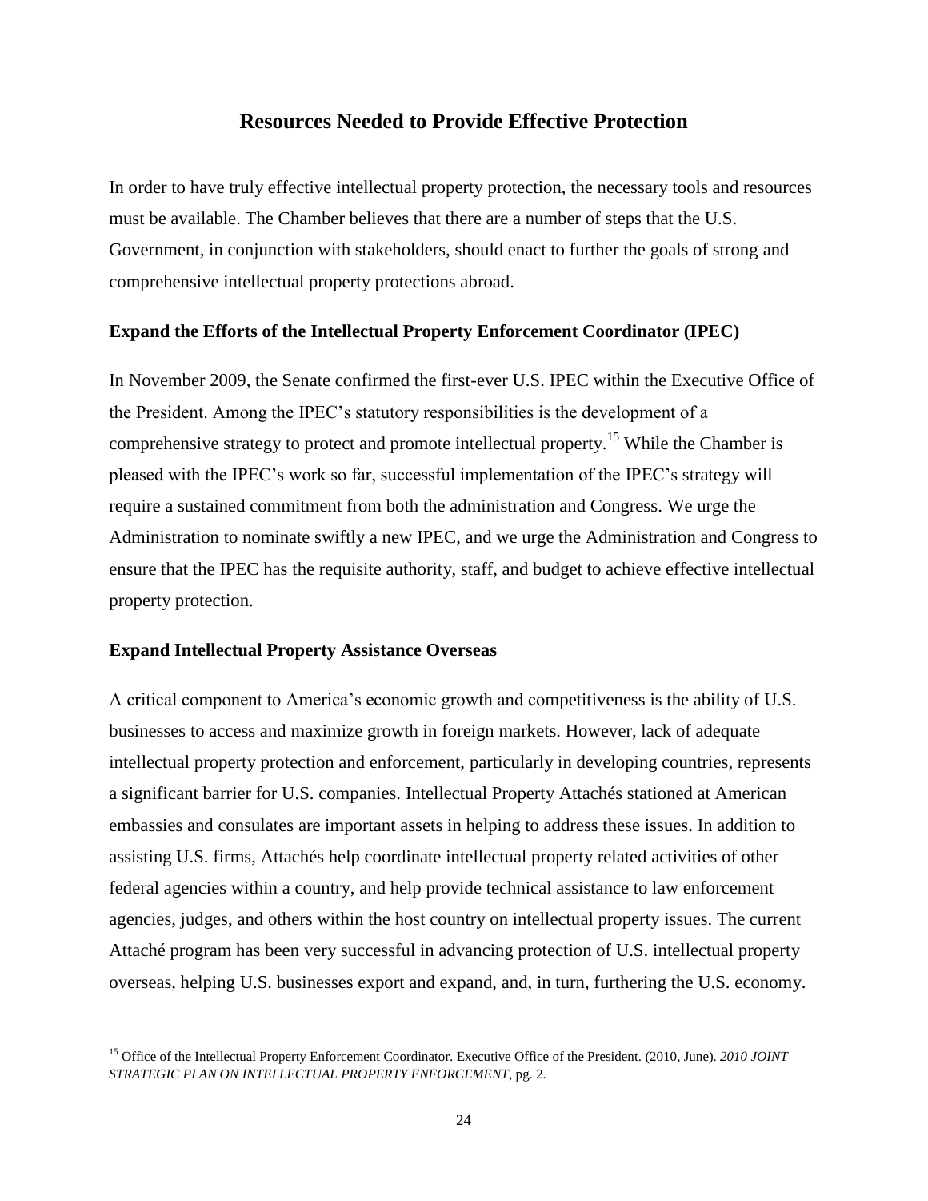## Resources Needed to Provide Effective Protection

In order to have truly effective intellectual property protection, the necessary tools and resources must be available. The Chamber believes that there are a number of steps that the U.S. Government, in conjunction with stakeholders, should enact to further the goals of strong and comprehensive intellectual property protections abroad.

### Expand the Efforts of the Intellectual Property Enforcement Coordinator (IPEC)

In November 2009, the Senate confirmed the first-ever U.S. IPEC within the Executive Office of the President. Among the IPEC's statutory responsibilities is the development of a comprehensive strategy to protect and promote intellectual property.[15] While the Chamber is pleased with the IPEC's work so far, successful implementation of the IPEC's strategy will require a sustained commitment from both the administration and Congress. We urge the Administration to nominate swiftly a new IPEC, and we urge the Administration and Congress to ensure that the IPEC has the requisite authority, staff, and budget to achieve effective intellectual property protection.

### Expand Intellectual Property Assistance Overseas

A critical component to America's economic growth and competitiveness is the ability of U.S. businesses to access and maximize growth in foreign markets. However, lack of adequate intellectual property protection and enforcement, particularly in developing countries, represents a significant barrier for U.S. companies. Intellectual Property Attachés stationed at American embassies and consulates are important assets in helping to address these issues. In addition to assisting U.S. firms, Attachés help coordinate intellectual property related activities of other federal agencies within a country, and help provide technical assistance to law enforcement agencies, judges, and others within the host country on intellectual property issues. The current Attaché program has been very successful in advancing protection of U.S. intellectual property overseas, helping U.S. businesses export and expand, and, in turn, furthering the U.S. economy.

[15] Office of the Intellectual Property Enforcement Coordinator. Executive Office of the President. (2010, June). *2010 JOINT STRATEGIC PLAN ON INTELLECTUAL PROPERTY ENFORCEMENT*, pg. 2.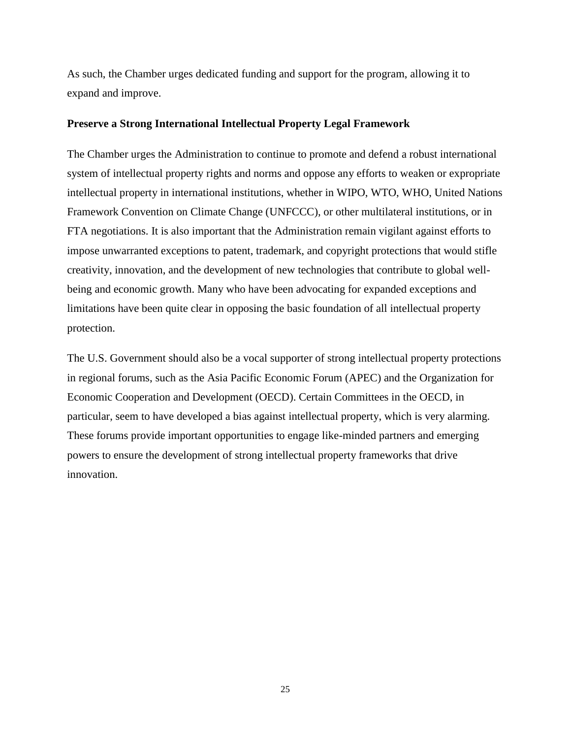As such, the Chamber urges dedicated funding and support for the program, allowing it to expand and improve.

**Preserve a Strong International Intellectual Property Legal Framework**

The Chamber urges the Administration to continue to promote and defend a robust international system of intellectual property rights and norms and oppose any efforts to weaken or expropriate intellectual property in international institutions, whether in WIPO, WTO, WHO, United Nations Framework Convention on Climate Change (UNFCCC), or other multilateral institutions, or in FTA negotiations. It is also important that the Administration remain vigilant against efforts to impose unwarranted exceptions to patent, trademark, and copyright protections that would stifle creativity, innovation, and the development of new technologies that contribute to global well-being and economic growth. Many who have been advocating for expanded exceptions and limitations have been quite clear in opposing the basic foundation of all intellectual property protection.

The U.S. Government should also be a vocal supporter of strong intellectual property protections in regional forums, such as the Asia Pacific Economic Forum (APEC) and the Organization for Economic Cooperation and Development (OECD). Certain Committees in the OECD, in particular, seem to have developed a bias against intellectual property, which is very alarming. These forums provide important opportunities to engage like-minded partners and emerging powers to ensure the development of strong intellectual property frameworks that drive innovation.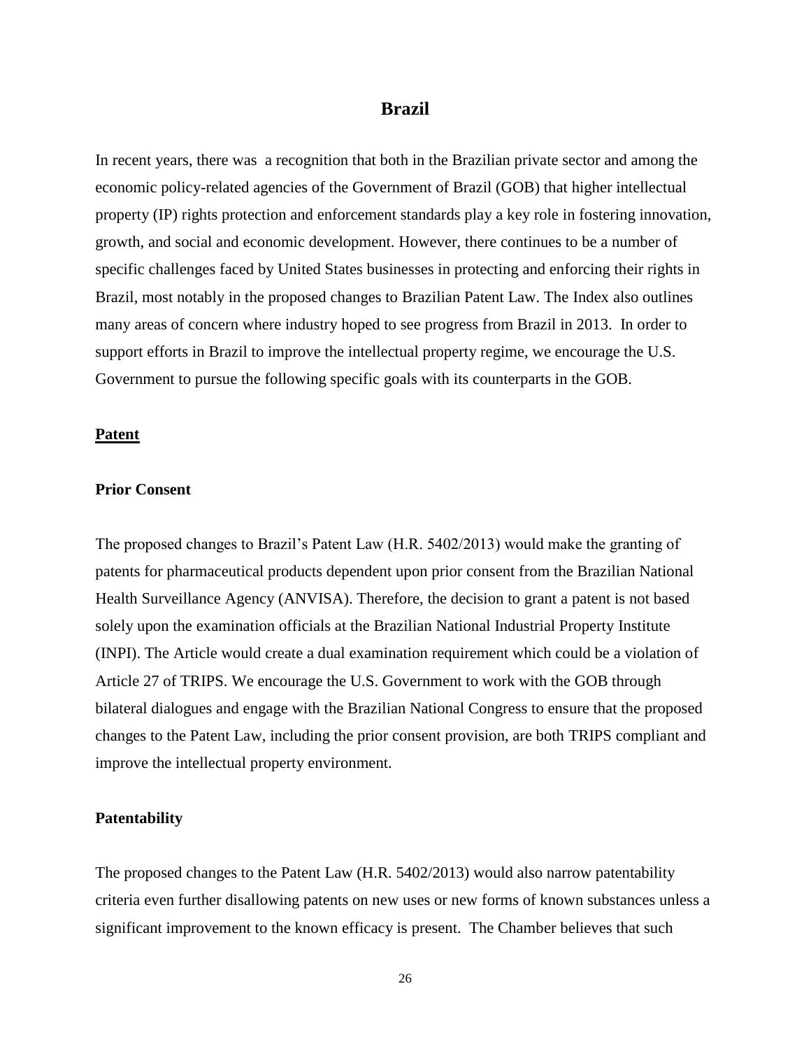# Brazil

In recent years, there was a recognition that both in the Brazilian private sector and among the economic policy-related agencies of the Government of Brazil (GOB) that higher intellectual property (IP) rights protection and enforcement standards play a key role in fostering innovation, growth, and social and economic development. However, there continues to be a number of specific challenges faced by United States businesses in protecting and enforcing their rights in Brazil, most notably in the proposed changes to Brazilian Patent Law. The Index also outlines many areas of concern where industry hoped to see progress from Brazil in 2013. In order to support efforts in Brazil to improve the intellectual property regime, we encourage the U.S. Government to pursue the following specific goals with its counterparts in the GOB.

## Patent

### Prior Consent

The proposed changes to Brazil's Patent Law (H.R. 5402/2013) would make the granting of patents for pharmaceutical products dependent upon prior consent from the Brazilian National Health Surveillance Agency (ANVISA). Therefore, the decision to grant a patent is not based solely upon the examination officials at the Brazilian National Industrial Property Institute (INPI). The Article would create a dual examination requirement which could be a violation of Article 27 of TRIPS. We encourage the U.S. Government to work with the GOB through bilateral dialogues and engage with the Brazilian National Congress to ensure that the proposed changes to the Patent Law, including the prior consent provision, are both TRIPS compliant and improve the intellectual property environment.

### Patentability

The proposed changes to the Patent Law (H.R. 5402/2013) would also narrow patentability criteria even further disallowing patents on new uses or new forms of known substances unless a significant improvement to the known efficacy is present. The Chamber believes that such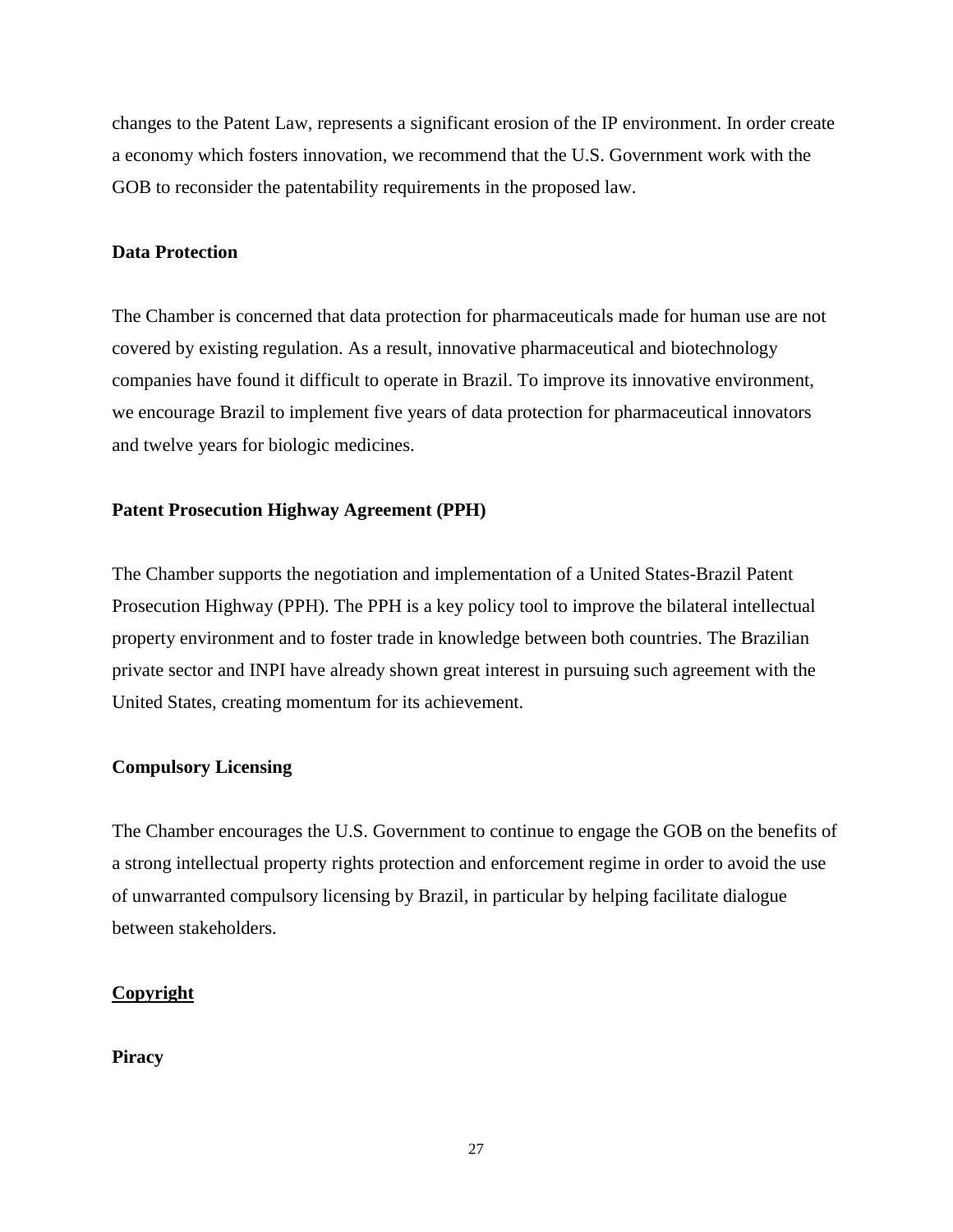changes to the Patent Law, represents a significant erosion of the IP environment. In order create a economy which fosters innovation, we recommend that the U.S. Government work with the GOB to reconsider the patentability requirements in the proposed law.

**Data Protection**

The Chamber is concerned that data protection for pharmaceuticals made for human use are not covered by existing regulation. As a result, innovative pharmaceutical and biotechnology companies have found it difficult to operate in Brazil. To improve its innovative environment, we encourage Brazil to implement five years of data protection for pharmaceutical innovators and twelve years for biologic medicines.

**Patent Prosecution Highway Agreement (PPH)**

The Chamber supports the negotiation and implementation of a United States-Brazil Patent Prosecution Highway (PPH). The PPH is a key policy tool to improve the bilateral intellectual property environment and to foster trade in knowledge between both countries. The Brazilian private sector and INPI have already shown great interest in pursuing such agreement with the United States, creating momentum for its achievement.

**Compulsory Licensing**

The Chamber encourages the U.S. Government to continue to engage the GOB on the benefits of a strong intellectual property rights protection and enforcement regime in order to avoid the use of unwarranted compulsory licensing by Brazil, in particular by helping facilitate dialogue between stakeholders.

**Copyright**

**Piracy**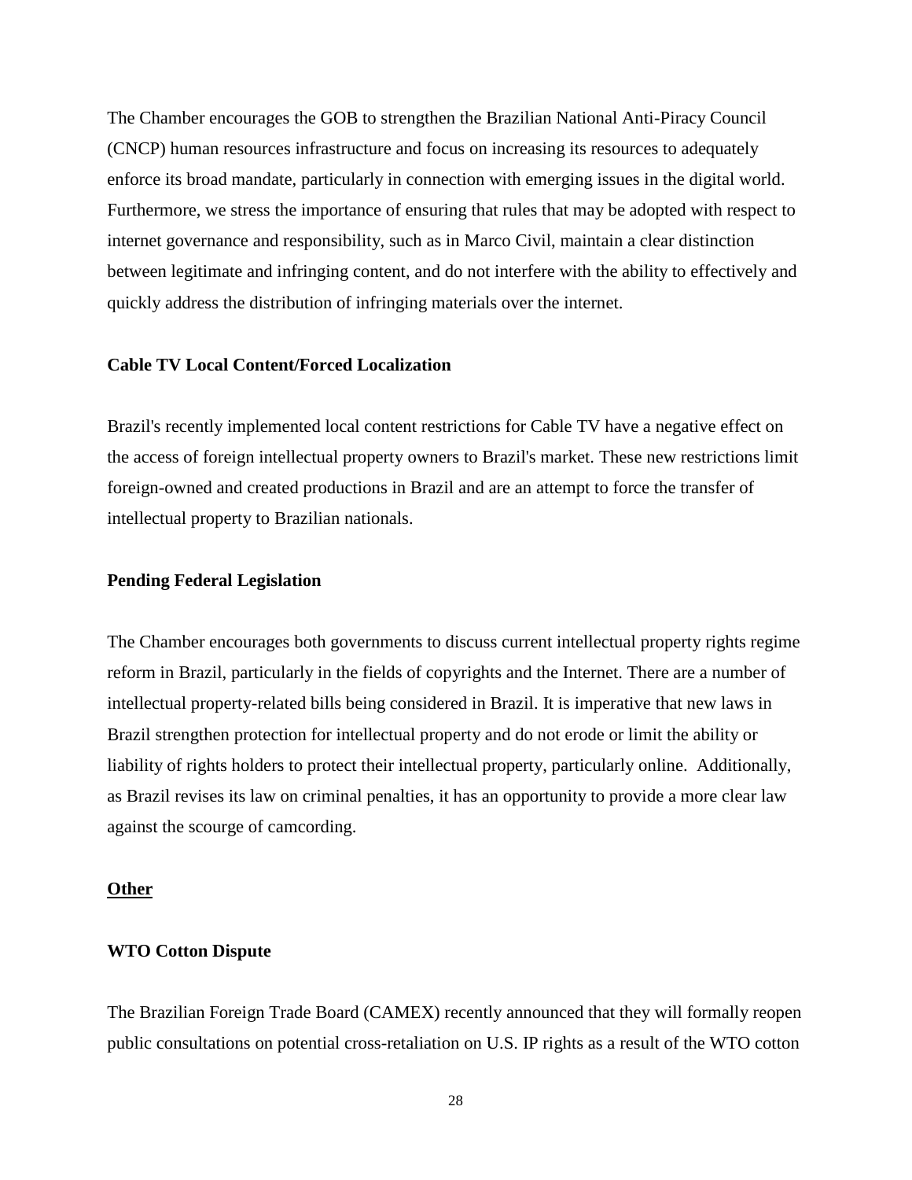The Chamber encourages the GOB to strengthen the Brazilian National Anti-Piracy Council (CNCP) human resources infrastructure and focus on increasing its resources to adequately enforce its broad mandate, particularly in connection with emerging issues in the digital world. Furthermore, we stress the importance of ensuring that rules that may be adopted with respect to internet governance and responsibility, such as in Marco Civil, maintain a clear distinction between legitimate and infringing content, and do not interfere with the ability to effectively and quickly address the distribution of infringing materials over the internet.

**Cable TV Local Content/Forced Localization**

Brazil's recently implemented local content restrictions for Cable TV have a negative effect on the access of foreign intellectual property owners to Brazil's market. These new restrictions limit foreign-owned and created productions in Brazil and are an attempt to force the transfer of intellectual property to Brazilian nationals.

**Pending Federal Legislation**

The Chamber encourages both governments to discuss current intellectual property rights regime reform in Brazil, particularly in the fields of copyrights and the Internet. There are a number of intellectual property-related bills being considered in Brazil. It is imperative that new laws in Brazil strengthen protection for intellectual property and do not erode or limit the ability or liability of rights holders to protect their intellectual property, particularly online. Additionally, as Brazil revises its law on criminal penalties, it has an opportunity to provide a more clear law against the scourge of camcording.

**<u>Other</u>**

**WTO Cotton Dispute**

The Brazilian Foreign Trade Board (CAMEX) recently announced that they will formally reopen public consultations on potential cross-retaliation on U.S. IP rights as a result of the WTO cotton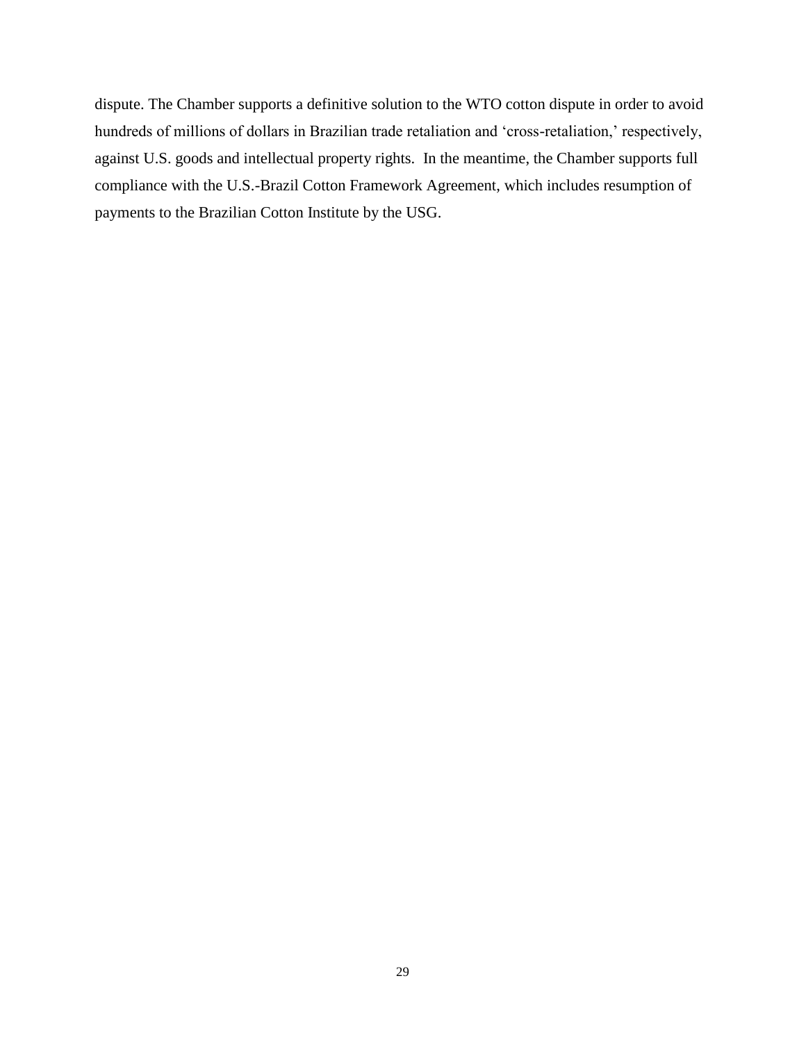dispute. The Chamber supports a definitive solution to the WTO cotton dispute in order to avoid hundreds of millions of dollars in Brazilian trade retaliation and 'cross-retaliation,' respectively, against U.S. goods and intellectual property rights. In the meantime, the Chamber supports full compliance with the U.S.-Brazil Cotton Framework Agreement, which includes resumption of payments to the Brazilian Cotton Institute by the USG.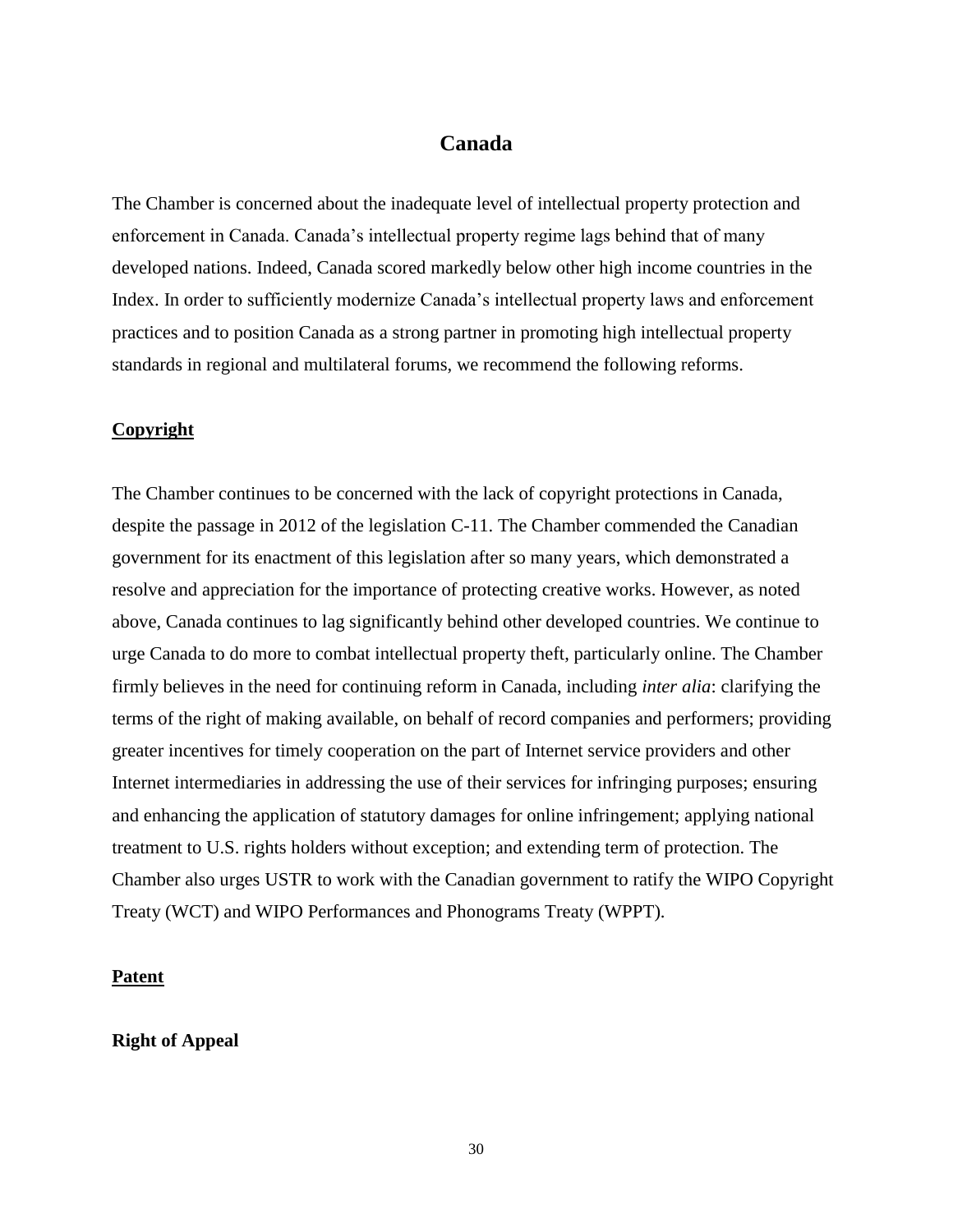# Canada

The Chamber is concerned about the inadequate level of intellectual property protection and enforcement in Canada. Canada's intellectual property regime lags behind that of many developed nations. Indeed, Canada scored markedly below other high income countries in the Index. In order to sufficiently modernize Canada's intellectual property laws and enforcement practices and to position Canada as a strong partner in promoting high intellectual property standards in regional and multilateral forums, we recommend the following reforms.

## Copyright

The Chamber continues to be concerned with the lack of copyright protections in Canada, despite the passage in 2012 of the legislation C-11. The Chamber commended the Canadian government for its enactment of this legislation after so many years, which demonstrated a resolve and appreciation for the importance of protecting creative works. However, as noted above, Canada continues to lag significantly behind other developed countries. We continue to urge Canada to do more to combat intellectual property theft, particularly online. The Chamber firmly believes in the need for continuing reform in Canada, including *inter alia*: clarifying the terms of the right of making available, on behalf of record companies and performers; providing greater incentives for timely cooperation on the part of Internet service providers and other Internet intermediaries in addressing the use of their services for infringing purposes; ensuring and enhancing the application of statutory damages for online infringement; applying national treatment to U.S. rights holders without exception; and extending term of protection. The Chamber also urges USTR to work with the Canadian government to ratify the WIPO Copyright Treaty (WCT) and WIPO Performances and Phonograms Treaty (WPPT).

## Patent

### Right of Appeal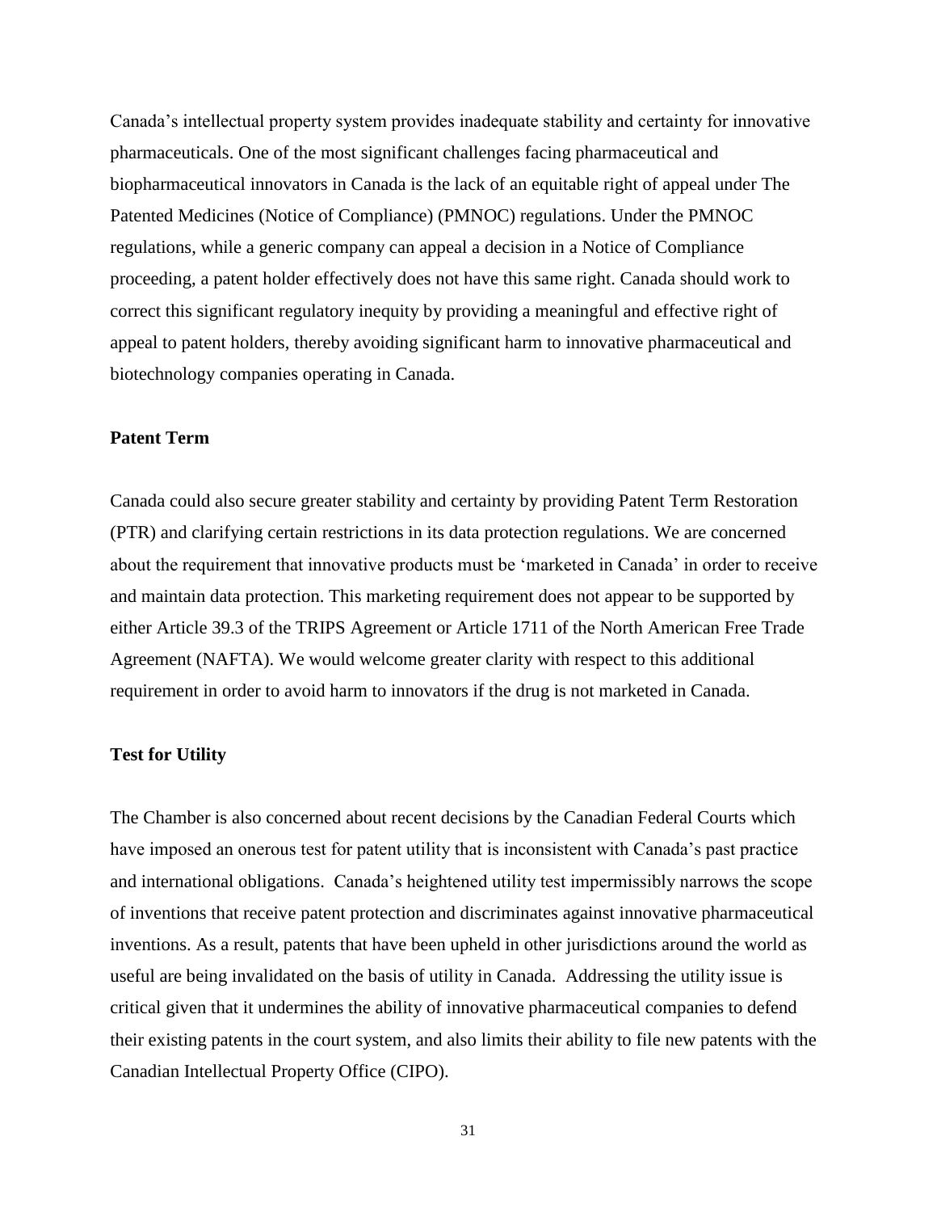Canada's intellectual property system provides inadequate stability and certainty for innovative pharmaceuticals. One of the most significant challenges facing pharmaceutical and biopharmaceutical innovators in Canada is the lack of an equitable right of appeal under The Patented Medicines (Notice of Compliance) (PMNOC) regulations. Under the PMNOC regulations, while a generic company can appeal a decision in a Notice of Compliance proceeding, a patent holder effectively does not have this same right. Canada should work to correct this significant regulatory inequity by providing a meaningful and effective right of appeal to patent holders, thereby avoiding significant harm to innovative pharmaceutical and biotechnology companies operating in Canada.

**Patent Term**

Canada could also secure greater stability and certainty by providing Patent Term Restoration (PTR) and clarifying certain restrictions in its data protection regulations. We are concerned about the requirement that innovative products must be 'marketed in Canada' in order to receive and maintain data protection. This marketing requirement does not appear to be supported by either Article 39.3 of the TRIPS Agreement or Article 1711 of the North American Free Trade Agreement (NAFTA). We would welcome greater clarity with respect to this additional requirement in order to avoid harm to innovators if the drug is not marketed in Canada.

**Test for Utility**

The Chamber is also concerned about recent decisions by the Canadian Federal Courts which have imposed an onerous test for patent utility that is inconsistent with Canada's past practice and international obligations. Canada's heightened utility test impermissibly narrows the scope of inventions that receive patent protection and discriminates against innovative pharmaceutical inventions. As a result, patents that have been upheld in other jurisdictions around the world as useful are being invalidated on the basis of utility in Canada. Addressing the utility issue is critical given that it undermines the ability of innovative pharmaceutical companies to defend their existing patents in the court system, and also limits their ability to file new patents with the Canadian Intellectual Property Office (CIPO).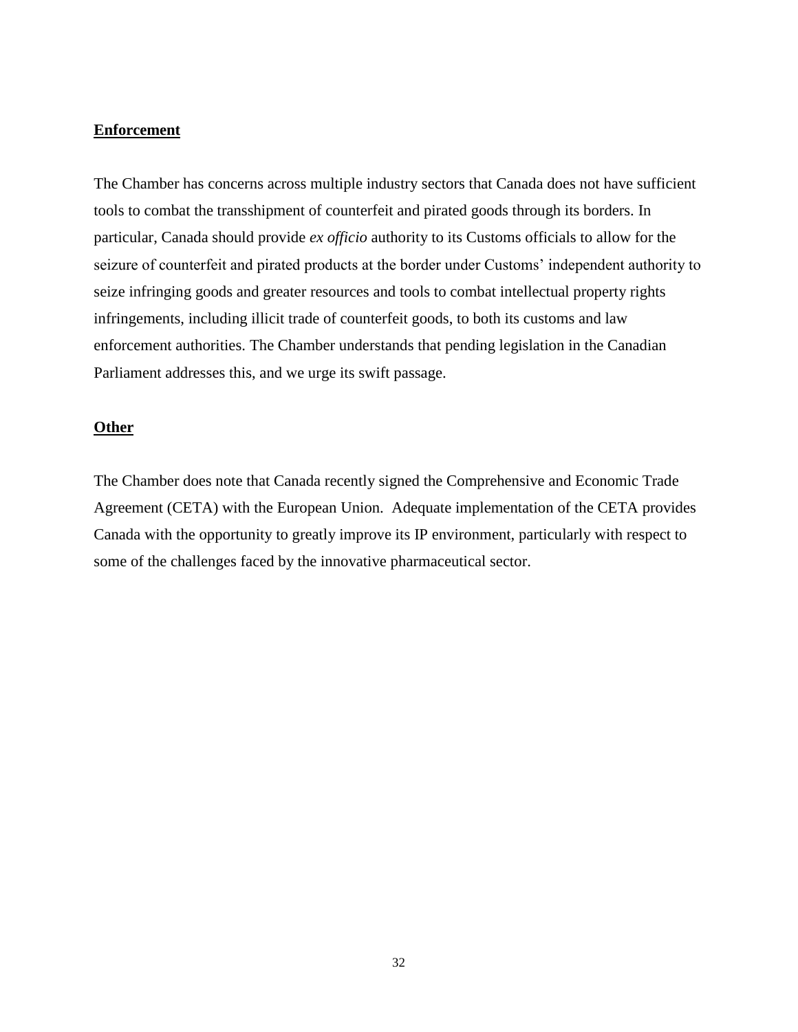**Enforcement**

The Chamber has concerns across multiple industry sectors that Canada does not have sufficient tools to combat the transshipment of counterfeit and pirated goods through its borders. In particular, Canada should provide *ex officio* authority to its Customs officials to allow for the seizure of counterfeit and pirated products at the border under Customs' independent authority to seize infringing goods and greater resources and tools to combat intellectual property rights infringements, including illicit trade of counterfeit goods, to both its customs and law enforcement authorities. The Chamber understands that pending legislation in the Canadian Parliament addresses this, and we urge its swift passage.

**Other**

The Chamber does note that Canada recently signed the Comprehensive and Economic Trade Agreement (CETA) with the European Union. Adequate implementation of the CETA provides Canada with the opportunity to greatly improve its IP environment, particularly with respect to some of the challenges faced by the innovative pharmaceutical sector.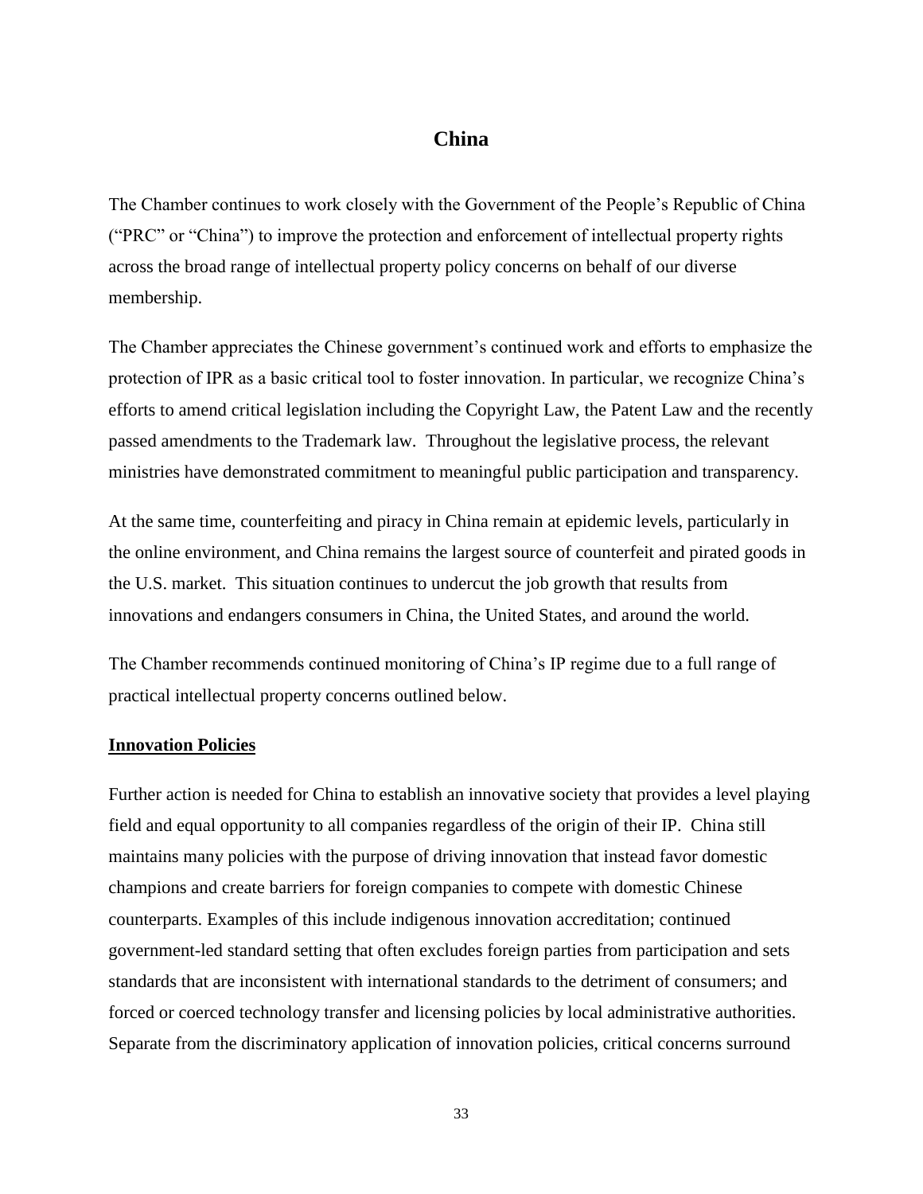# China

The Chamber continues to work closely with the Government of the People's Republic of China ("PRC" or "China") to improve the protection and enforcement of intellectual property rights across the broad range of intellectual property policy concerns on behalf of our diverse membership.

The Chamber appreciates the Chinese government's continued work and efforts to emphasize the protection of IPR as a basic critical tool to foster innovation. In particular, we recognize China's efforts to amend critical legislation including the Copyright Law, the Patent Law and the recently passed amendments to the Trademark law. Throughout the legislative process, the relevant ministries have demonstrated commitment to meaningful public participation and transparency.

At the same time, counterfeiting and piracy in China remain at epidemic levels, particularly in the online environment, and China remains the largest source of counterfeit and pirated goods in the U.S. market. This situation continues to undercut the job growth that results from innovations and endangers consumers in China, the United States, and around the world.

The Chamber recommends continued monitoring of China's IP regime due to a full range of practical intellectual property concerns outlined below.

## Innovation Policies

Further action is needed for China to establish an innovative society that provides a level playing field and equal opportunity to all companies regardless of the origin of their IP. China still maintains many policies with the purpose of driving innovation that instead favor domestic champions and create barriers for foreign companies to compete with domestic Chinese counterparts. Examples of this include indigenous innovation accreditation; continued government-led standard setting that often excludes foreign parties from participation and sets standards that are inconsistent with international standards to the detriment of consumers; and forced or coerced technology transfer and licensing policies by local administrative authorities. Separate from the discriminatory application of innovation policies, critical concerns surround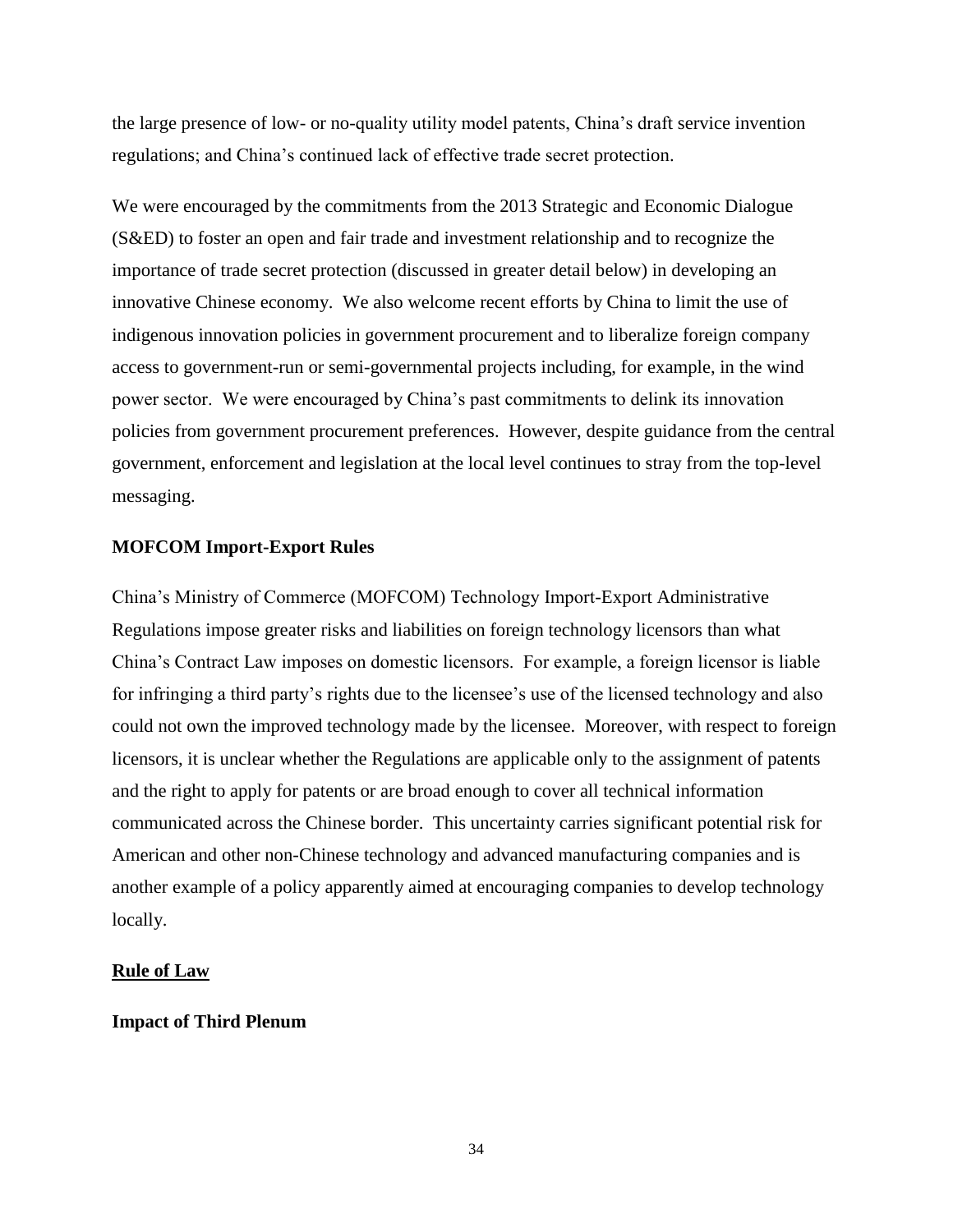the large presence of low- or no-quality utility model patents, China's draft service invention regulations; and China's continued lack of effective trade secret protection.

We were encouraged by the commitments from the 2013 Strategic and Economic Dialogue (S&ED) to foster an open and fair trade and investment relationship and to recognize the importance of trade secret protection (discussed in greater detail below) in developing an innovative Chinese economy. We also welcome recent efforts by China to limit the use of indigenous innovation policies in government procurement and to liberalize foreign company access to government-run or semi-governmental projects including, for example, in the wind power sector. We were encouraged by China's past commitments to delink its innovation policies from government procurement preferences. However, despite guidance from the central government, enforcement and legislation at the local level continues to stray from the top-level messaging.

**MOFCOM Import-Export Rules**

China's Ministry of Commerce (MOFCOM) Technology Import-Export Administrative Regulations impose greater risks and liabilities on foreign technology licensors than what China's Contract Law imposes on domestic licensors. For example, a foreign licensor is liable for infringing a third party's rights due to the licensee's use of the licensed technology and also could not own the improved technology made by the licensee. Moreover, with respect to foreign licensors, it is unclear whether the Regulations are applicable only to the assignment of patents and the right to apply for patents or are broad enough to cover all technical information communicated across the Chinese border. This uncertainty carries significant potential risk for American and other non-Chinese technology and advanced manufacturing companies and is another example of a policy apparently aimed at encouraging companies to develop technology locally.

## Rule of Law

**Impact of Third Plenum**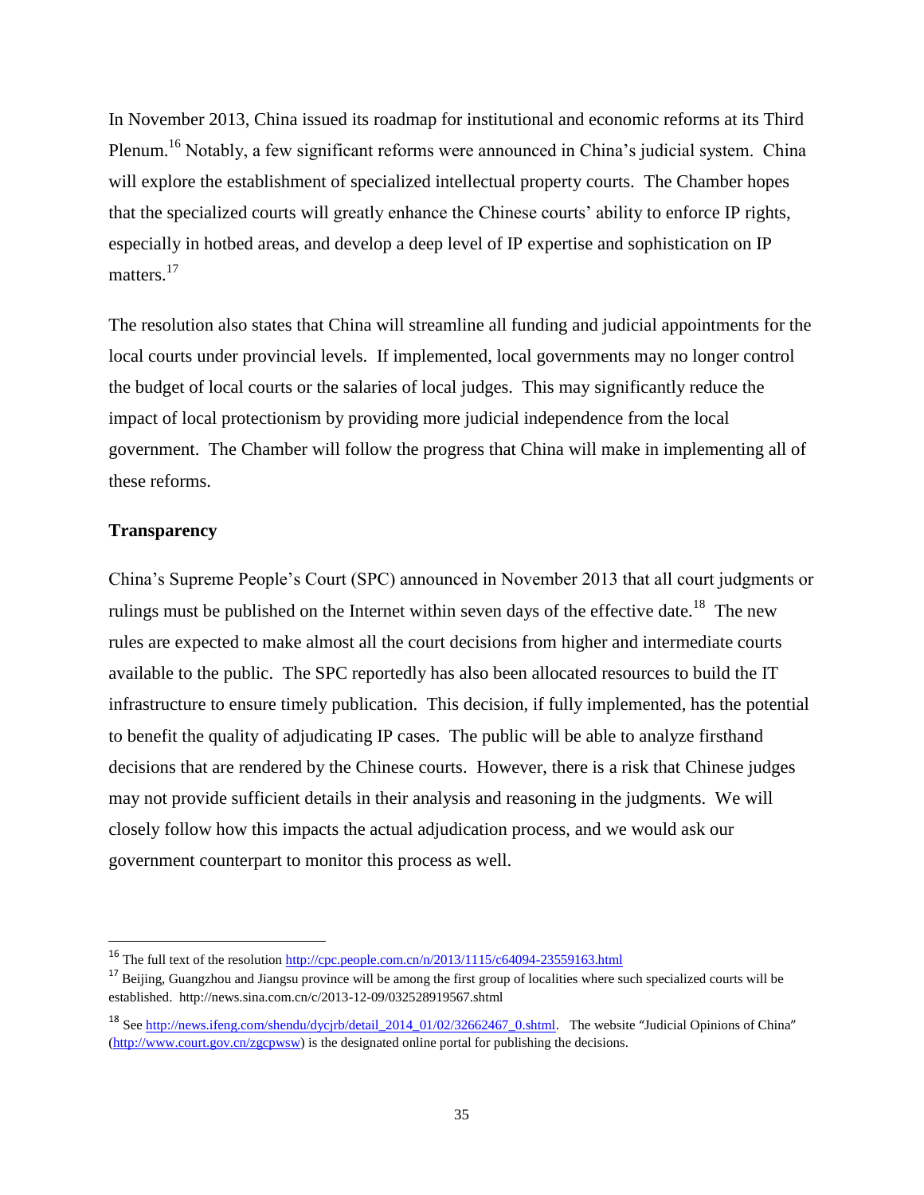In November 2013, China issued its roadmap for institutional and economic reforms at its Third Plenum.[16] Notably, a few significant reforms were announced in China's judicial system. China will explore the establishment of specialized intellectual property courts. The Chamber hopes that the specialized courts will greatly enhance the Chinese courts' ability to enforce IP rights, especially in hotbed areas, and develop a deep level of IP expertise and sophistication on IP matters.[17]

The resolution also states that China will streamline all funding and judicial appointments for the local courts under provincial levels. If implemented, local governments may no longer control the budget of local courts or the salaries of local judges. This may significantly reduce the impact of local protectionism by providing more judicial independence from the local government. The Chamber will follow the progress that China will make in implementing all of these reforms.

**Transparency**

China's Supreme People's Court (SPC) announced in November 2013 that all court judgments or rulings must be published on the Internet within seven days of the effective date.[18] The new rules are expected to make almost all the court decisions from higher and intermediate courts available to the public. The SPC reportedly has also been allocated resources to build the IT infrastructure to ensure timely publication. This decision, if fully implemented, has the potential to benefit the quality of adjudicating IP cases. The public will be able to analyze firsthand decisions that are rendered by the Chinese courts. However, there is a risk that Chinese judges may not provide sufficient details in their analysis and reasoning in the judgments. We will closely follow how this impacts the actual adjudication process, and we would ask our government counterpart to monitor this process as well.

---

[16] The full text of the resolution http://cpc.people.com.cn/n/2013/1115/c64094-23559163.html

[17] Beijing, Guangzhou and Jiangsu province will be among the first group of localities where such specialized courts will be established. http://news.sina.com.cn/c/2013-12-09/032528919567.shtml

[18] See http://news.ifeng.com/shendu/dycjrb/detail_2014_01/02/32662467_0.shtml. The website "Judicial Opinions of China" (http://www.court.gov.cn/zgcpwsw) is the designated online portal for publishing the decisions.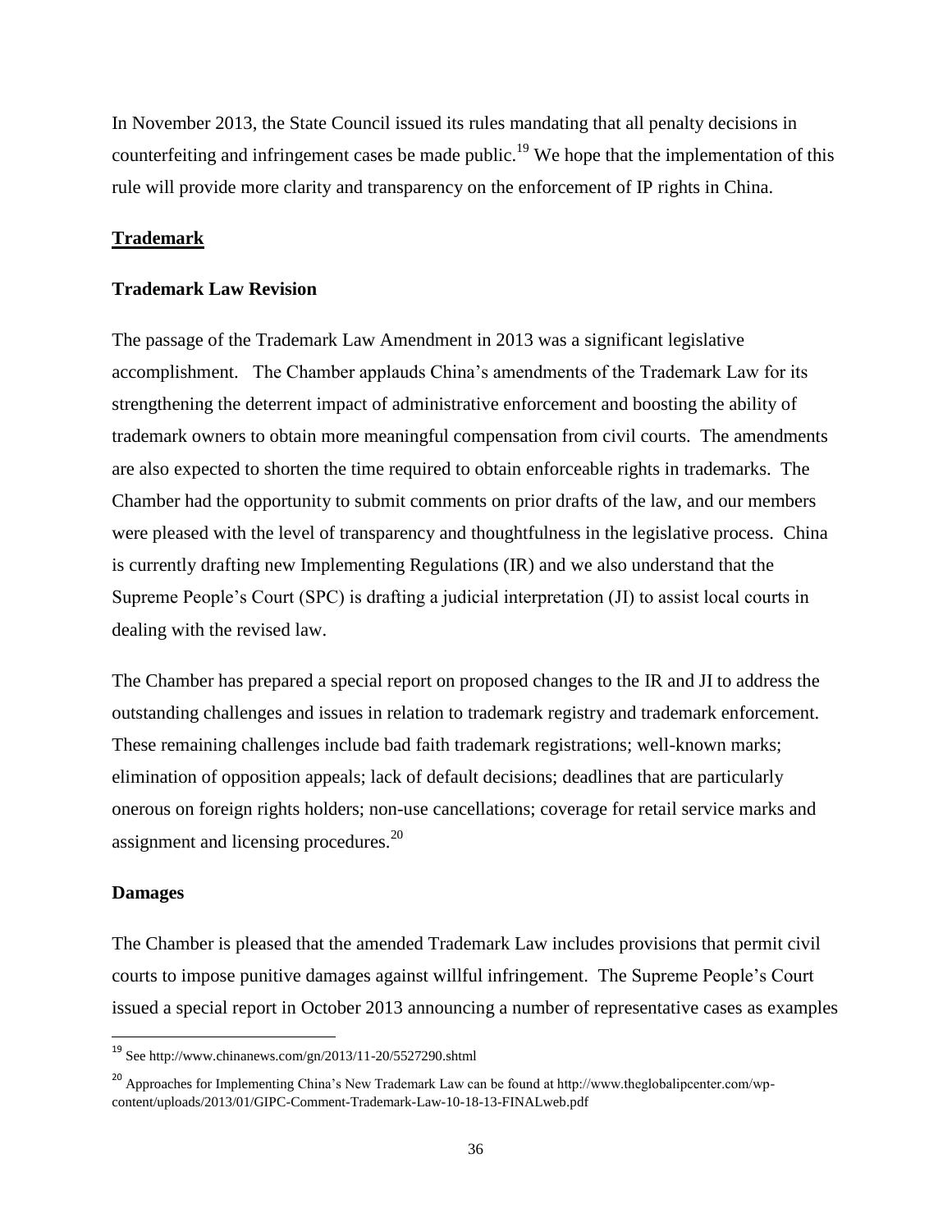In November 2013, the State Council issued its rules mandating that all penalty decisions in counterfeiting and infringement cases be made public.[19] We hope that the implementation of this rule will provide more clarity and transparency on the enforcement of IP rights in China.

## Trademark

### Trademark Law Revision

The passage of the Trademark Law Amendment in 2013 was a significant legislative accomplishment. The Chamber applauds China's amendments of the Trademark Law for its strengthening the deterrent impact of administrative enforcement and boosting the ability of trademark owners to obtain more meaningful compensation from civil courts. The amendments are also expected to shorten the time required to obtain enforceable rights in trademarks. The Chamber had the opportunity to submit comments on prior drafts of the law, and our members were pleased with the level of transparency and thoughtfulness in the legislative process. China is currently drafting new Implementing Regulations (IR) and we also understand that the Supreme People's Court (SPC) is drafting a judicial interpretation (JI) to assist local courts in dealing with the revised law.

The Chamber has prepared a special report on proposed changes to the IR and JI to address the outstanding challenges and issues in relation to trademark registry and trademark enforcement. These remaining challenges include bad faith trademark registrations; well-known marks; elimination of opposition appeals; lack of default decisions; deadlines that are particularly onerous on foreign rights holders; non-use cancellations; coverage for retail service marks and assignment and licensing procedures.[20]

### Damages

The Chamber is pleased that the amended Trademark Law includes provisions that permit civil courts to impose punitive damages against willful infringement. The Supreme People's Court issued a special report in October 2013 announcing a number of representative cases as examples

---

[19] See http://www.chinanews.com/gn/2013/11-20/5527290.shtml

[20] Approaches for Implementing China's New Trademark Law can be found at http://www.theglobalipcenter.com/wp-content/uploads/2013/01/GIPC-Comment-Trademark-Law-10-18-13-FINALweb.pdf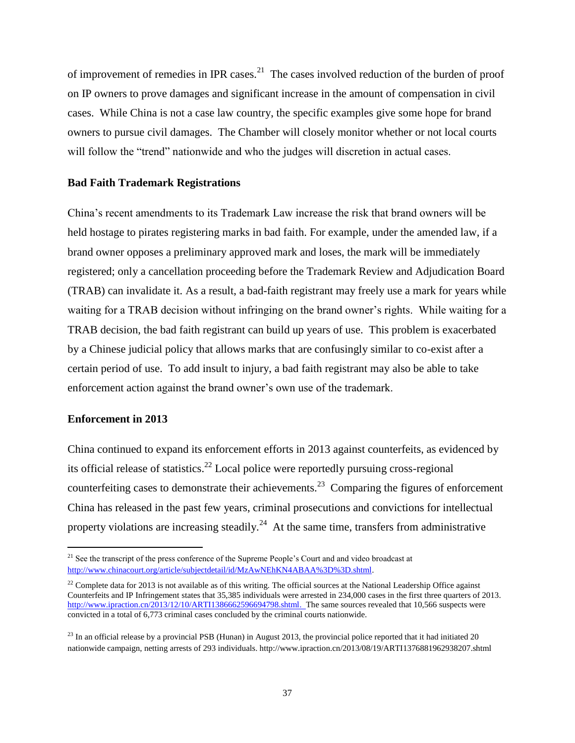of improvement of remedies in IPR cases.[21] The cases involved reduction of the burden of proof on IP owners to prove damages and significant increase in the amount of compensation in civil cases. While China is not a case law country, the specific examples give some hope for brand owners to pursue civil damages. The Chamber will closely monitor whether or not local courts will follow the "trend" nationwide and who the judges will discretion in actual cases.

**Bad Faith Trademark Registrations**

China's recent amendments to its Trademark Law increase the risk that brand owners will be held hostage to pirates registering marks in bad faith. For example, under the amended law, if a brand owner opposes a preliminary approved mark and loses, the mark will be immediately registered; only a cancellation proceeding before the Trademark Review and Adjudication Board (TRAB) can invalidate it. As a result, a bad-faith registrant may freely use a mark for years while waiting for a TRAB decision without infringing on the brand owner's rights. While waiting for a TRAB decision, the bad faith registrant can build up years of use. This problem is exacerbated by a Chinese judicial policy that allows marks that are confusingly similar to co-exist after a certain period of use. To add insult to injury, a bad faith registrant may also be able to take enforcement action against the brand owner's own use of the trademark.

**Enforcement in 2013**

China continued to expand its enforcement efforts in 2013 against counterfeits, as evidenced by its official release of statistics.[22] Local police were reportedly pursuing cross-regional counterfeiting cases to demonstrate their achievements.[23] Comparing the figures of enforcement China has released in the past few years, criminal prosecutions and convictions for intellectual property violations are increasing steadily.[24] At the same time, transfers from administrative

---

[21] See the transcript of the press conference of the Supreme People's Court and and video broadcast at http://www.chinacourt.org/article/subjectdetail/id/MzAwNEhKN4ABAA%3D%3D.shtml.

[22] Complete data for 2013 is not available as of this writing. The official sources at the National Leadership Office against Counterfeits and IP Infringement states that 35,385 individuals were arrested in 234,000 cases in the first three quarters of 2013. http://www.ipraction.cn/2013/12/10/ARTI1386662596694798.shtml. The same sources revealed that 10,566 suspects were convicted in a total of 6,773 criminal cases concluded by the criminal courts nationwide.

[23] In an official release by a provincial PSB (Hunan) in August 2013, the provincial police reported that it had initiated 20 nationwide campaign, netting arrests of 293 individuals. http://www.ipraction.cn/2013/08/19/ARTI1376881962938207.shtml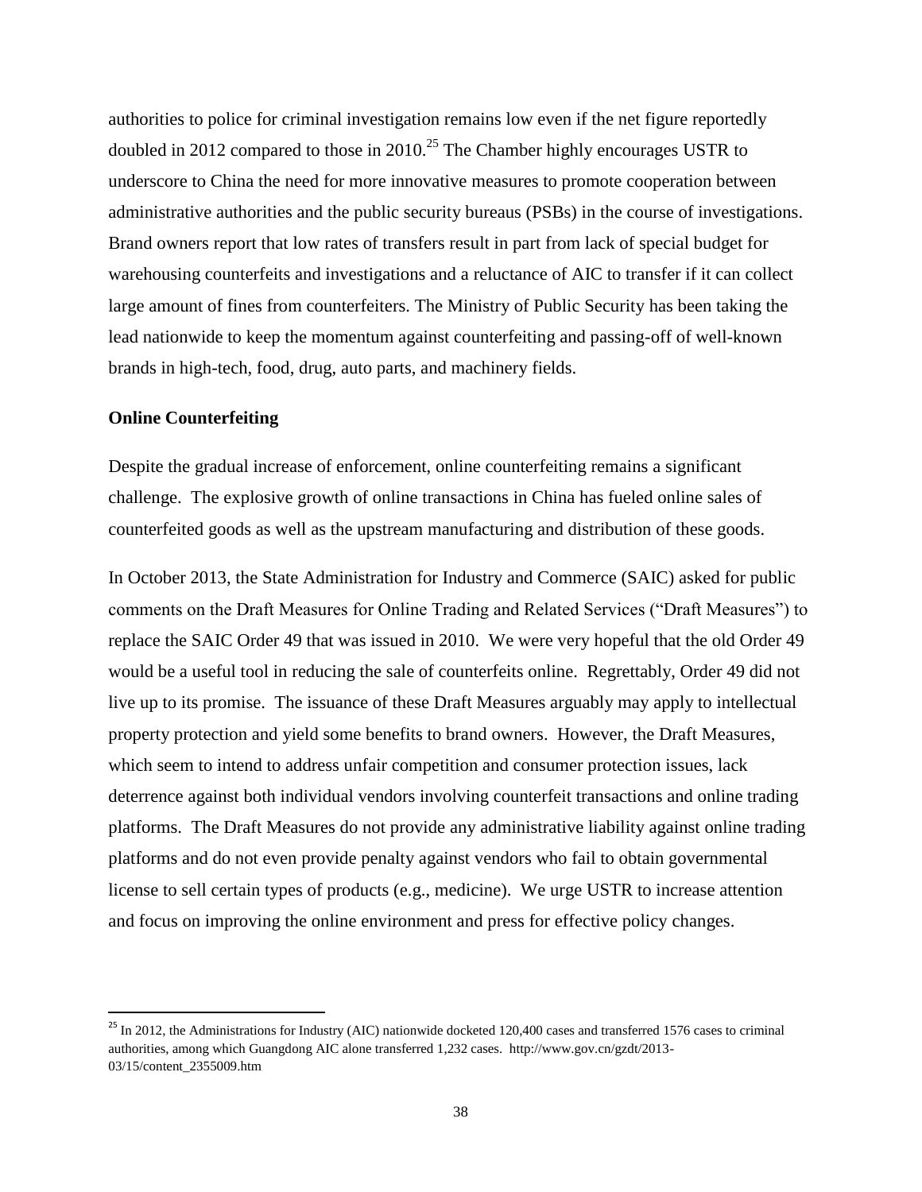authorities to police for criminal investigation remains low even if the net figure reportedly doubled in 2012 compared to those in 2010.[25] The Chamber highly encourages USTR to underscore to China the need for more innovative measures to promote cooperation between administrative authorities and the public security bureaus (PSBs) in the course of investigations. Brand owners report that low rates of transfers result in part from lack of special budget for warehousing counterfeits and investigations and a reluctance of AIC to transfer if it can collect large amount of fines from counterfeiters. The Ministry of Public Security has been taking the lead nationwide to keep the momentum against counterfeiting and passing-off of well-known brands in high-tech, food, drug, auto parts, and machinery fields.

**Online Counterfeiting**

Despite the gradual increase of enforcement, online counterfeiting remains a significant challenge. The explosive growth of online transactions in China has fueled online sales of counterfeited goods as well as the upstream manufacturing and distribution of these goods.

In October 2013, the State Administration for Industry and Commerce (SAIC) asked for public comments on the Draft Measures for Online Trading and Related Services ("Draft Measures") to replace the SAIC Order 49 that was issued in 2010. We were very hopeful that the old Order 49 would be a useful tool in reducing the sale of counterfeits online. Regrettably, Order 49 did not live up to its promise. The issuance of these Draft Measures arguably may apply to intellectual property protection and yield some benefits to brand owners. However, the Draft Measures, which seem to intend to address unfair competition and consumer protection issues, lack deterrence against both individual vendors involving counterfeit transactions and online trading platforms. The Draft Measures do not provide any administrative liability against online trading platforms and do not even provide penalty against vendors who fail to obtain governmental license to sell certain types of products (e.g., medicine). We urge USTR to increase attention and focus on improving the online environment and press for effective policy changes.

---

[25] In 2012, the Administrations for Industry (AIC) nationwide docketed 120,400 cases and transferred 1576 cases to criminal authorities, among which Guangdong AIC alone transferred 1,232 cases. http://www.gov.cn/gzdt/2013-03/15/content_2355009.htm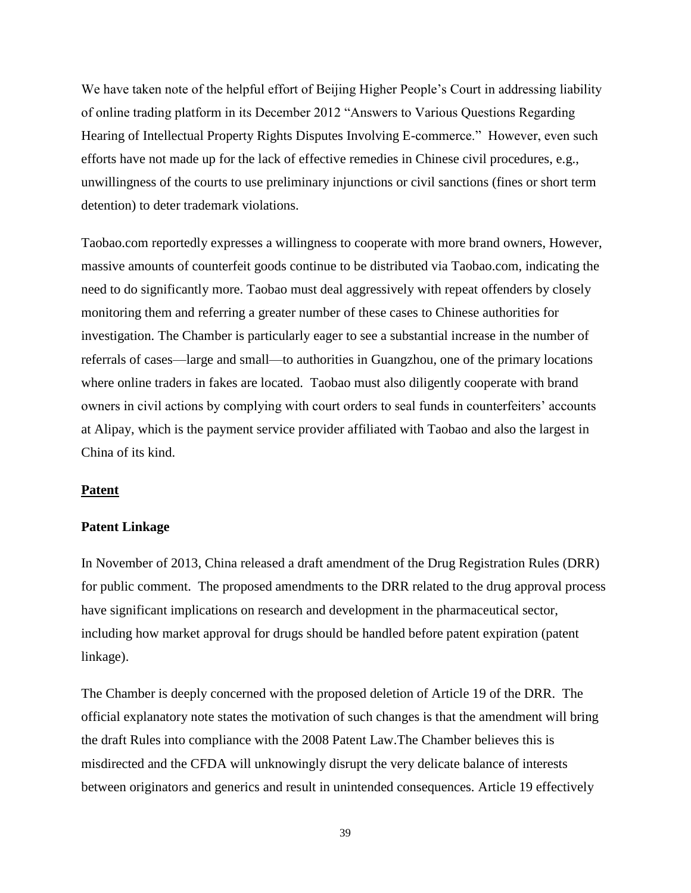We have taken note of the helpful effort of Beijing Higher People's Court in addressing liability of online trading platform in its December 2012 "Answers to Various Questions Regarding Hearing of Intellectual Property Rights Disputes Involving E-commerce." However, even such efforts have not made up for the lack of effective remedies in Chinese civil procedures, e.g., unwillingness of the courts to use preliminary injunctions or civil sanctions (fines or short term detention) to deter trademark violations.

Taobao.com reportedly expresses a willingness to cooperate with more brand owners, However, massive amounts of counterfeit goods continue to be distributed via Taobao.com, indicating the need to do significantly more. Taobao must deal aggressively with repeat offenders by closely monitoring them and referring a greater number of these cases to Chinese authorities for investigation. The Chamber is particularly eager to see a substantial increase in the number of referrals of cases—large and small—to authorities in Guangzhou, one of the primary locations where online traders in fakes are located. Taobao must also diligently cooperate with brand owners in civil actions by complying with court orders to seal funds in counterfeiters' accounts at Alipay, which is the payment service provider affiliated with Taobao and also the largest in China of its kind.

## <u>Patent</u>

### Patent Linkage

In November of 2013, China released a draft amendment of the Drug Registration Rules (DRR) for public comment. The proposed amendments to the DRR related to the drug approval process have significant implications on research and development in the pharmaceutical sector, including how market approval for drugs should be handled before patent expiration (patent linkage).

The Chamber is deeply concerned with the proposed deletion of Article 19 of the DRR. The official explanatory note states the motivation of such changes is that the amendment will bring the draft Rules into compliance with the 2008 Patent Law.The Chamber believes this is misdirected and the CFDA will unknowingly disrupt the very delicate balance of interests between originators and generics and result in unintended consequences. Article 19 effectively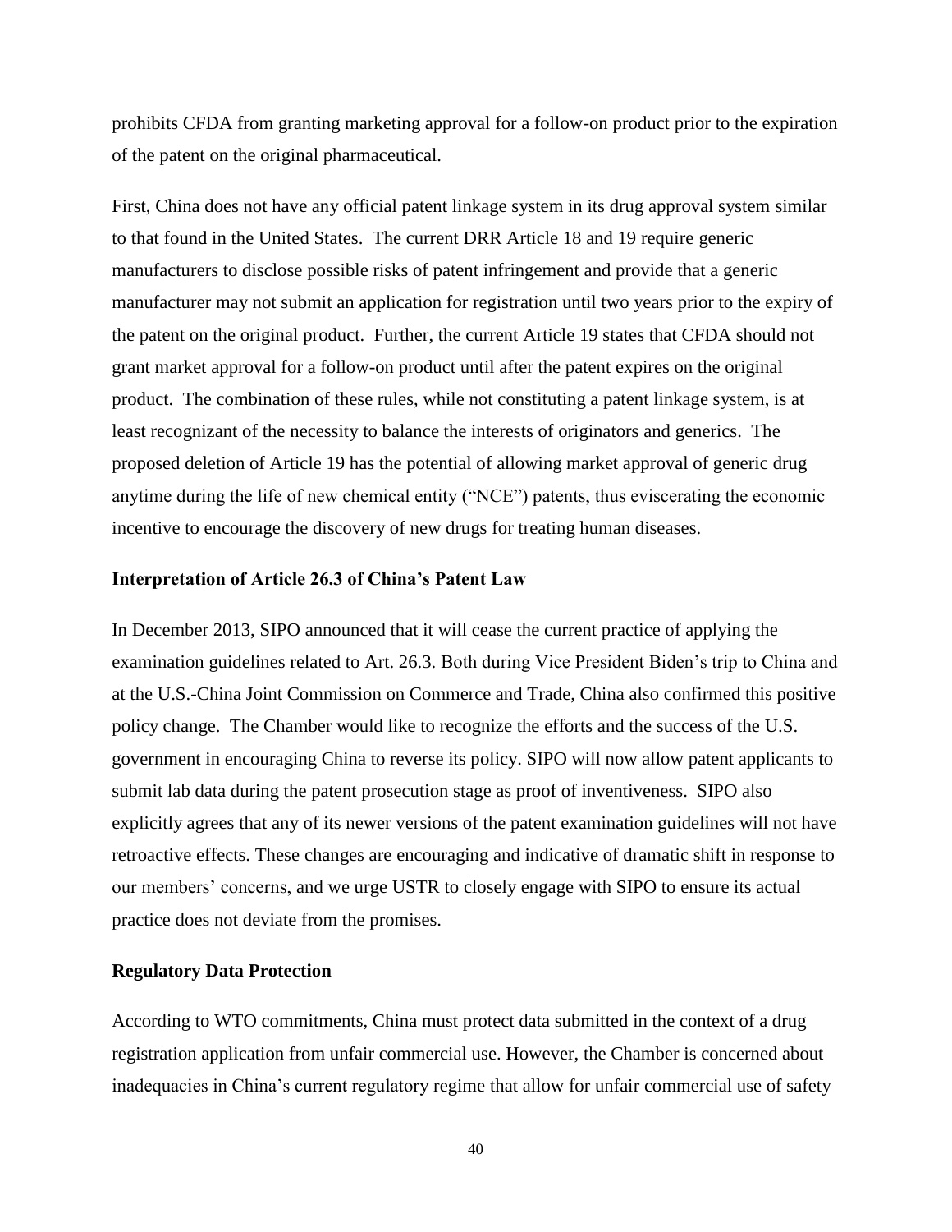prohibits CFDA from granting marketing approval for a follow-on product prior to the expiration of the patent on the original pharmaceutical.

First, China does not have any official patent linkage system in its drug approval system similar to that found in the United States. The current DRR Article 18 and 19 require generic manufacturers to disclose possible risks of patent infringement and provide that a generic manufacturer may not submit an application for registration until two years prior to the expiry of the patent on the original product. Further, the current Article 19 states that CFDA should not grant market approval for a follow-on product until after the patent expires on the original product. The combination of these rules, while not constituting a patent linkage system, is at least recognizant of the necessity to balance the interests of originators and generics. The proposed deletion of Article 19 has the potential of allowing market approval of generic drug anytime during the life of new chemical entity ("NCE") patents, thus eviscerating the economic incentive to encourage the discovery of new drugs for treating human diseases.

**Interpretation of Article 26.3 of China's Patent Law**

In December 2013, SIPO announced that it will cease the current practice of applying the examination guidelines related to Art. 26.3. Both during Vice President Biden's trip to China and at the U.S.-China Joint Commission on Commerce and Trade, China also confirmed this positive policy change. The Chamber would like to recognize the efforts and the success of the U.S. government in encouraging China to reverse its policy. SIPO will now allow patent applicants to submit lab data during the patent prosecution stage as proof of inventiveness. SIPO also explicitly agrees that any of its newer versions of the patent examination guidelines will not have retroactive effects. These changes are encouraging and indicative of dramatic shift in response to our members' concerns, and we urge USTR to closely engage with SIPO to ensure its actual practice does not deviate from the promises.

**Regulatory Data Protection**

According to WTO commitments, China must protect data submitted in the context of a drug registration application from unfair commercial use. However, the Chamber is concerned about inadequacies in China's current regulatory regime that allow for unfair commercial use of safety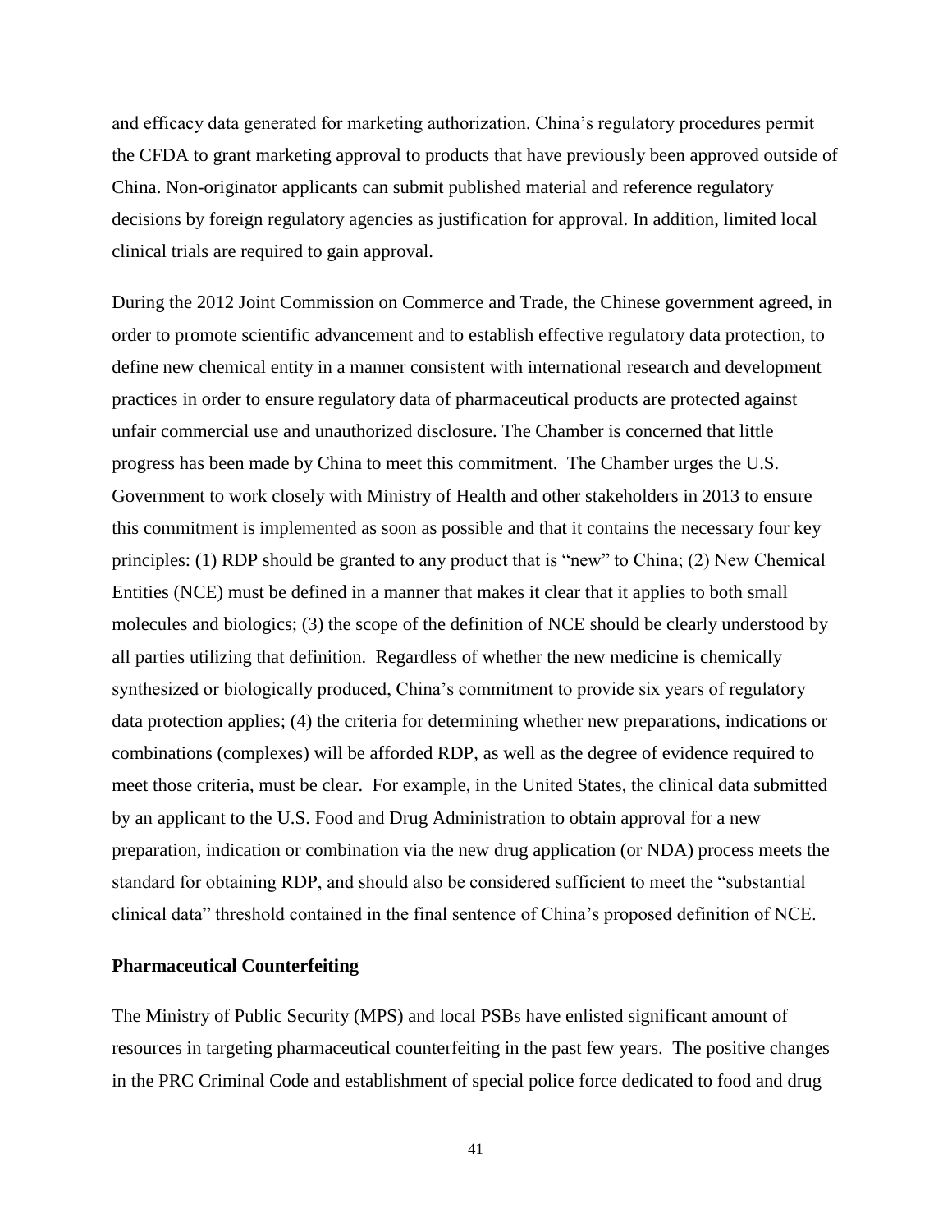and efficacy data generated for marketing authorization. China's regulatory procedures permit the CFDA to grant marketing approval to products that have previously been approved outside of China. Non-originator applicants can submit published material and reference regulatory decisions by foreign regulatory agencies as justification for approval. In addition, limited local clinical trials are required to gain approval.

During the 2012 Joint Commission on Commerce and Trade, the Chinese government agreed, in order to promote scientific advancement and to establish effective regulatory data protection, to define new chemical entity in a manner consistent with international research and development practices in order to ensure regulatory data of pharmaceutical products are protected against unfair commercial use and unauthorized disclosure. The Chamber is concerned that little progress has been made by China to meet this commitment. The Chamber urges the U.S. Government to work closely with Ministry of Health and other stakeholders in 2013 to ensure this commitment is implemented as soon as possible and that it contains the necessary four key principles: (1) RDP should be granted to any product that is "new" to China; (2) New Chemical Entities (NCE) must be defined in a manner that makes it clear that it applies to both small molecules and biologics; (3) the scope of the definition of NCE should be clearly understood by all parties utilizing that definition. Regardless of whether the new medicine is chemically synthesized or biologically produced, China's commitment to provide six years of regulatory data protection applies; (4) the criteria for determining whether new preparations, indications or combinations (complexes) will be afforded RDP, as well as the degree of evidence required to meet those criteria, must be clear. For example, in the United States, the clinical data submitted by an applicant to the U.S. Food and Drug Administration to obtain approval for a new preparation, indication or combination via the new drug application (or NDA) process meets the standard for obtaining RDP, and should also be considered sufficient to meet the "substantial clinical data" threshold contained in the final sentence of China's proposed definition of NCE.

**Pharmaceutical Counterfeiting**

The Ministry of Public Security (MPS) and local PSBs have enlisted significant amount of resources in targeting pharmaceutical counterfeiting in the past few years. The positive changes in the PRC Criminal Code and establishment of special police force dedicated to food and drug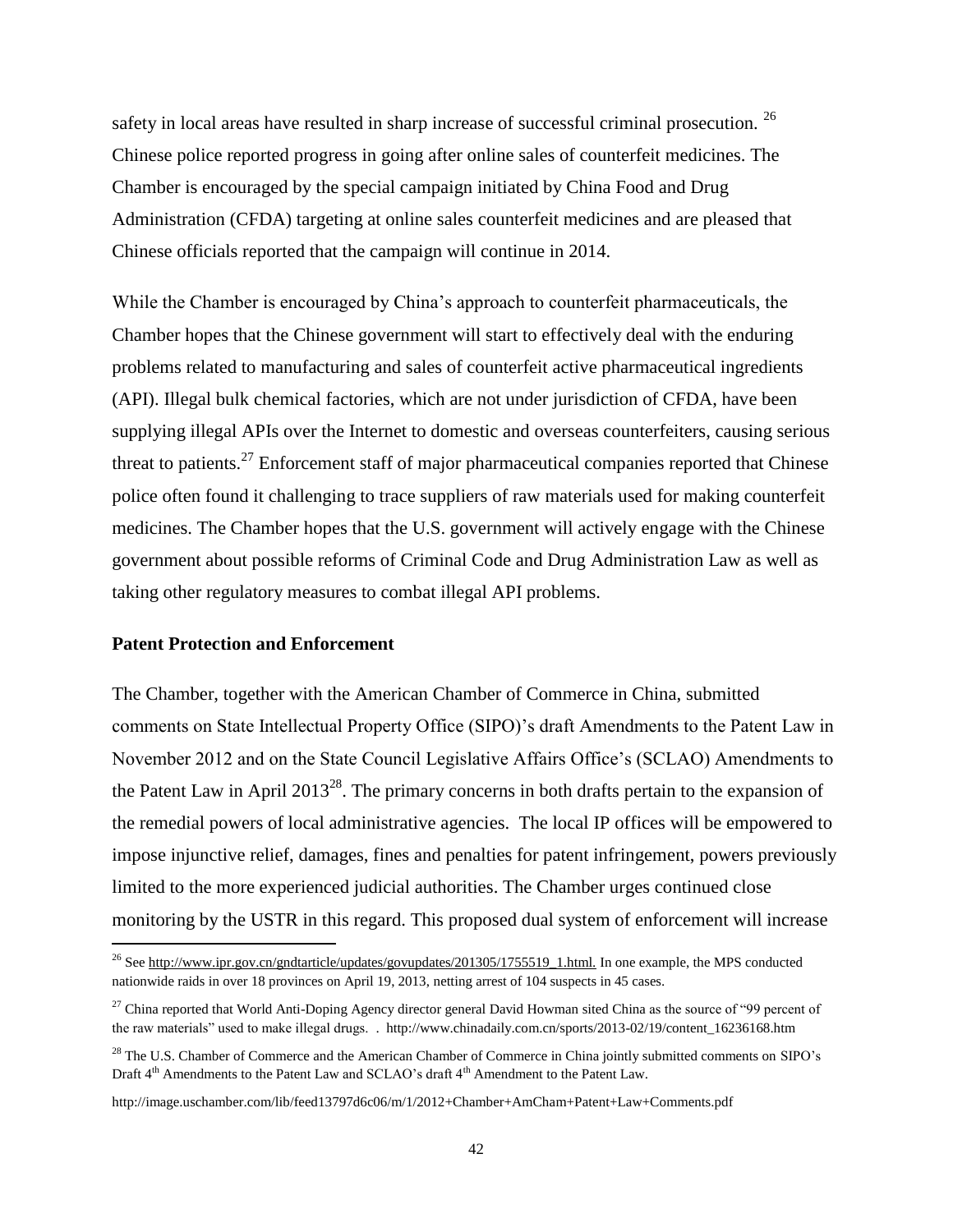safety in local areas have resulted in sharp increase of successful criminal prosecution. [26] Chinese police reported progress in going after online sales of counterfeit medicines. The Chamber is encouraged by the special campaign initiated by China Food and Drug Administration (CFDA) targeting at online sales counterfeit medicines and are pleased that Chinese officials reported that the campaign will continue in 2014.

While the Chamber is encouraged by China's approach to counterfeit pharmaceuticals, the Chamber hopes that the Chinese government will start to effectively deal with the enduring problems related to manufacturing and sales of counterfeit active pharmaceutical ingredients (API). Illegal bulk chemical factories, which are not under jurisdiction of CFDA, have been supplying illegal APIs over the Internet to domestic and overseas counterfeiters, causing serious threat to patients.[27] Enforcement staff of major pharmaceutical companies reported that Chinese police often found it challenging to trace suppliers of raw materials used for making counterfeit medicines. The Chamber hopes that the U.S. government will actively engage with the Chinese government about possible reforms of Criminal Code and Drug Administration Law as well as taking other regulatory measures to combat illegal API problems.

**Patent Protection and Enforcement**

The Chamber, together with the American Chamber of Commerce in China, submitted comments on State Intellectual Property Office (SIPO)'s draft Amendments to the Patent Law in November 2012 and on the State Council Legislative Affairs Office's (SCLAO) Amendments to the Patent Law in April 2013[28]. The primary concerns in both drafts pertain to the expansion of the remedial powers of local administrative agencies. The local IP offices will be empowered to impose injunctive relief, damages, fines and penalties for patent infringement, powers previously limited to the more experienced judicial authorities. The Chamber urges continued close monitoring by the USTR in this regard. This proposed dual system of enforcement will increase

---

[26] See http://www.ipr.gov.cn/gndtarticle/updates/govupdates/201305/1755519_1.html. In one example, the MPS conducted nationwide raids in over 18 provinces on April 19, 2013, netting arrest of 104 suspects in 45 cases.

[27] China reported that World Anti-Doping Agency director general David Howman sited China as the source of "99 percent of the raw materials" used to make illegal drugs. . http://www.chinadaily.com.cn/sports/2013-02/19/content_16236168.htm

[28] The U.S. Chamber of Commerce and the American Chamber of Commerce in China jointly submitted comments on SIPO's Draft 4th Amendments to the Patent Law and SCLAO's draft 4th Amendment to the Patent Law.

http://image.uschamber.com/lib/feed13797d6c06/m/1/2012+Chamber+AmCham+Patent+Law+Comments.pdf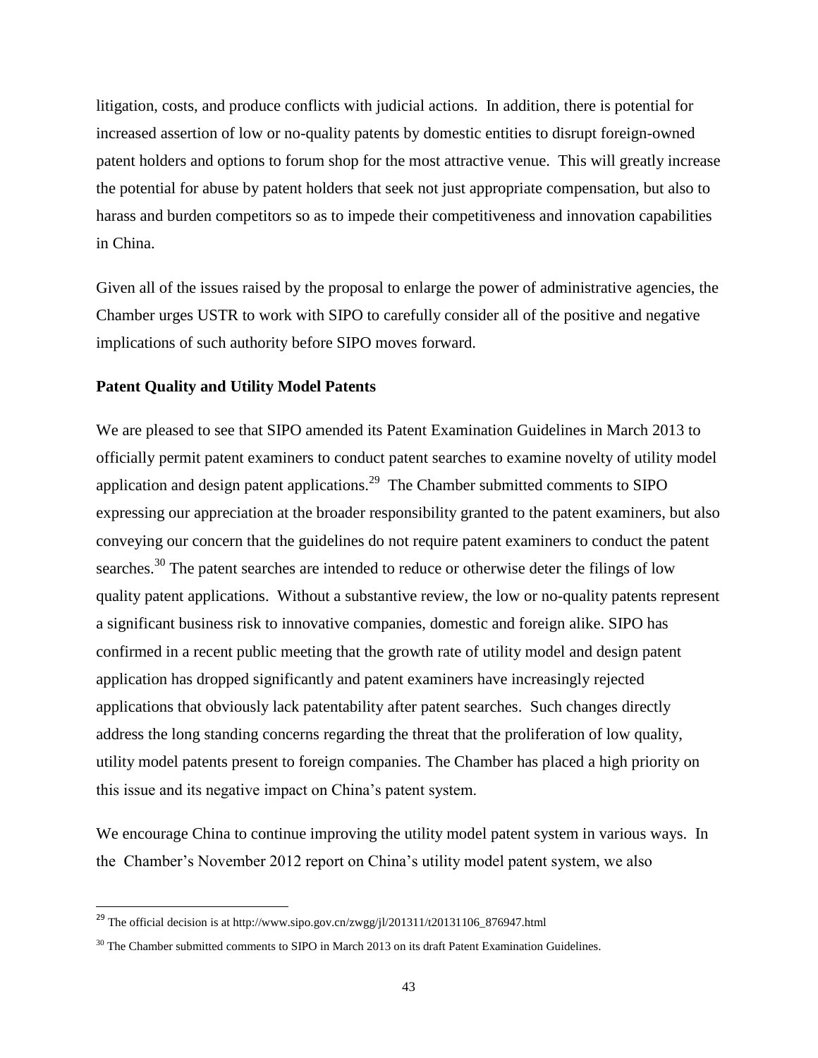litigation, costs, and produce conflicts with judicial actions. In addition, there is potential for increased assertion of low or no-quality patents by domestic entities to disrupt foreign-owned patent holders and options to forum shop for the most attractive venue. This will greatly increase the potential for abuse by patent holders that seek not just appropriate compensation, but also to harass and burden competitors so as to impede their competitiveness and innovation capabilities in China.

Given all of the issues raised by the proposal to enlarge the power of administrative agencies, the Chamber urges USTR to work with SIPO to carefully consider all of the positive and negative implications of such authority before SIPO moves forward.

**Patent Quality and Utility Model Patents**

We are pleased to see that SIPO amended its Patent Examination Guidelines in March 2013 to officially permit patent examiners to conduct patent searches to examine novelty of utility model application and design patent applications.[29] The Chamber submitted comments to SIPO expressing our appreciation at the broader responsibility granted to the patent examiners, but also conveying our concern that the guidelines do not require patent examiners to conduct the patent searches.[30] The patent searches are intended to reduce or otherwise deter the filings of low quality patent applications. Without a substantive review, the low or no-quality patents represent a significant business risk to innovative companies, domestic and foreign alike. SIPO has confirmed in a recent public meeting that the growth rate of utility model and design patent application has dropped significantly and patent examiners have increasingly rejected applications that obviously lack patentability after patent searches. Such changes directly address the long standing concerns regarding the threat that the proliferation of low quality, utility model patents present to foreign companies. The Chamber has placed a high priority on this issue and its negative impact on China's patent system.

We encourage China to continue improving the utility model patent system in various ways. In the Chamber's November 2012 report on China's utility model patent system, we also

[29] The official decision is at http://www.sipo.gov.cn/zwgg/jl/201311/t20131106_876947.html

[30] The Chamber submitted comments to SIPO in March 2013 on its draft Patent Examination Guidelines.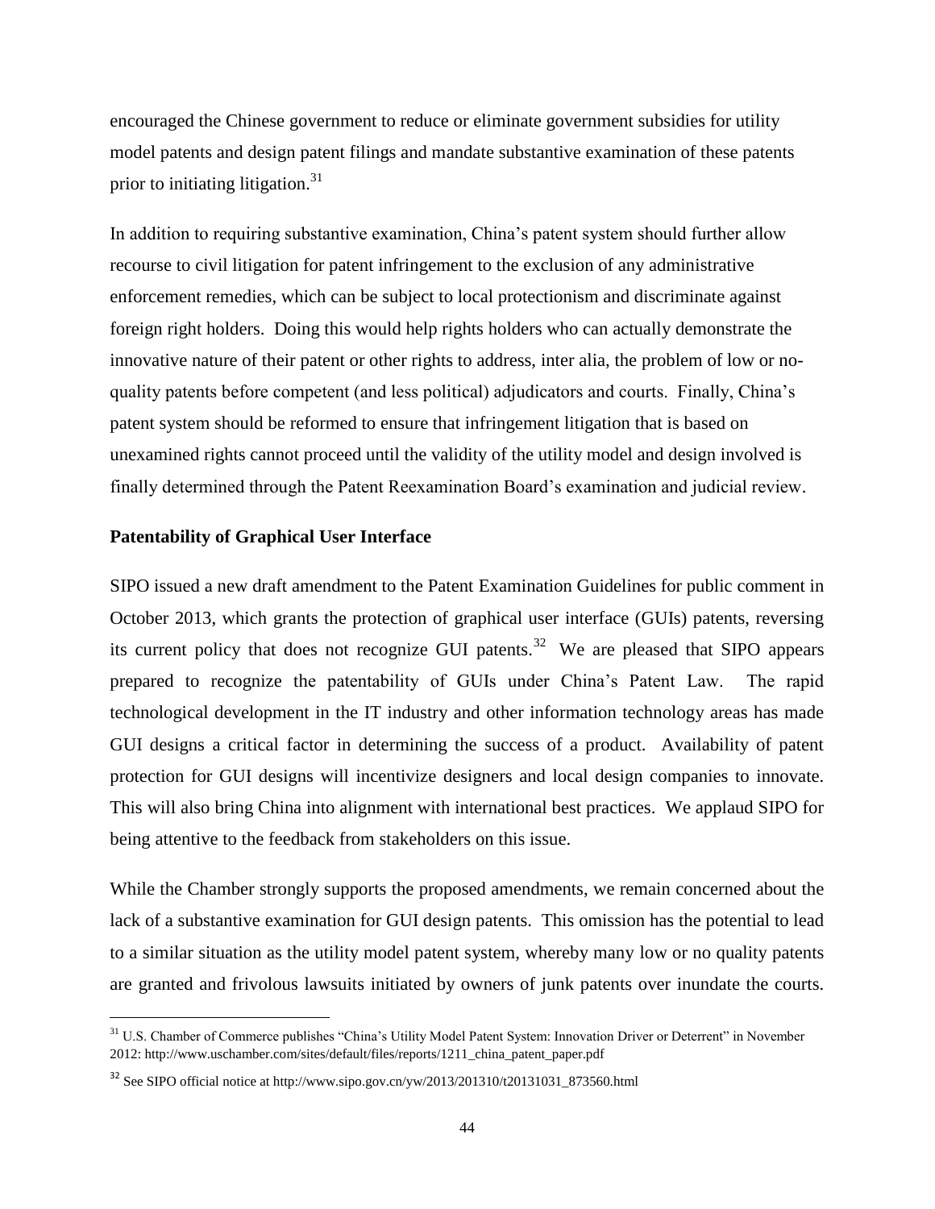encouraged the Chinese government to reduce or eliminate government subsidies for utility model patents and design patent filings and mandate substantive examination of these patents prior to initiating litigation.[31]

In addition to requiring substantive examination, China's patent system should further allow recourse to civil litigation for patent infringement to the exclusion of any administrative enforcement remedies, which can be subject to local protectionism and discriminate against foreign right holders. Doing this would help rights holders who can actually demonstrate the innovative nature of their patent or other rights to address, inter alia, the problem of low or no-quality patents before competent (and less political) adjudicators and courts. Finally, China's patent system should be reformed to ensure that infringement litigation that is based on unexamined rights cannot proceed until the validity of the utility model and design involved is finally determined through the Patent Reexamination Board's examination and judicial review.

**Patentability of Graphical User Interface**

SIPO issued a new draft amendment to the Patent Examination Guidelines for public comment in October 2013, which grants the protection of graphical user interface (GUIs) patents, reversing its current policy that does not recognize GUI patents.[32] We are pleased that SIPO appears prepared to recognize the patentability of GUIs under China's Patent Law. The rapid technological development in the IT industry and other information technology areas has made GUI designs a critical factor in determining the success of a product. Availability of patent protection for GUI designs will incentivize designers and local design companies to innovate. This will also bring China into alignment with international best practices. We applaud SIPO for being attentive to the feedback from stakeholders on this issue.

While the Chamber strongly supports the proposed amendments, we remain concerned about the lack of a substantive examination for GUI design patents. This omission has the potential to lead to a similar situation as the utility model patent system, whereby many low or no quality patents are granted and frivolous lawsuits initiated by owners of junk patents over inundate the courts.

[31] U.S. Chamber of Commerce publishes "China's Utility Model Patent System: Innovation Driver or Deterrent" in November 2012: http://www.uschamber.com/sites/default/files/reports/1211_china_patent_paper.pdf

[32] See SIPO official notice at http://www.sipo.gov.cn/yw/2013/201310/t20131031_873560.html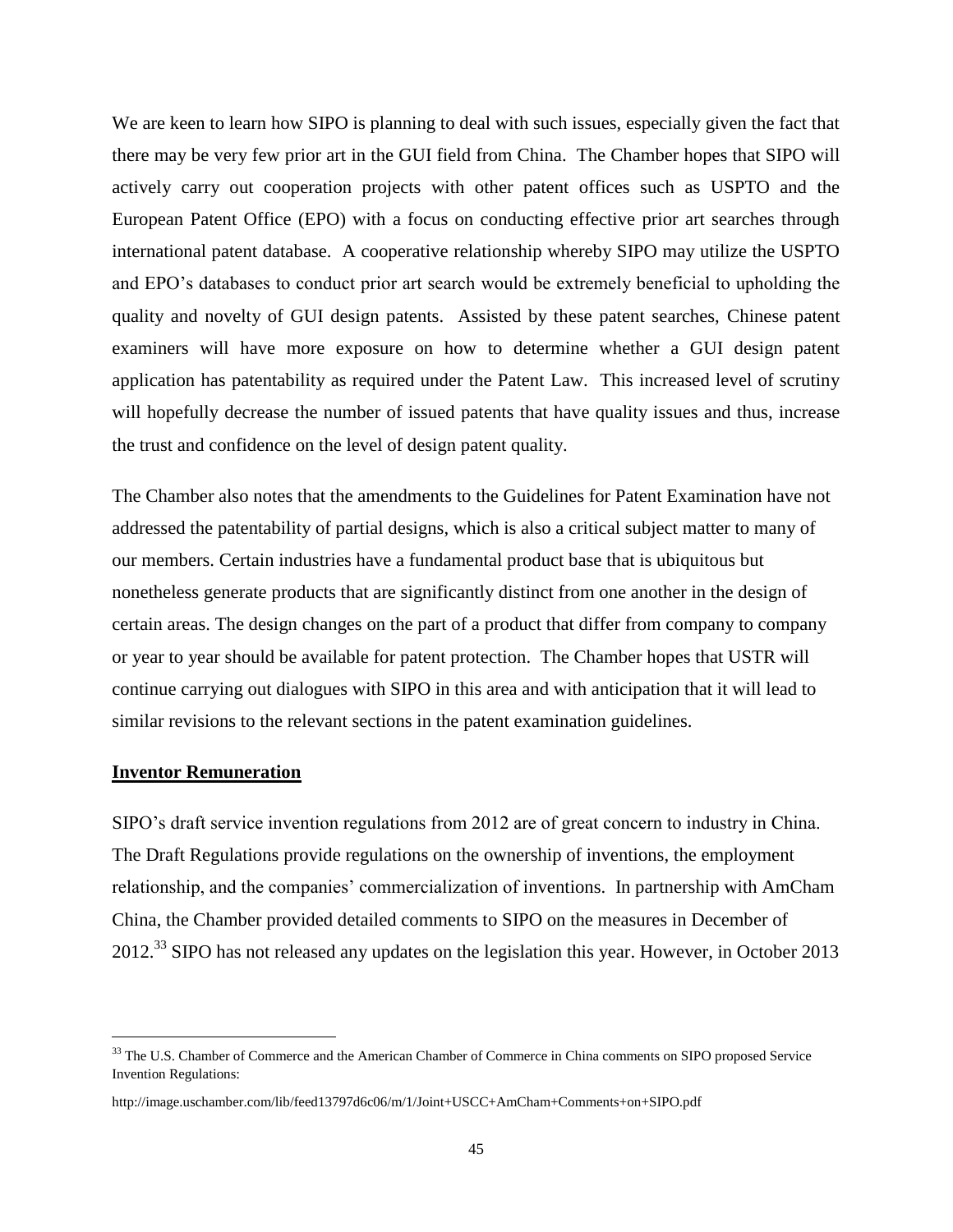We are keen to learn how SIPO is planning to deal with such issues, especially given the fact that there may be very few prior art in the GUI field from China. The Chamber hopes that SIPO will actively carry out cooperation projects with other patent offices such as USPTO and the European Patent Office (EPO) with a focus on conducting effective prior art searches through international patent database. A cooperative relationship whereby SIPO may utilize the USPTO and EPO's databases to conduct prior art search would be extremely beneficial to upholding the quality and novelty of GUI design patents. Assisted by these patent searches, Chinese patent examiners will have more exposure on how to determine whether a GUI design patent application has patentability as required under the Patent Law. This increased level of scrutiny will hopefully decrease the number of issued patents that have quality issues and thus, increase the trust and confidence on the level of design patent quality.

The Chamber also notes that the amendments to the Guidelines for Patent Examination have not addressed the patentability of partial designs, which is also a critical subject matter to many of our members. Certain industries have a fundamental product base that is ubiquitous but nonetheless generate products that are significantly distinct from one another in the design of certain areas. The design changes on the part of a product that differ from company to company or year to year should be available for patent protection. The Chamber hopes that USTR will continue carrying out dialogues with SIPO in this area and with anticipation that it will lead to similar revisions to the relevant sections in the patent examination guidelines.

**Inventor Remuneration**

SIPO's draft service invention regulations from 2012 are of great concern to industry in China. The Draft Regulations provide regulations on the ownership of inventions, the employment relationship, and the companies' commercialization of inventions. In partnership with AmCham China, the Chamber provided detailed comments to SIPO on the measures in December of 2012.[33] SIPO has not released any updates on the legislation this year. However, in October 2013

---

[33] The U.S. Chamber of Commerce and the American Chamber of Commerce in China comments on SIPO proposed Service Invention Regulations:

http://image.uschamber.com/lib/feed13797d6c06/m/1/Joint+USCC+AmCham+Comments+on+SIPO.pdf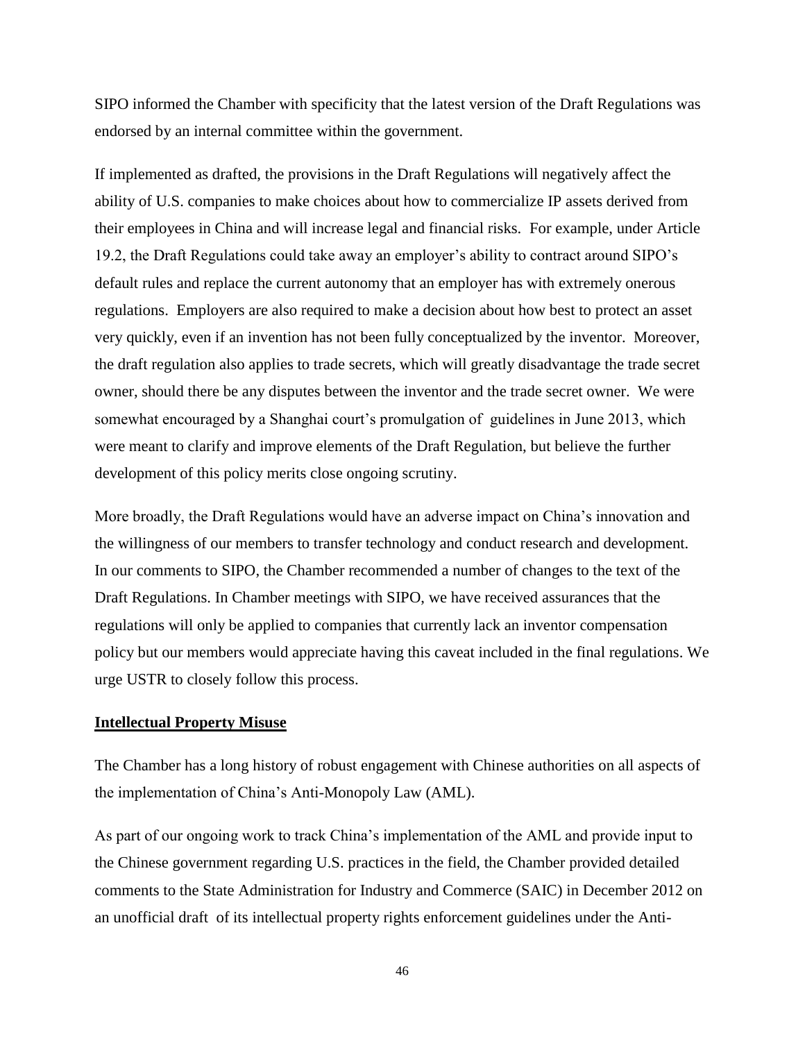SIPO informed the Chamber with specificity that the latest version of the Draft Regulations was endorsed by an internal committee within the government.

If implemented as drafted, the provisions in the Draft Regulations will negatively affect the ability of U.S. companies to make choices about how to commercialize IP assets derived from their employees in China and will increase legal and financial risks. For example, under Article 19.2, the Draft Regulations could take away an employer's ability to contract around SIPO's default rules and replace the current autonomy that an employer has with extremely onerous regulations. Employers are also required to make a decision about how best to protect an asset very quickly, even if an invention has not been fully conceptualized by the inventor. Moreover, the draft regulation also applies to trade secrets, which will greatly disadvantage the trade secret owner, should there be any disputes between the inventor and the trade secret owner. We were somewhat encouraged by a Shanghai court's promulgation of guidelines in June 2013, which were meant to clarify and improve elements of the Draft Regulation, but believe the further development of this policy merits close ongoing scrutiny.

More broadly, the Draft Regulations would have an adverse impact on China's innovation and the willingness of our members to transfer technology and conduct research and development. In our comments to SIPO, the Chamber recommended a number of changes to the text of the Draft Regulations. In Chamber meetings with SIPO, we have received assurances that the regulations will only be applied to companies that currently lack an inventor compensation policy but our members would appreciate having this caveat included in the final regulations. We urge USTR to closely follow this process.

**Intellectual Property Misuse**

The Chamber has a long history of robust engagement with Chinese authorities on all aspects of the implementation of China's Anti-Monopoly Law (AML).

As part of our ongoing work to track China's implementation of the AML and provide input to the Chinese government regarding U.S. practices in the field, the Chamber provided detailed comments to the State Administration for Industry and Commerce (SAIC) in December 2012 on an unofficial draft of its intellectual property rights enforcement guidelines under the Anti-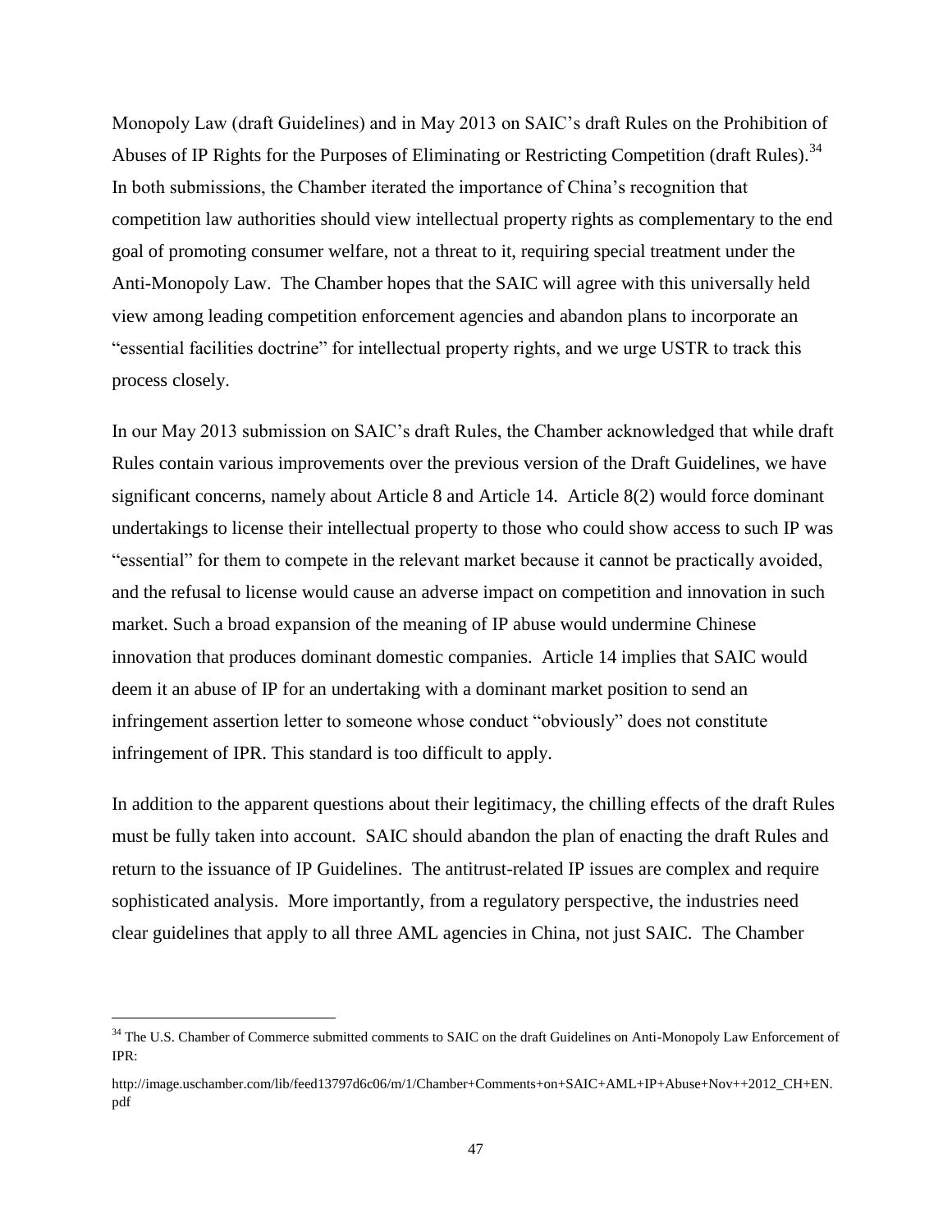Monopoly Law (draft Guidelines) and in May 2013 on SAIC's draft Rules on the Prohibition of Abuses of IP Rights for the Purposes of Eliminating or Restricting Competition (draft Rules).[34] In both submissions, the Chamber iterated the importance of China's recognition that competition law authorities should view intellectual property rights as complementary to the end goal of promoting consumer welfare, not a threat to it, requiring special treatment under the Anti-Monopoly Law. The Chamber hopes that the SAIC will agree with this universally held view among leading competition enforcement agencies and abandon plans to incorporate an "essential facilities doctrine" for intellectual property rights, and we urge USTR to track this process closely.

In our May 2013 submission on SAIC's draft Rules, the Chamber acknowledged that while draft Rules contain various improvements over the previous version of the Draft Guidelines, we have significant concerns, namely about Article 8 and Article 14. Article 8(2) would force dominant undertakings to license their intellectual property to those who could show access to such IP was "essential" for them to compete in the relevant market because it cannot be practically avoided, and the refusal to license would cause an adverse impact on competition and innovation in such market. Such a broad expansion of the meaning of IP abuse would undermine Chinese innovation that produces dominant domestic companies. Article 14 implies that SAIC would deem it an abuse of IP for an undertaking with a dominant market position to send an infringement assertion letter to someone whose conduct "obviously" does not constitute infringement of IPR. This standard is too difficult to apply.

In addition to the apparent questions about their legitimacy, the chilling effects of the draft Rules must be fully taken into account. SAIC should abandon the plan of enacting the draft Rules and return to the issuance of IP Guidelines. The antitrust-related IP issues are complex and require sophisticated analysis. More importantly, from a regulatory perspective, the industries need clear guidelines that apply to all three AML agencies in China, not just SAIC. The Chamber

---

[34] The U.S. Chamber of Commerce submitted comments to SAIC on the draft Guidelines on Anti-Monopoly Law Enforcement of IPR:

http://image.uschamber.com/lib/feed13797d6c06/m/1/Chamber+Comments+on+SAIC+AML+IP+Abuse+Nov++2012_CH+EN.pdf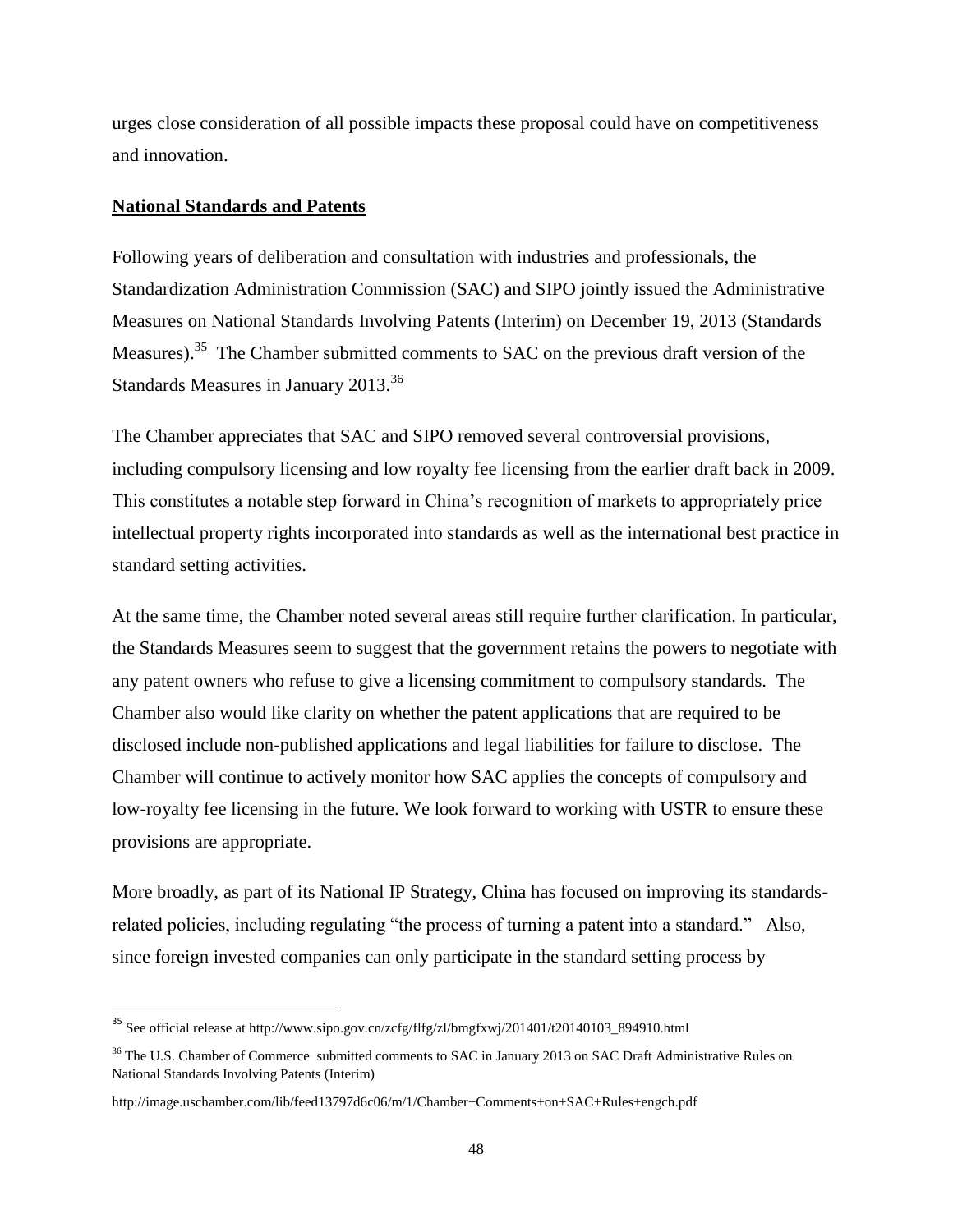urges close consideration of all possible impacts these proposal could have on competitiveness and innovation.

**National Standards and Patents**

Following years of deliberation and consultation with industries and professionals, the Standardization Administration Commission (SAC) and SIPO jointly issued the Administrative Measures on National Standards Involving Patents (Interim) on December 19, 2013 (Standards Measures).[35] The Chamber submitted comments to SAC on the previous draft version of the Standards Measures in January 2013.[36]

The Chamber appreciates that SAC and SIPO removed several controversial provisions, including compulsory licensing and low royalty fee licensing from the earlier draft back in 2009. This constitutes a notable step forward in China's recognition of markets to appropriately price intellectual property rights incorporated into standards as well as the international best practice in standard setting activities.

At the same time, the Chamber noted several areas still require further clarification. In particular, the Standards Measures seem to suggest that the government retains the powers to negotiate with any patent owners who refuse to give a licensing commitment to compulsory standards. The Chamber also would like clarity on whether the patent applications that are required to be disclosed include non-published applications and legal liabilities for failure to disclose. The Chamber will continue to actively monitor how SAC applies the concepts of compulsory and low-royalty fee licensing in the future. We look forward to working with USTR to ensure these provisions are appropriate.

More broadly, as part of its National IP Strategy, China has focused on improving its standards-related policies, including regulating "the process of turning a patent into a standard." Also, since foreign invested companies can only participate in the standard setting process by

---

[35] See official release at http://www.sipo.gov.cn/zcfg/flfg/zl/bmgfxwj/201401/t20140103_894910.html

[36] The U.S. Chamber of Commerce submitted comments to SAC in January 2013 on SAC Draft Administrative Rules on National Standards Involving Patents (Interim)

http://image.uschamber.com/lib/feed13797d6c06/m/1/Chamber+Comments+on+SAC+Rules+engch.pdf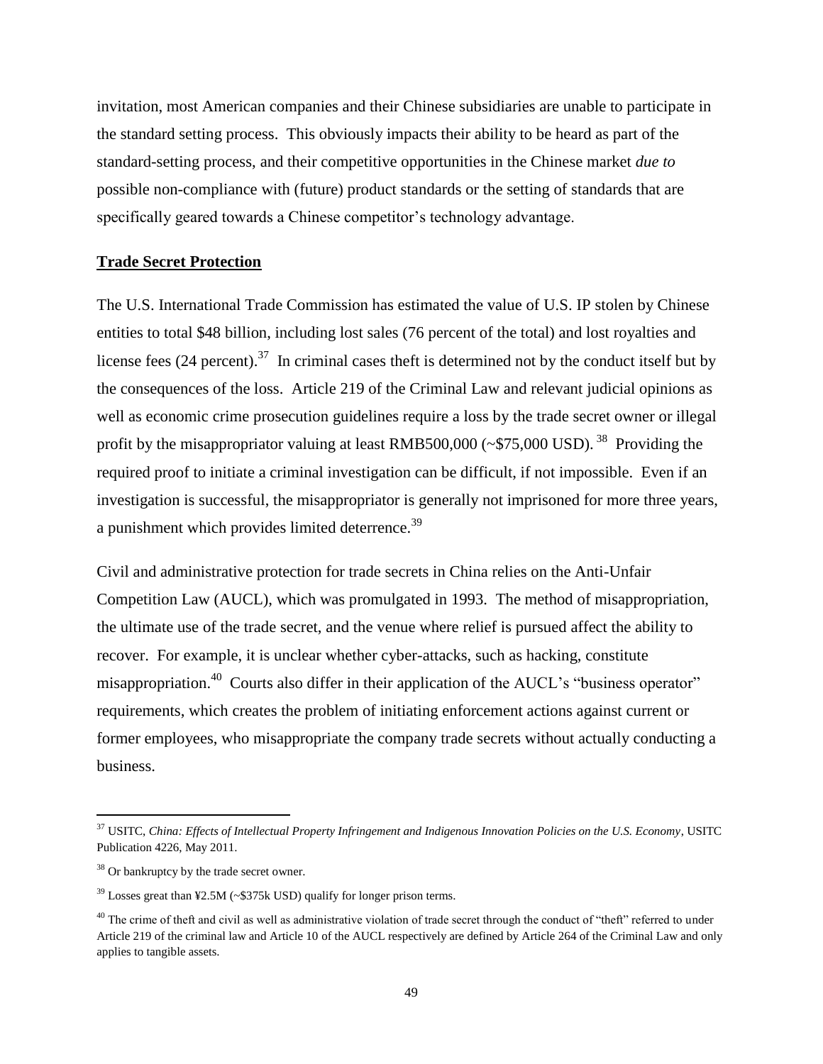invitation, most American companies and their Chinese subsidiaries are unable to participate in the standard setting process. This obviously impacts their ability to be heard as part of the standard-setting process, and their competitive opportunities in the Chinese market *due to* possible non-compliance with (future) product standards or the setting of standards that are specifically geared towards a Chinese competitor's technology advantage.

**Trade Secret Protection**

The U.S. International Trade Commission has estimated the value of U.S. IP stolen by Chinese entities to total $48 billion, including lost sales (76 percent of the total) and lost royalties and license fees (24 percent).[37] In criminal cases theft is determined not by the conduct itself but by the consequences of the loss. Article 219 of the Criminal Law and relevant judicial opinions as well as economic crime prosecution guidelines require a loss by the trade secret owner or illegal profit by the misappropriator valuing at least RMB500,000 (~$75,000 USD).[38] Providing the required proof to initiate a criminal investigation can be difficult, if not impossible. Even if an investigation is successful, the misappropriator is generally not imprisoned for more three years, a punishment which provides limited deterrence.[39]

Civil and administrative protection for trade secrets in China relies on the Anti-Unfair Competition Law (AUCL), which was promulgated in 1993. The method of misappropriation, the ultimate use of the trade secret, and the venue where relief is pursued affect the ability to recover. For example, it is unclear whether cyber-attacks, such as hacking, constitute misappropriation.[40] Courts also differ in their application of the AUCL's "business operator" requirements, which creates the problem of initiating enforcement actions against current or former employees, who misappropriate the company trade secrets without actually conducting a business.

---

[37] USITC, *China: Effects of Intellectual Property Infringement and Indigenous Innovation Policies on the U.S. Economy*, USITC Publication 4226, May 2011.

[38] Or bankruptcy by the trade secret owner.

[39] Losses great than ¥2.5M (~$375k USD) qualify for longer prison terms.

[40] The crime of theft and civil as well as administrative violation of trade secret through the conduct of "theft" referred to under Article 219 of the criminal law and Article 10 of the AUCL respectively are defined by Article 264 of the Criminal Law and only applies to tangible assets.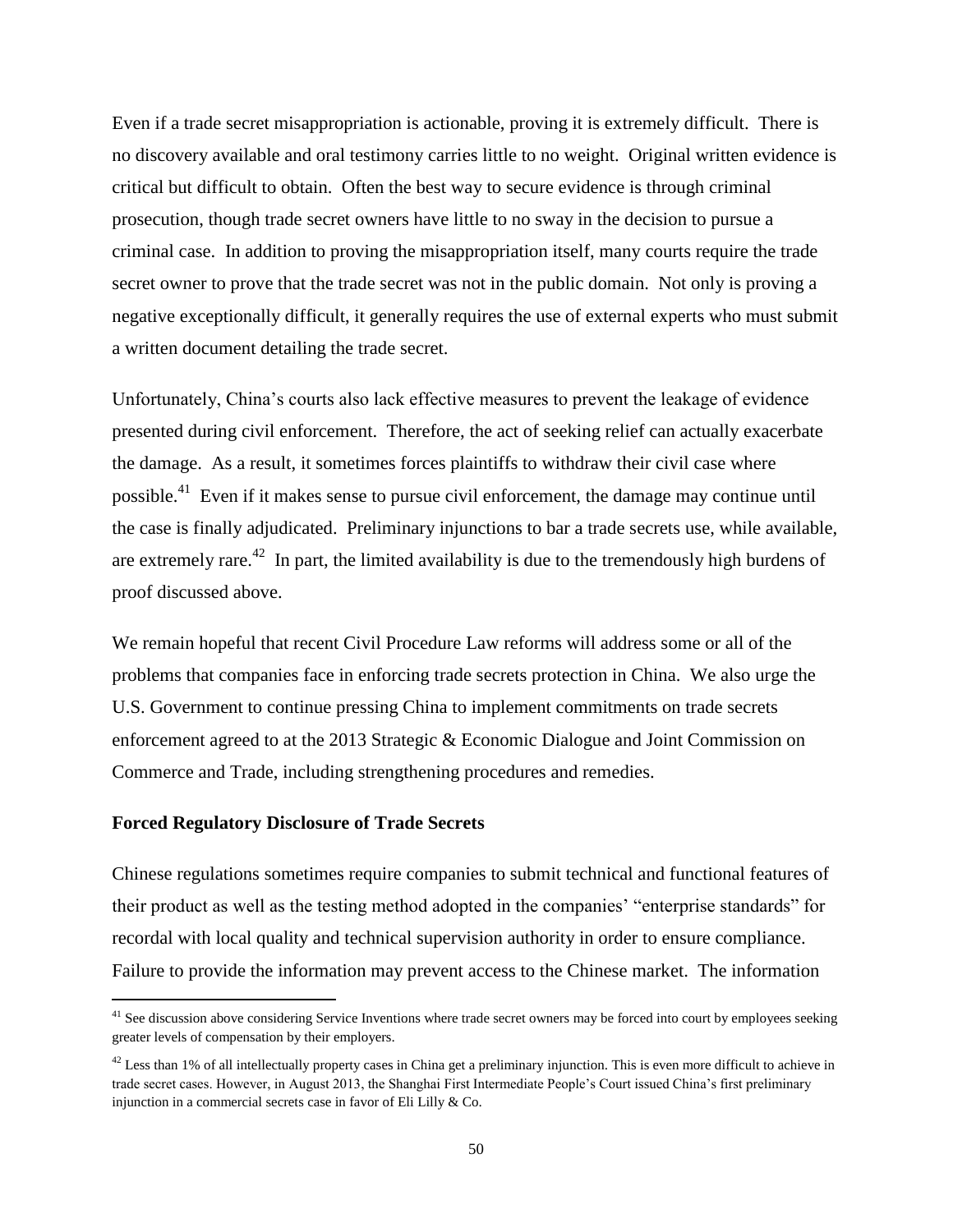Even if a trade secret misappropriation is actionable, proving it is extremely difficult. There is no discovery available and oral testimony carries little to no weight. Original written evidence is critical but difficult to obtain. Often the best way to secure evidence is through criminal prosecution, though trade secret owners have little to no sway in the decision to pursue a criminal case. In addition to proving the misappropriation itself, many courts require the trade secret owner to prove that the trade secret was not in the public domain. Not only is proving a negative exceptionally difficult, it generally requires the use of external experts who must submit a written document detailing the trade secret.

Unfortunately, China's courts also lack effective measures to prevent the leakage of evidence presented during civil enforcement. Therefore, the act of seeking relief can actually exacerbate the damage. As a result, it sometimes forces plaintiffs to withdraw their civil case where possible.[41] Even if it makes sense to pursue civil enforcement, the damage may continue until the case is finally adjudicated. Preliminary injunctions to bar a trade secrets use, while available, are extremely rare.[42] In part, the limited availability is due to the tremendously high burdens of proof discussed above.

We remain hopeful that recent Civil Procedure Law reforms will address some or all of the problems that companies face in enforcing trade secrets protection in China. We also urge the U.S. Government to continue pressing China to implement commitments on trade secrets enforcement agreed to at the 2013 Strategic & Economic Dialogue and Joint Commission on Commerce and Trade, including strengthening procedures and remedies.

**Forced Regulatory Disclosure of Trade Secrets**

Chinese regulations sometimes require companies to submit technical and functional features of their product as well as the testing method adopted in the companies' "enterprise standards" for recordal with local quality and technical supervision authority in order to ensure compliance. Failure to provide the information may prevent access to the Chinese market. The information

[41] See discussion above considering Service Inventions where trade secret owners may be forced into court by employees seeking greater levels of compensation by their employers.

[42] Less than 1% of all intellectually property cases in China get a preliminary injunction. This is even more difficult to achieve in trade secret cases. However, in August 2013, the Shanghai First Intermediate People's Court issued China's first preliminary injunction in a commercial secrets case in favor of Eli Lilly & Co.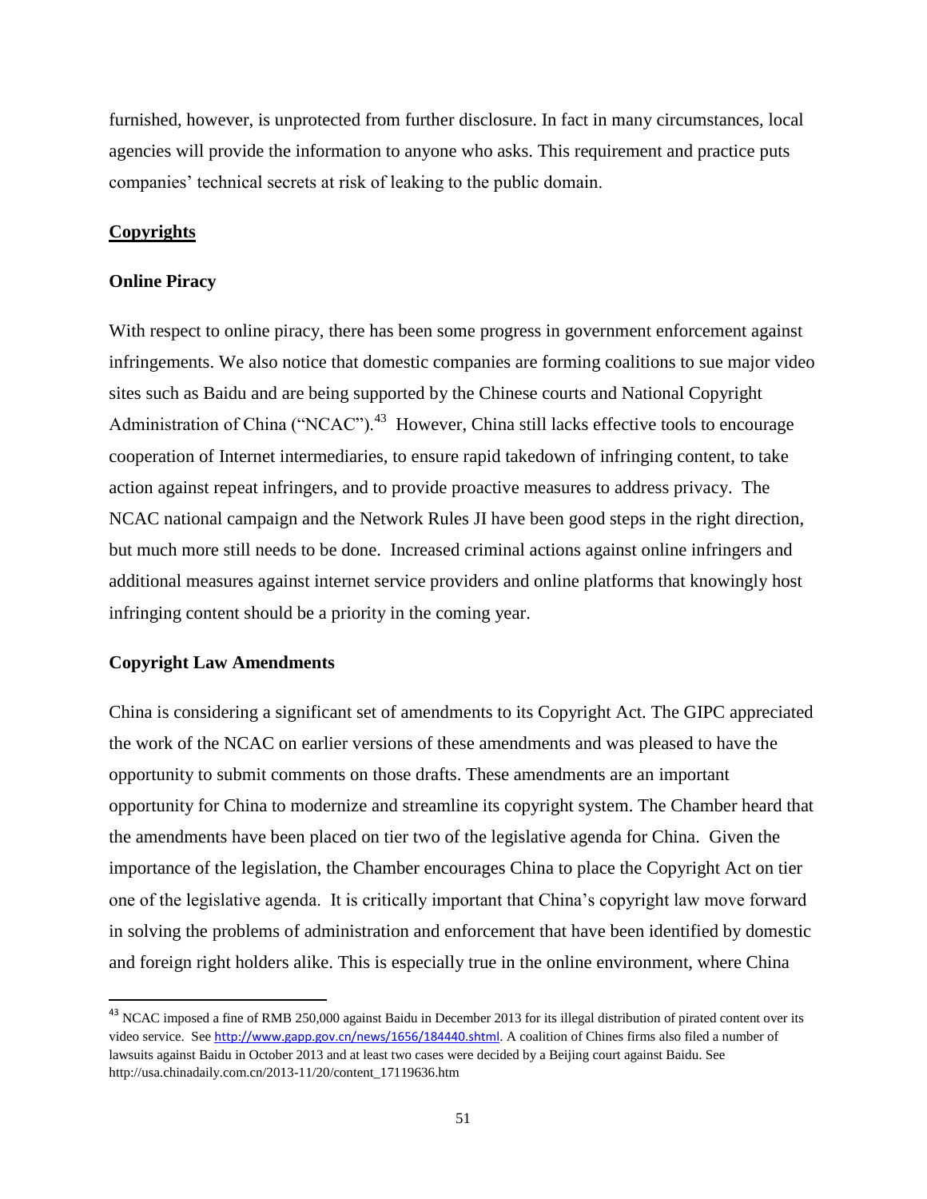furnished, however, is unprotected from further disclosure. In fact in many circumstances, local agencies will provide the information to anyone who asks. This requirement and practice puts companies' technical secrets at risk of leaking to the public domain.

## Copyrights

### Online Piracy

With respect to online piracy, there has been some progress in government enforcement against infringements. We also notice that domestic companies are forming coalitions to sue major video sites such as Baidu and are being supported by the Chinese courts and National Copyright Administration of China ("NCAC").[43] However, China still lacks effective tools to encourage cooperation of Internet intermediaries, to ensure rapid takedown of infringing content, to take action against repeat infringers, and to provide proactive measures to address privacy. The NCAC national campaign and the Network Rules JI have been good steps in the right direction, but much more still needs to be done. Increased criminal actions against online infringers and additional measures against internet service providers and online platforms that knowingly host infringing content should be a priority in the coming year.

### Copyright Law Amendments

China is considering a significant set of amendments to its Copyright Act. The GIPC appreciated the work of the NCAC on earlier versions of these amendments and was pleased to have the opportunity to submit comments on those drafts. These amendments are an important opportunity for China to modernize and streamline its copyright system. The Chamber heard that the amendments have been placed on tier two of the legislative agenda for China. Given the importance of the legislation, the Chamber encourages China to place the Copyright Act on tier one of the legislative agenda. It is critically important that China's copyright law move forward in solving the problems of administration and enforcement that have been identified by domestic and foreign right holders alike. This is especially true in the online environment, where China

---

[43] NCAC imposed a fine of RMB 250,000 against Baidu in December 2013 for its illegal distribution of pirated content over its video service. See http://www.gapp.gov.cn/news/1656/184440.shtml. A coalition of Chines firms also filed a number of lawsuits against Baidu in October 2013 and at least two cases were decided by a Beijing court against Baidu. See http://usa.chinadaily.com.cn/2013-11/20/content_17119636.htm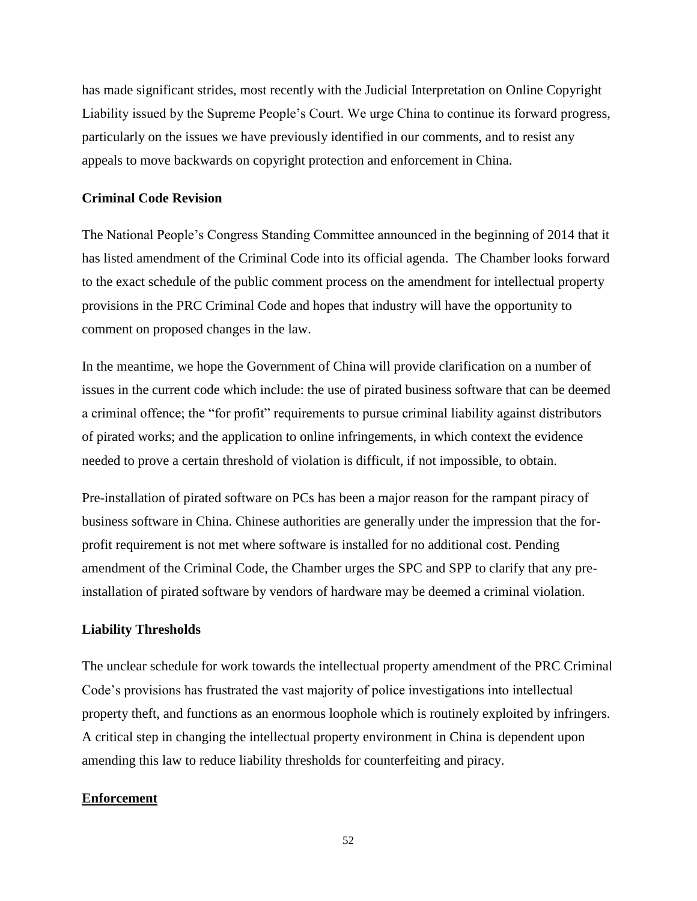has made significant strides, most recently with the Judicial Interpretation on Online Copyright Liability issued by the Supreme People's Court. We urge China to continue its forward progress, particularly on the issues we have previously identified in our comments, and to resist any appeals to move backwards on copyright protection and enforcement in China.

**Criminal Code Revision**

The National People's Congress Standing Committee announced in the beginning of 2014 that it has listed amendment of the Criminal Code into its official agenda. The Chamber looks forward to the exact schedule of the public comment process on the amendment for intellectual property provisions in the PRC Criminal Code and hopes that industry will have the opportunity to comment on proposed changes in the law.

In the meantime, we hope the Government of China will provide clarification on a number of issues in the current code which include: the use of pirated business software that can be deemed a criminal offence; the "for profit" requirements to pursue criminal liability against distributors of pirated works; and the application to online infringements, in which context the evidence needed to prove a certain threshold of violation is difficult, if not impossible, to obtain.

Pre-installation of pirated software on PCs has been a major reason for the rampant piracy of business software in China. Chinese authorities are generally under the impression that the for-profit requirement is not met where software is installed for no additional cost. Pending amendment of the Criminal Code, the Chamber urges the SPC and SPP to clarify that any pre-installation of pirated software by vendors of hardware may be deemed a criminal violation.

**Liability Thresholds**

The unclear schedule for work towards the intellectual property amendment of the PRC Criminal Code's provisions has frustrated the vast majority of police investigations into intellectual property theft, and functions as an enormous loophole which is routinely exploited by infringers. A critical step in changing the intellectual property environment in China is dependent upon amending this law to reduce liability thresholds for counterfeiting and piracy.

**Enforcement**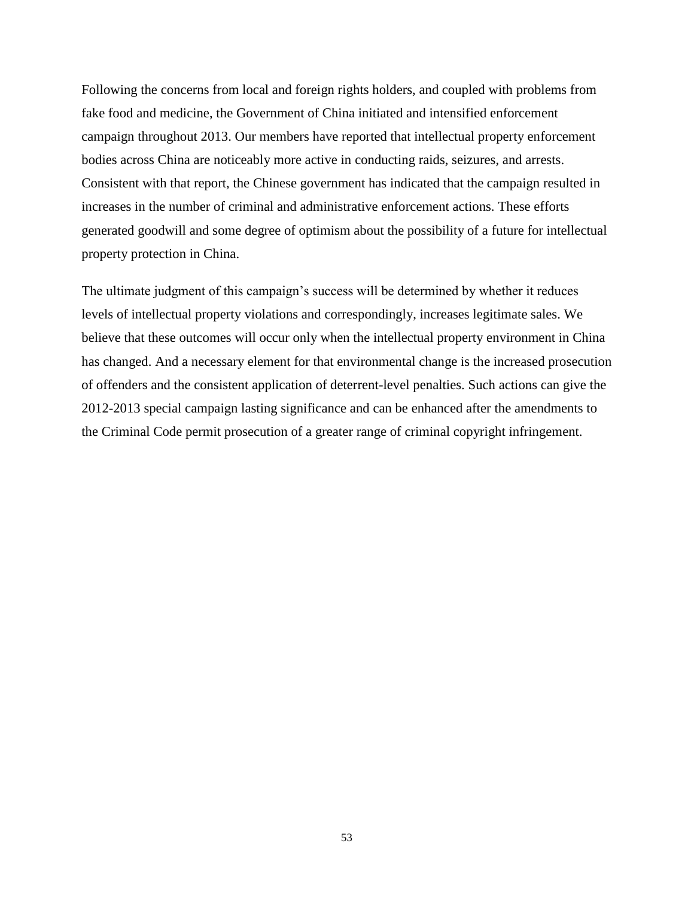Following the concerns from local and foreign rights holders, and coupled with problems from fake food and medicine, the Government of China initiated and intensified enforcement campaign throughout 2013. Our members have reported that intellectual property enforcement bodies across China are noticeably more active in conducting raids, seizures, and arrests. Consistent with that report, the Chinese government has indicated that the campaign resulted in increases in the number of criminal and administrative enforcement actions. These efforts generated goodwill and some degree of optimism about the possibility of a future for intellectual property protection in China.

The ultimate judgment of this campaign's success will be determined by whether it reduces levels of intellectual property violations and correspondingly, increases legitimate sales. We believe that these outcomes will occur only when the intellectual property environment in China has changed. And a necessary element for that environmental change is the increased prosecution of offenders and the consistent application of deterrent-level penalties. Such actions can give the 2012-2013 special campaign lasting significance and can be enhanced after the amendments to the Criminal Code permit prosecution of a greater range of criminal copyright infringement.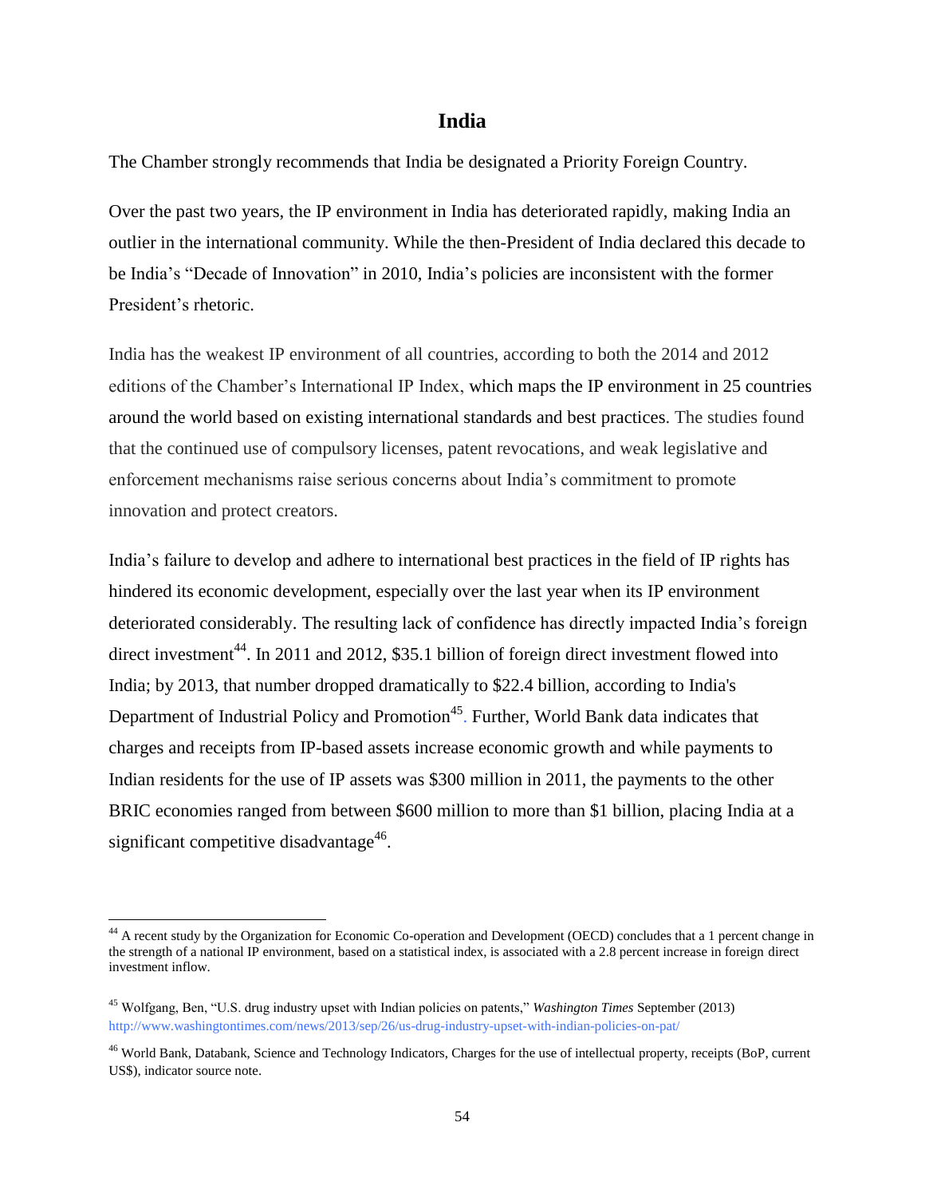# India

The Chamber strongly recommends that India be designated a Priority Foreign Country.

Over the past two years, the IP environment in India has deteriorated rapidly, making India an outlier in the international community. While the then-President of India declared this decade to be India's "Decade of Innovation" in 2010, India's policies are inconsistent with the former President's rhetoric.

India has the weakest IP environment of all countries, according to both the 2014 and 2012 editions of the Chamber's International IP Index, which maps the IP environment in 25 countries around the world based on existing international standards and best practices. The studies found that the continued use of compulsory licenses, patent revocations, and weak legislative and enforcement mechanisms raise serious concerns about India's commitment to promote innovation and protect creators.

India's failure to develop and adhere to international best practices in the field of IP rights has hindered its economic development, especially over the last year when its IP environment deteriorated considerably. The resulting lack of confidence has directly impacted India's foreign direct investment[44]. In 2011 and 2012, $35.1 billion of foreign direct investment flowed into India; by 2013, that number dropped dramatically to $22.4 billion, according to India's Department of Industrial Policy and Promotion[45]. Further, World Bank data indicates that charges and receipts from IP-based assets increase economic growth and while payments to Indian residents for the use of IP assets was $300 million in 2011, the payments to the other BRIC economies ranged from between $600 million to more than $1 billion, placing India at a significant competitive disadvantage[46].

---

[44] A recent study by the Organization for Economic Co-operation and Development (OECD) concludes that a 1 percent change in the strength of a national IP environment, based on a statistical index, is associated with a 2.8 percent increase in foreign direct investment inflow.

[45] Wolfgang, Ben, "U.S. drug industry upset with Indian policies on patents," *Washington Times* September (2013) http://www.washingtontimes.com/news/2013/sep/26/us-drug-industry-upset-with-indian-policies-on-pat/

[46] World Bank, Databank, Science and Technology Indicators, Charges for the use of intellectual property, receipts (BoP, current US$), indicator source note.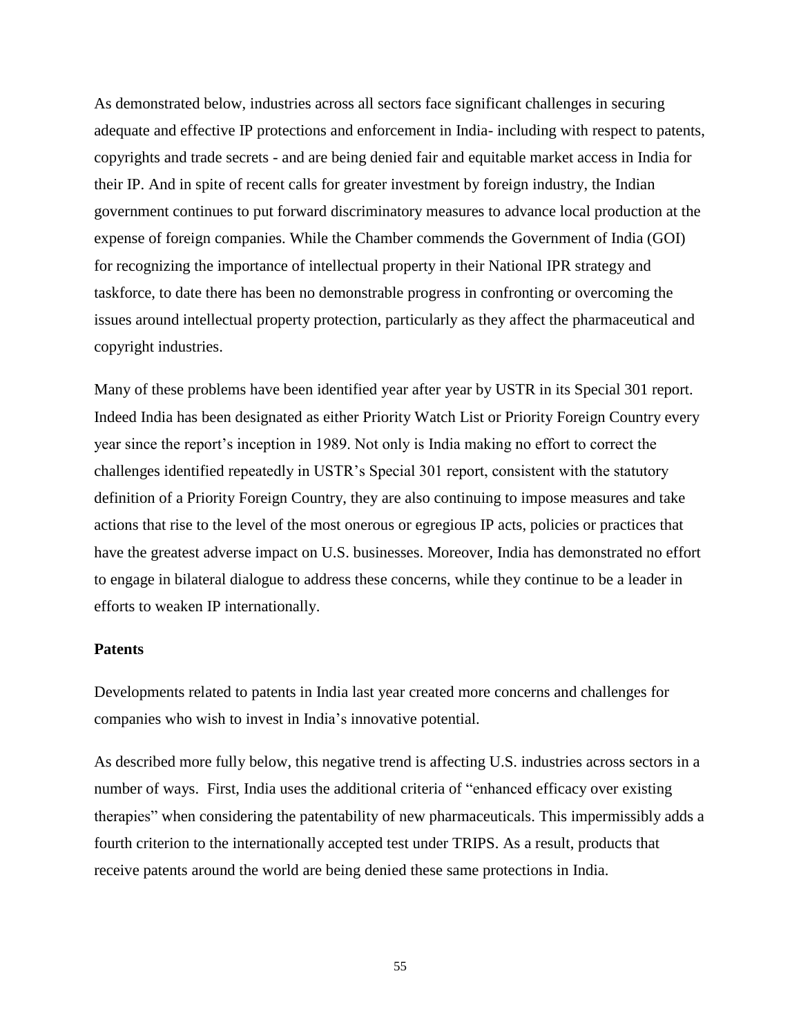As demonstrated below, industries across all sectors face significant challenges in securing adequate and effective IP protections and enforcement in India- including with respect to patents, copyrights and trade secrets - and are being denied fair and equitable market access in India for their IP. And in spite of recent calls for greater investment by foreign industry, the Indian government continues to put forward discriminatory measures to advance local production at the expense of foreign companies. While the Chamber commends the Government of India (GOI) for recognizing the importance of intellectual property in their National IPR strategy and taskforce, to date there has been no demonstrable progress in confronting or overcoming the issues around intellectual property protection, particularly as they affect the pharmaceutical and copyright industries.

Many of these problems have been identified year after year by USTR in its Special 301 report. Indeed India has been designated as either Priority Watch List or Priority Foreign Country every year since the report's inception in 1989. Not only is India making no effort to correct the challenges identified repeatedly in USTR's Special 301 report, consistent with the statutory definition of a Priority Foreign Country, they are also continuing to impose measures and take actions that rise to the level of the most onerous or egregious IP acts, policies or practices that have the greatest adverse impact on U.S. businesses. Moreover, India has demonstrated no effort to engage in bilateral dialogue to address these concerns, while they continue to be a leader in efforts to weaken IP internationally.

**Patents**

Developments related to patents in India last year created more concerns and challenges for companies who wish to invest in India's innovative potential.

As described more fully below, this negative trend is affecting U.S. industries across sectors in a number of ways. First, India uses the additional criteria of "enhanced efficacy over existing therapies" when considering the patentability of new pharmaceuticals. This impermissibly adds a fourth criterion to the internationally accepted test under TRIPS. As a result, products that receive patents around the world are being denied these same protections in India.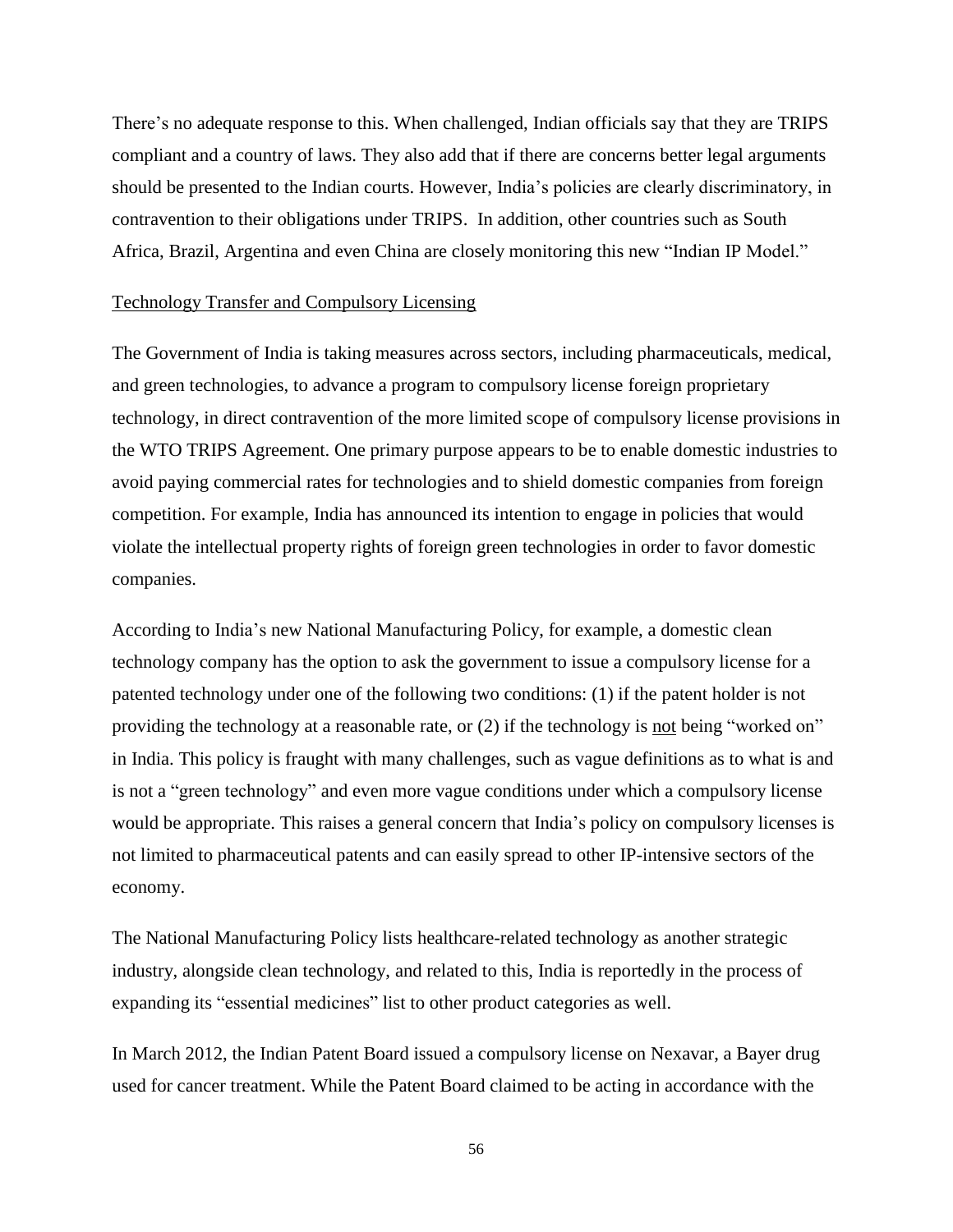There's no adequate response to this. When challenged, Indian officials say that they are TRIPS compliant and a country of laws. They also add that if there are concerns better legal arguments should be presented to the Indian courts. However, India's policies are clearly discriminatory, in contravention to their obligations under TRIPS. In addition, other countries such as South Africa, Brazil, Argentina and even China are closely monitoring this new "Indian IP Model."

<u>Technology Transfer and Compulsory Licensing</u>

The Government of India is taking measures across sectors, including pharmaceuticals, medical, and green technologies, to advance a program to compulsory license foreign proprietary technology, in direct contravention of the more limited scope of compulsory license provisions in the WTO TRIPS Agreement. One primary purpose appears to be to enable domestic industries to avoid paying commercial rates for technologies and to shield domestic companies from foreign competition. For example, India has announced its intention to engage in policies that would violate the intellectual property rights of foreign green technologies in order to favor domestic companies.

According to India's new National Manufacturing Policy, for example, a domestic clean technology company has the option to ask the government to issue a compulsory license for a patented technology under one of the following two conditions: (1) if the patent holder is not providing the technology at a reasonable rate, or (2) if the technology is <u>not</u> being "worked on" in India. This policy is fraught with many challenges, such as vague definitions as to what is and is not a "green technology" and even more vague conditions under which a compulsory license would be appropriate. This raises a general concern that India's policy on compulsory licenses is not limited to pharmaceutical patents and can easily spread to other IP-intensive sectors of the economy.

The National Manufacturing Policy lists healthcare-related technology as another strategic industry, alongside clean technology, and related to this, India is reportedly in the process of expanding its "essential medicines" list to other product categories as well.

In March 2012, the Indian Patent Board issued a compulsory license on Nexavar, a Bayer drug used for cancer treatment. While the Patent Board claimed to be acting in accordance with the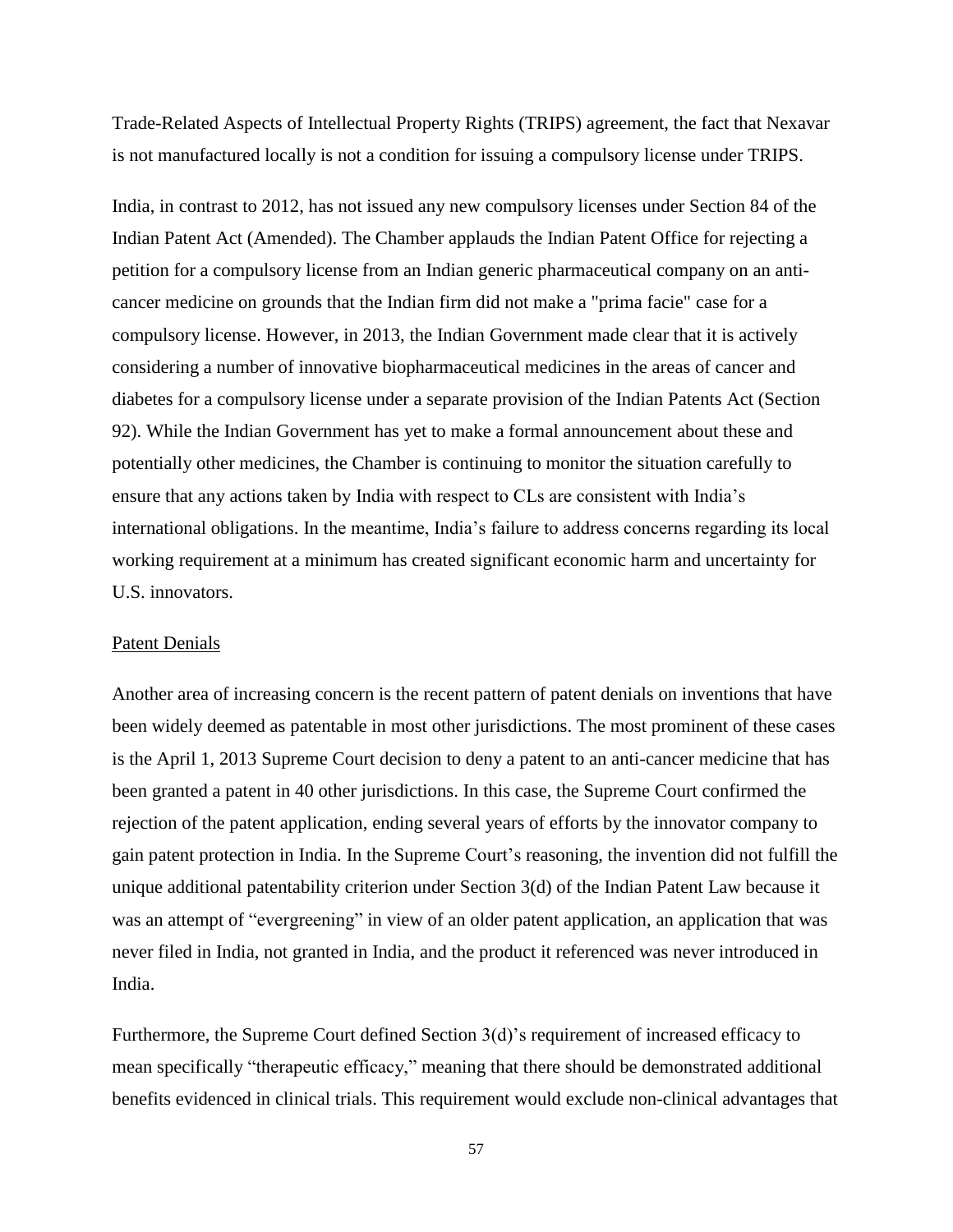Trade-Related Aspects of Intellectual Property Rights (TRIPS) agreement, the fact that Nexavar is not manufactured locally is not a condition for issuing a compulsory license under TRIPS.

India, in contrast to 2012, has not issued any new compulsory licenses under Section 84 of the Indian Patent Act (Amended). The Chamber applauds the Indian Patent Office for rejecting a petition for a compulsory license from an Indian generic pharmaceutical company on an anti-cancer medicine on grounds that the Indian firm did not make a "prima facie" case for a compulsory license. However, in 2013, the Indian Government made clear that it is actively considering a number of innovative biopharmaceutical medicines in the areas of cancer and diabetes for a compulsory license under a separate provision of the Indian Patents Act (Section 92). While the Indian Government has yet to make a formal announcement about these and potentially other medicines, the Chamber is continuing to monitor the situation carefully to ensure that any actions taken by India with respect to CLs are consistent with India's international obligations. In the meantime, India's failure to address concerns regarding its local working requirement at a minimum has created significant economic harm and uncertainty for U.S. innovators.

Patent Denials

Another area of increasing concern is the recent pattern of patent denials on inventions that have been widely deemed as patentable in most other jurisdictions. The most prominent of these cases is the April 1, 2013 Supreme Court decision to deny a patent to an anti-cancer medicine that has been granted a patent in 40 other jurisdictions. In this case, the Supreme Court confirmed the rejection of the patent application, ending several years of efforts by the innovator company to gain patent protection in India. In the Supreme Court's reasoning, the invention did not fulfill the unique additional patentability criterion under Section 3(d) of the Indian Patent Law because it was an attempt of "evergreening" in view of an older patent application, an application that was never filed in India, not granted in India, and the product it referenced was never introduced in India.

Furthermore, the Supreme Court defined Section 3(d)'s requirement of increased efficacy to mean specifically "therapeutic efficacy," meaning that there should be demonstrated additional benefits evidenced in clinical trials. This requirement would exclude non-clinical advantages that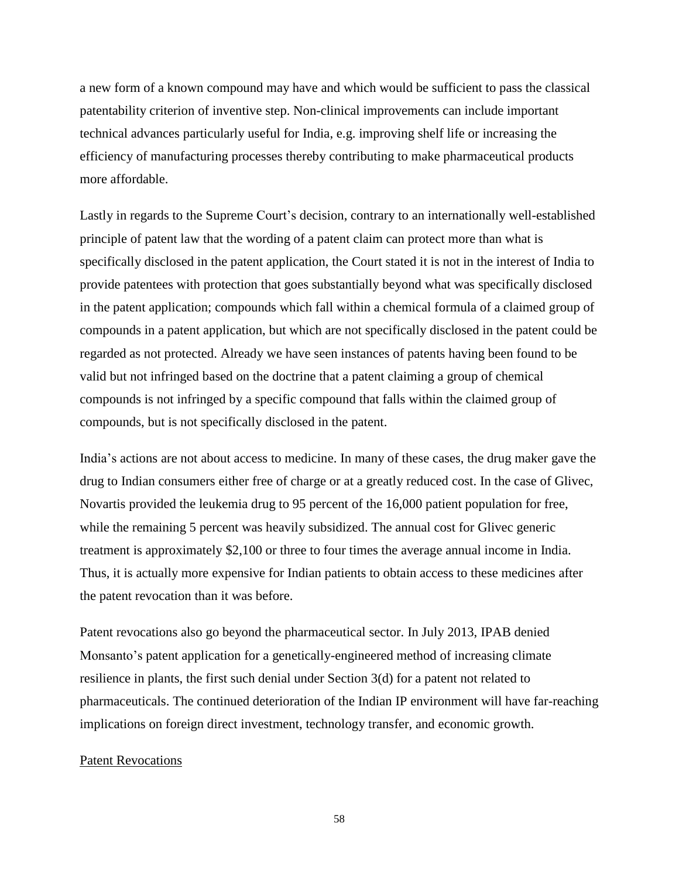a new form of a known compound may have and which would be sufficient to pass the classical patentability criterion of inventive step. Non-clinical improvements can include important technical advances particularly useful for India, e.g. improving shelf life or increasing the efficiency of manufacturing processes thereby contributing to make pharmaceutical products more affordable.

Lastly in regards to the Supreme Court's decision, contrary to an internationally well-established principle of patent law that the wording of a patent claim can protect more than what is specifically disclosed in the patent application, the Court stated it is not in the interest of India to provide patentees with protection that goes substantially beyond what was specifically disclosed in the patent application; compounds which fall within a chemical formula of a claimed group of compounds in a patent application, but which are not specifically disclosed in the patent could be regarded as not protected. Already we have seen instances of patents having been found to be valid but not infringed based on the doctrine that a patent claiming a group of chemical compounds is not infringed by a specific compound that falls within the claimed group of compounds, but is not specifically disclosed in the patent.

India's actions are not about access to medicine. In many of these cases, the drug maker gave the drug to Indian consumers either free of charge or at a greatly reduced cost. In the case of Glivec, Novartis provided the leukemia drug to 95 percent of the 16,000 patient population for free, while the remaining 5 percent was heavily subsidized. The annual cost for Glivec generic treatment is approximately $2,100 or three to four times the average annual income in India. Thus, it is actually more expensive for Indian patients to obtain access to these medicines after the patent revocation than it was before.

Patent revocations also go beyond the pharmaceutical sector. In July 2013, IPAB denied Monsanto's patent application for a genetically-engineered method of increasing climate resilience in plants, the first such denial under Section 3(d) for a patent not related to pharmaceuticals. The continued deterioration of the Indian IP environment will have far-reaching implications on foreign direct investment, technology transfer, and economic growth.

<u>Patent Revocations</u>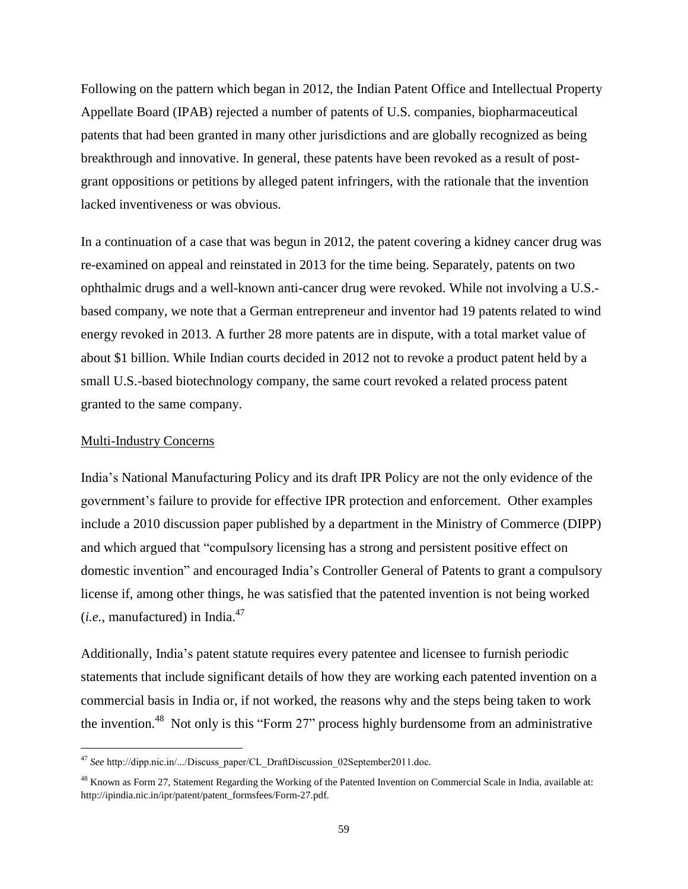Following on the pattern which began in 2012, the Indian Patent Office and Intellectual Property Appellate Board (IPAB) rejected a number of patents of U.S. companies, biopharmaceutical patents that had been granted in many other jurisdictions and are globally recognized as being breakthrough and innovative. In general, these patents have been revoked as a result of post-grant oppositions or petitions by alleged patent infringers, with the rationale that the invention lacked inventiveness or was obvious.

In a continuation of a case that was begun in 2012, the patent covering a kidney cancer drug was re-examined on appeal and reinstated in 2013 for the time being. Separately, patents on two ophthalmic drugs and a well-known anti-cancer drug were revoked. While not involving a U.S.-based company, we note that a German entrepreneur and inventor had 19 patents related to wind energy revoked in 2013. A further 28 more patents are in dispute, with a total market value of about $1 billion. While Indian courts decided in 2012 not to revoke a product patent held by a small U.S.-based biotechnology company, the same court revoked a related process patent granted to the same company.

<u>Multi-Industry Concerns</u>

India's National Manufacturing Policy and its draft IPR Policy are not the only evidence of the government's failure to provide for effective IPR protection and enforcement. Other examples include a 2010 discussion paper published by a department in the Ministry of Commerce (DIPP) and which argued that "compulsory licensing has a strong and persistent positive effect on domestic invention" and encouraged India's Controller General of Patents to grant a compulsory license if, among other things, he was satisfied that the patented invention is not being worked (*i.e.*, manufactured) in India.[47]

Additionally, India's patent statute requires every patentee and licensee to furnish periodic statements that include significant details of how they are working each patented invention on a commercial basis in India or, if not worked, the reasons why and the steps being taken to work the invention.[48] Not only is this "Form 27" process highly burdensome from an administrative

---

[47] *See* http://dipp.nic.in/.../Discuss_paper/CL_DraftDiscussion_02September2011.doc.

[48] Known as Form 27, Statement Regarding the Working of the Patented Invention on Commercial Scale in India, available at: http://ipindia.nic.in/ipr/patent/patent_formsfees/Form-27.pdf.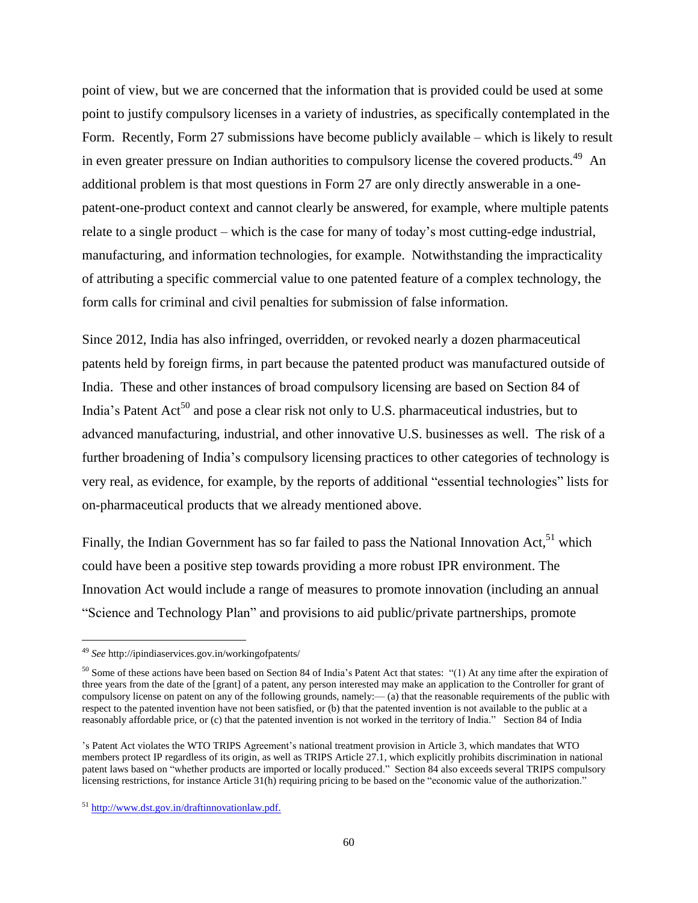point of view, but we are concerned that the information that is provided could be used at some point to justify compulsory licenses in a variety of industries, as specifically contemplated in the Form. Recently, Form 27 submissions have become publicly available – which is likely to result in even greater pressure on Indian authorities to compulsory license the covered products.[49] An additional problem is that most questions in Form 27 are only directly answerable in a one-patent-one-product context and cannot clearly be answered, for example, where multiple patents relate to a single product – which is the case for many of today's most cutting-edge industrial, manufacturing, and information technologies, for example. Notwithstanding the impracticality of attributing a specific commercial value to one patented feature of a complex technology, the form calls for criminal and civil penalties for submission of false information.

Since 2012, India has also infringed, overridden, or revoked nearly a dozen pharmaceutical patents held by foreign firms, in part because the patented product was manufactured outside of India. These and other instances of broad compulsory licensing are based on Section 84 of India's Patent Act[50] and pose a clear risk not only to U.S. pharmaceutical industries, but to advanced manufacturing, industrial, and other innovative U.S. businesses as well. The risk of a further broadening of India's compulsory licensing practices to other categories of technology is very real, as evidence, for example, by the reports of additional "essential technologies" lists for on-pharmaceutical products that we already mentioned above.

Finally, the Indian Government has so far failed to pass the National Innovation Act,[51] which could have been a positive step towards providing a more robust IPR environment. The Innovation Act would include a range of measures to promote innovation (including an annual "Science and Technology Plan" and provisions to aid public/private partnerships, promote

---

[49] *See* http://ipindiaservices.gov.in/workingofpatents/

[50] Some of these actions have been based on Section 84 of India's Patent Act that states: "(1) At any time after the expiration of three years from the date of the [grant] of a patent, any person interested may make an application to the Controller for grant of compulsory license on patent on any of the following grounds, namely:— (a) that the reasonable requirements of the public with respect to the patented invention have not been satisfied, or (b) that the patented invention is not available to the public at a reasonably affordable price, or (c) that the patented invention is not worked in the territory of India." Section 84 of India's Patent Act violates the WTO TRIPS Agreement's national treatment provision in Article 3, which mandates that WTO members protect IP regardless of its origin, as well as TRIPS Article 27.1, which explicitly prohibits discrimination in national patent laws based on "whether products are imported or locally produced." Section 84 also exceeds several TRIPS compulsory licensing restrictions, for instance Article 31(h) requiring pricing to be based on the "economic value of the authorization."

[51] http://www.dst.gov.in/draftinnovationlaw.pdf.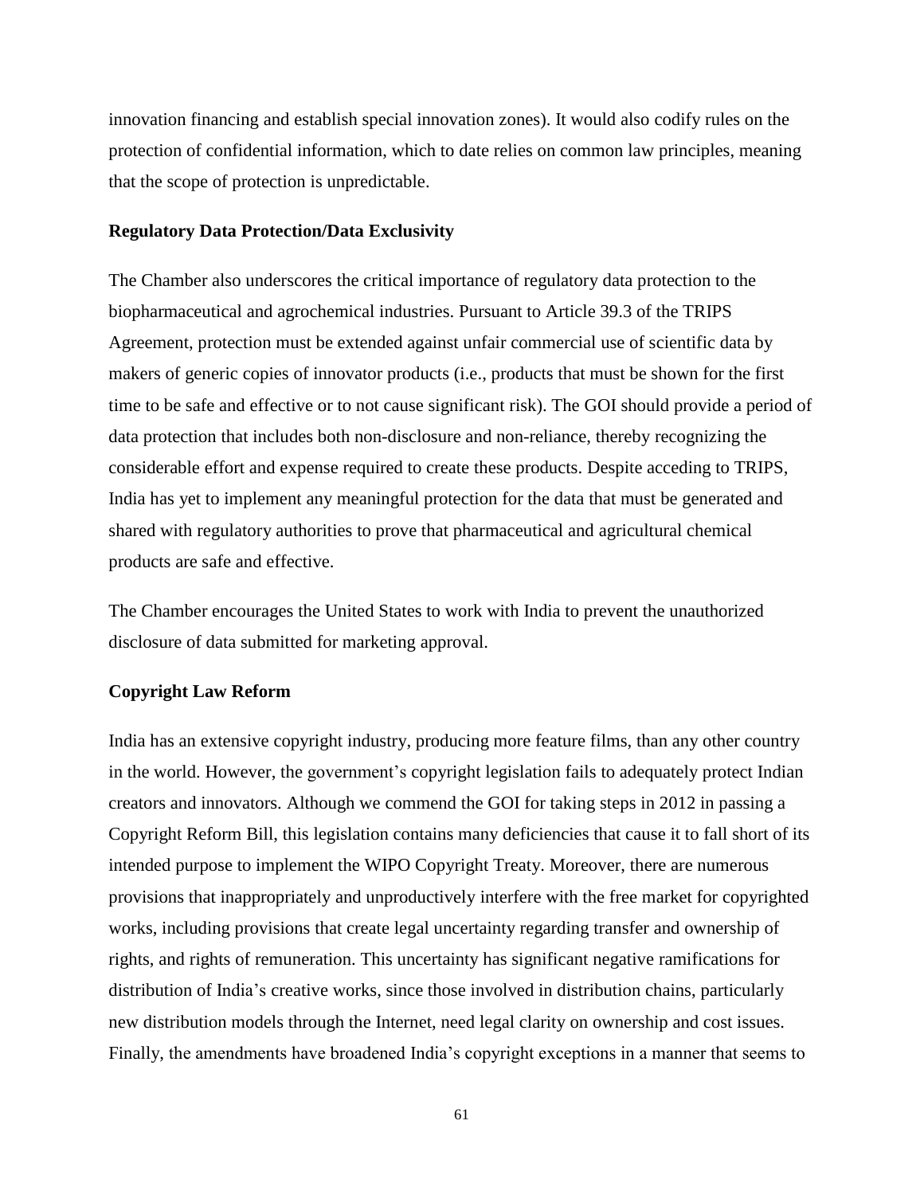innovation financing and establish special innovation zones). It would also codify rules on the protection of confidential information, which to date relies on common law principles, meaning that the scope of protection is unpredictable.

**Regulatory Data Protection/Data Exclusivity**

The Chamber also underscores the critical importance of regulatory data protection to the biopharmaceutical and agrochemical industries. Pursuant to Article 39.3 of the TRIPS Agreement, protection must be extended against unfair commercial use of scientific data by makers of generic copies of innovator products (i.e., products that must be shown for the first time to be safe and effective or to not cause significant risk). The GOI should provide a period of data protection that includes both non-disclosure and non-reliance, thereby recognizing the considerable effort and expense required to create these products. Despite acceding to TRIPS, India has yet to implement any meaningful protection for the data that must be generated and shared with regulatory authorities to prove that pharmaceutical and agricultural chemical products are safe and effective.

The Chamber encourages the United States to work with India to prevent the unauthorized disclosure of data submitted for marketing approval.

**Copyright Law Reform**

India has an extensive copyright industry, producing more feature films, than any other country in the world. However, the government's copyright legislation fails to adequately protect Indian creators and innovators. Although we commend the GOI for taking steps in 2012 in passing a Copyright Reform Bill, this legislation contains many deficiencies that cause it to fall short of its intended purpose to implement the WIPO Copyright Treaty. Moreover, there are numerous provisions that inappropriately and unproductively interfere with the free market for copyrighted works, including provisions that create legal uncertainty regarding transfer and ownership of rights, and rights of remuneration. This uncertainty has significant negative ramifications for distribution of India's creative works, since those involved in distribution chains, particularly new distribution models through the Internet, need legal clarity on ownership and cost issues. Finally, the amendments have broadened India's copyright exceptions in a manner that seems to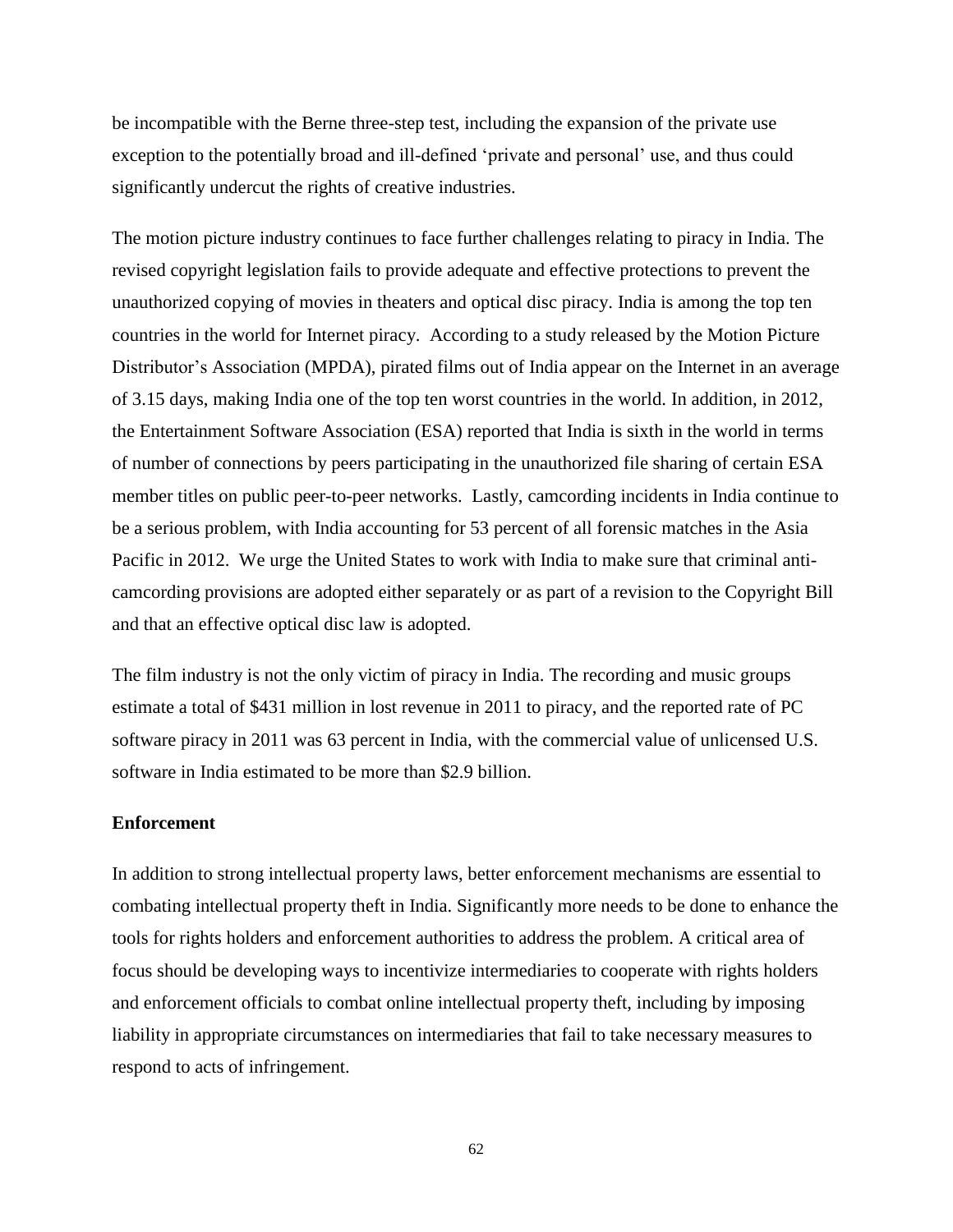be incompatible with the Berne three-step test, including the expansion of the private use exception to the potentially broad and ill-defined 'private and personal' use, and thus could significantly undercut the rights of creative industries.

The motion picture industry continues to face further challenges relating to piracy in India. The revised copyright legislation fails to provide adequate and effective protections to prevent the unauthorized copying of movies in theaters and optical disc piracy. India is among the top ten countries in the world for Internet piracy. According to a study released by the Motion Picture Distributor's Association (MPDA), pirated films out of India appear on the Internet in an average of 3.15 days, making India one of the top ten worst countries in the world. In addition, in 2012, the Entertainment Software Association (ESA) reported that India is sixth in the world in terms of number of connections by peers participating in the unauthorized file sharing of certain ESA member titles on public peer-to-peer networks. Lastly, camcording incidents in India continue to be a serious problem, with India accounting for 53 percent of all forensic matches in the Asia Pacific in 2012. We urge the United States to work with India to make sure that criminal anti-camcording provisions are adopted either separately or as part of a revision to the Copyright Bill and that an effective optical disc law is adopted.

The film industry is not the only victim of piracy in India. The recording and music groups estimate a total of $431 million in lost revenue in 2011 to piracy, and the reported rate of PC software piracy in 2011 was 63 percent in India, with the commercial value of unlicensed U.S. software in India estimated to be more than $2.9 billion.

**Enforcement**

In addition to strong intellectual property laws, better enforcement mechanisms are essential to combating intellectual property theft in India. Significantly more needs to be done to enhance the tools for rights holders and enforcement authorities to address the problem. A critical area of focus should be developing ways to incentivize intermediaries to cooperate with rights holders and enforcement officials to combat online intellectual property theft, including by imposing liability in appropriate circumstances on intermediaries that fail to take necessary measures to respond to acts of infringement.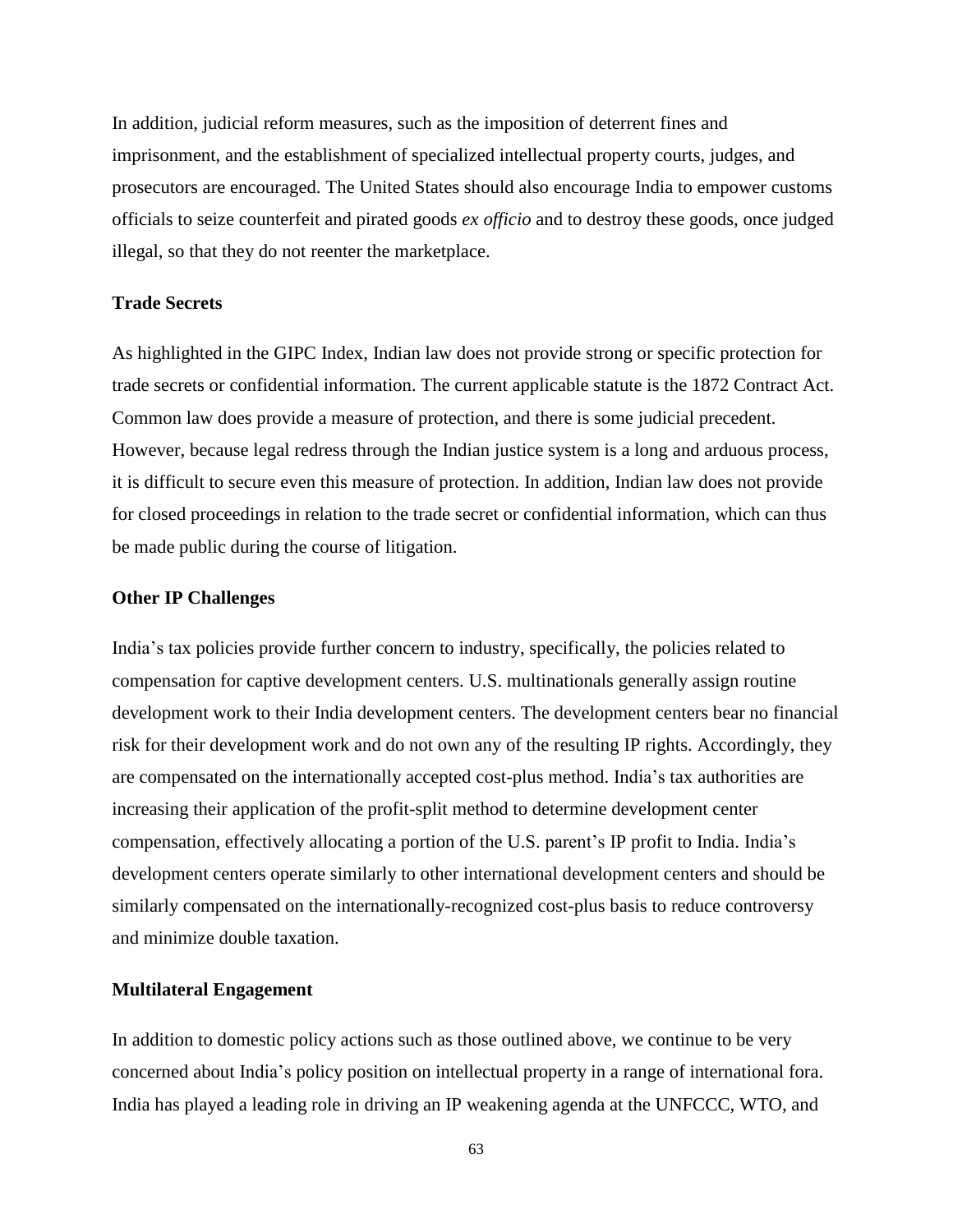In addition, judicial reform measures, such as the imposition of deterrent fines and imprisonment, and the establishment of specialized intellectual property courts, judges, and prosecutors are encouraged. The United States should also encourage India to empower customs officials to seize counterfeit and pirated goods *ex officio* and to destroy these goods, once judged illegal, so that they do not reenter the marketplace.

**Trade Secrets**

As highlighted in the GIPC Index, Indian law does not provide strong or specific protection for trade secrets or confidential information. The current applicable statute is the 1872 Contract Act. Common law does provide a measure of protection, and there is some judicial precedent. However, because legal redress through the Indian justice system is a long and arduous process, it is difficult to secure even this measure of protection. In addition, Indian law does not provide for closed proceedings in relation to the trade secret or confidential information, which can thus be made public during the course of litigation.

**Other IP Challenges**

India's tax policies provide further concern to industry, specifically, the policies related to compensation for captive development centers. U.S. multinationals generally assign routine development work to their India development centers. The development centers bear no financial risk for their development work and do not own any of the resulting IP rights. Accordingly, they are compensated on the internationally accepted cost-plus method. India's tax authorities are increasing their application of the profit-split method to determine development center compensation, effectively allocating a portion of the U.S. parent's IP profit to India. India's development centers operate similarly to other international development centers and should be similarly compensated on the internationally-recognized cost-plus basis to reduce controversy and minimize double taxation.

**Multilateral Engagement**

In addition to domestic policy actions such as those outlined above, we continue to be very concerned about India's policy position on intellectual property in a range of international fora. India has played a leading role in driving an IP weakening agenda at the UNFCCC, WTO, and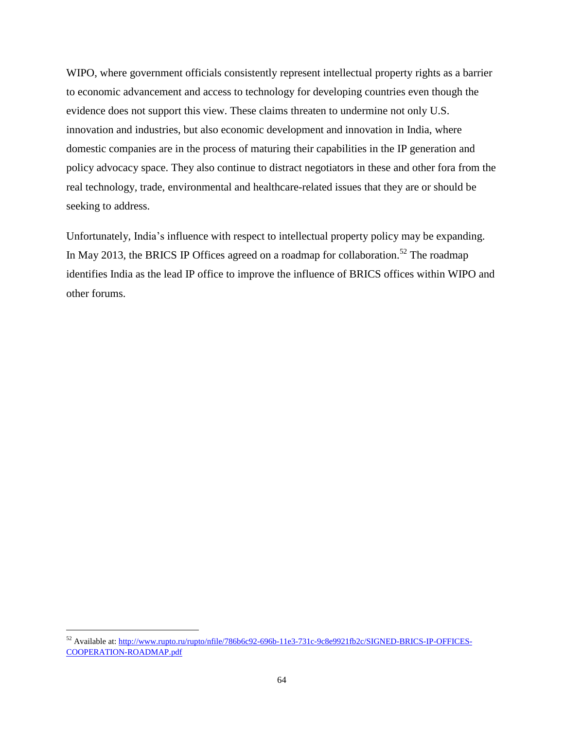WIPO, where government officials consistently represent intellectual property rights as a barrier to economic advancement and access to technology for developing countries even though the evidence does not support this view. These claims threaten to undermine not only U.S. innovation and industries, but also economic development and innovation in India, where domestic companies are in the process of maturing their capabilities in the IP generation and policy advocacy space. They also continue to distract negotiators in these and other fora from the real technology, trade, environmental and healthcare-related issues that they are or should be seeking to address.

Unfortunately, India's influence with respect to intellectual property policy may be expanding. In May 2013, the BRICS IP Offices agreed on a roadmap for collaboration.[52] The roadmap identifies India as the lead IP office to improve the influence of BRICS offices within WIPO and other forums.

---

[52] Available at: http://www.rupto.ru/rupto/nfile/786b6c92-696b-11e3-731c-9c8e9921fb2c/SIGNED-BRICS-IP-OFFICES-COOPERATION-ROADMAP.pdf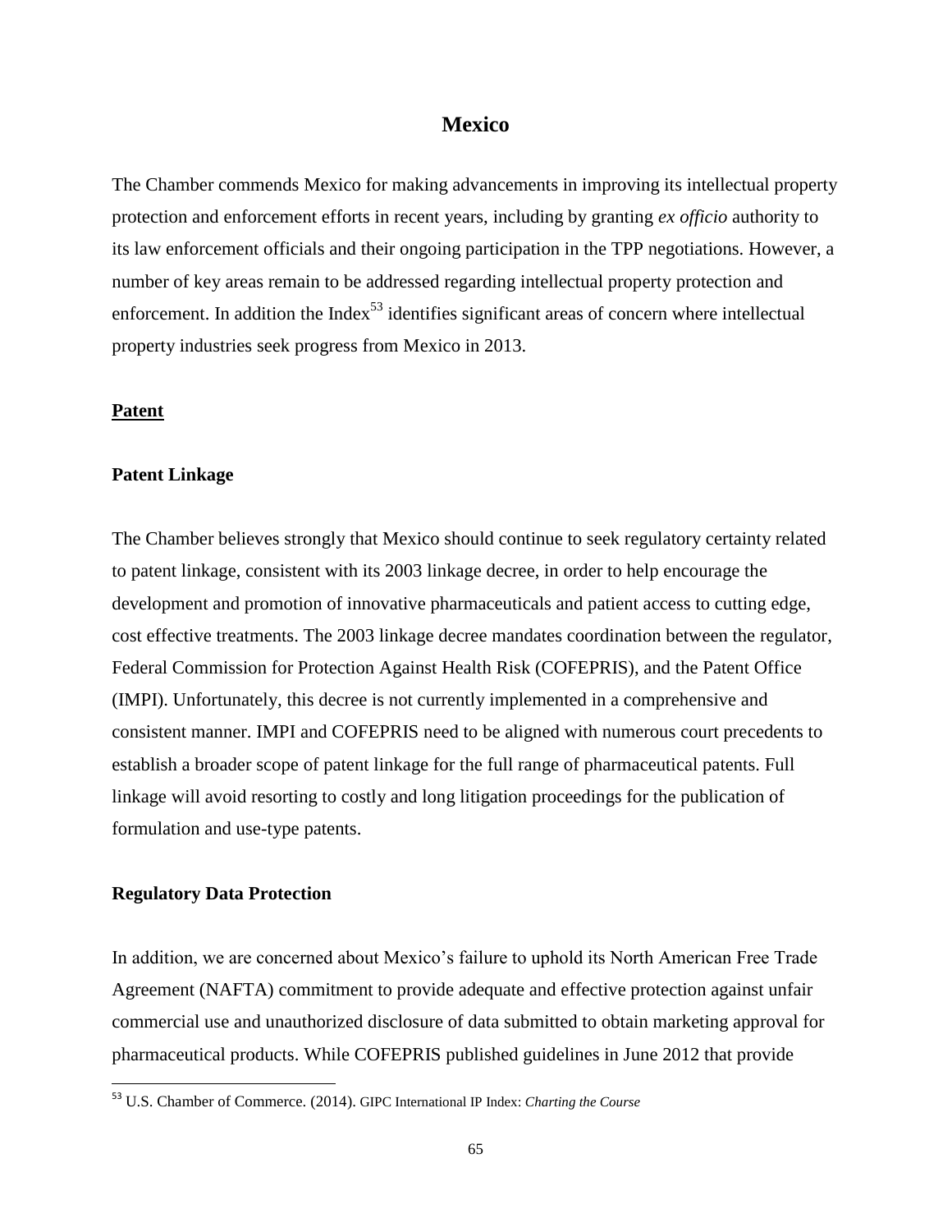# Mexico

The Chamber commends Mexico for making advancements in improving its intellectual property protection and enforcement efforts in recent years, including by granting *ex officio* authority to its law enforcement officials and their ongoing participation in the TPP negotiations. However, a number of key areas remain to be addressed regarding intellectual property protection and enforcement. In addition the Index[53] identifies significant areas of concern where intellectual property industries seek progress from Mexico in 2013.

## Patent

### Patent Linkage

The Chamber believes strongly that Mexico should continue to seek regulatory certainty related to patent linkage, consistent with its 2003 linkage decree, in order to help encourage the development and promotion of innovative pharmaceuticals and patient access to cutting edge, cost effective treatments. The 2003 linkage decree mandates coordination between the regulator, Federal Commission for Protection Against Health Risk (COFEPRIS), and the Patent Office (IMPI). Unfortunately, this decree is not currently implemented in a comprehensive and consistent manner. IMPI and COFEPRIS need to be aligned with numerous court precedents to establish a broader scope of patent linkage for the full range of pharmaceutical patents. Full linkage will avoid resorting to costly and long litigation proceedings for the publication of formulation and use-type patents.

### Regulatory Data Protection

In addition, we are concerned about Mexico's failure to uphold its North American Free Trade Agreement (NAFTA) commitment to provide adequate and effective protection against unfair commercial use and unauthorized disclosure of data submitted to obtain marketing approval for pharmaceutical products. While COFEPRIS published guidelines in June 2012 that provide

---

[53] U.S. Chamber of Commerce. (2014). GIPC International IP Index: *Charting the Course*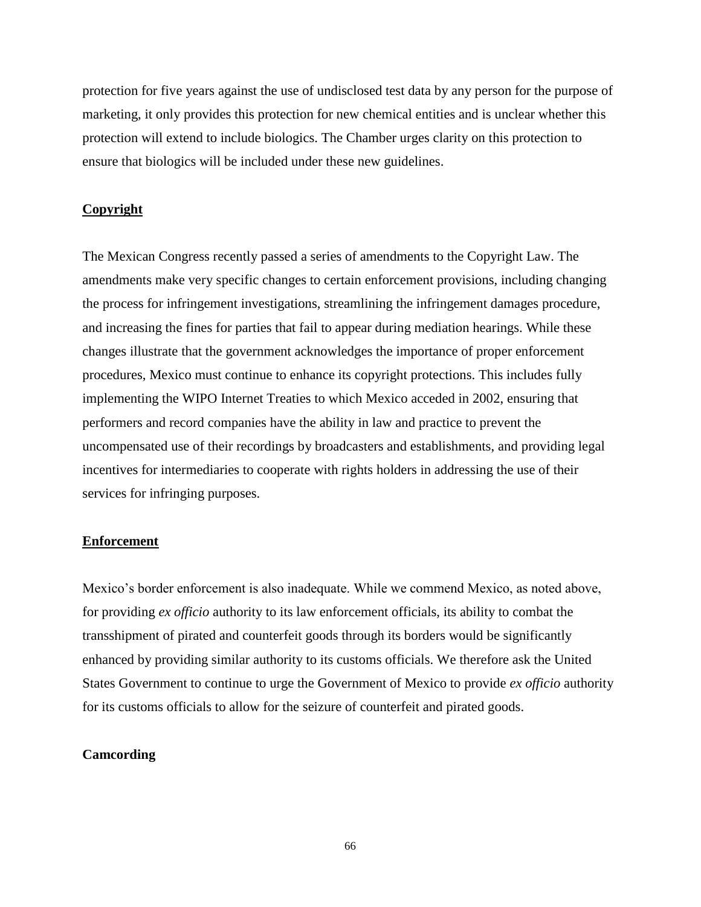protection for five years against the use of undisclosed test data by any person for the purpose of marketing, it only provides this protection for new chemical entities and is unclear whether this protection will extend to include biologics. The Chamber urges clarity on this protection to ensure that biologics will be included under these new guidelines.

## Copyright

The Mexican Congress recently passed a series of amendments to the Copyright Law. The amendments make very specific changes to certain enforcement provisions, including changing the process for infringement investigations, streamlining the infringement damages procedure, and increasing the fines for parties that fail to appear during mediation hearings. While these changes illustrate that the government acknowledges the importance of proper enforcement procedures, Mexico must continue to enhance its copyright protections. This includes fully implementing the WIPO Internet Treaties to which Mexico acceded in 2002, ensuring that performers and record companies have the ability in law and practice to prevent the uncompensated use of their recordings by broadcasters and establishments, and providing legal incentives for intermediaries to cooperate with rights holders in addressing the use of their services for infringing purposes.

## Enforcement

Mexico's border enforcement is also inadequate. While we commend Mexico, as noted above, for providing *ex officio* authority to its law enforcement officials, its ability to combat the transshipment of pirated and counterfeit goods through its borders would be significantly enhanced by providing similar authority to its customs officials. We therefore ask the United States Government to continue to urge the Government of Mexico to provide *ex officio* authority for its customs officials to allow for the seizure of counterfeit and pirated goods.

### Camcording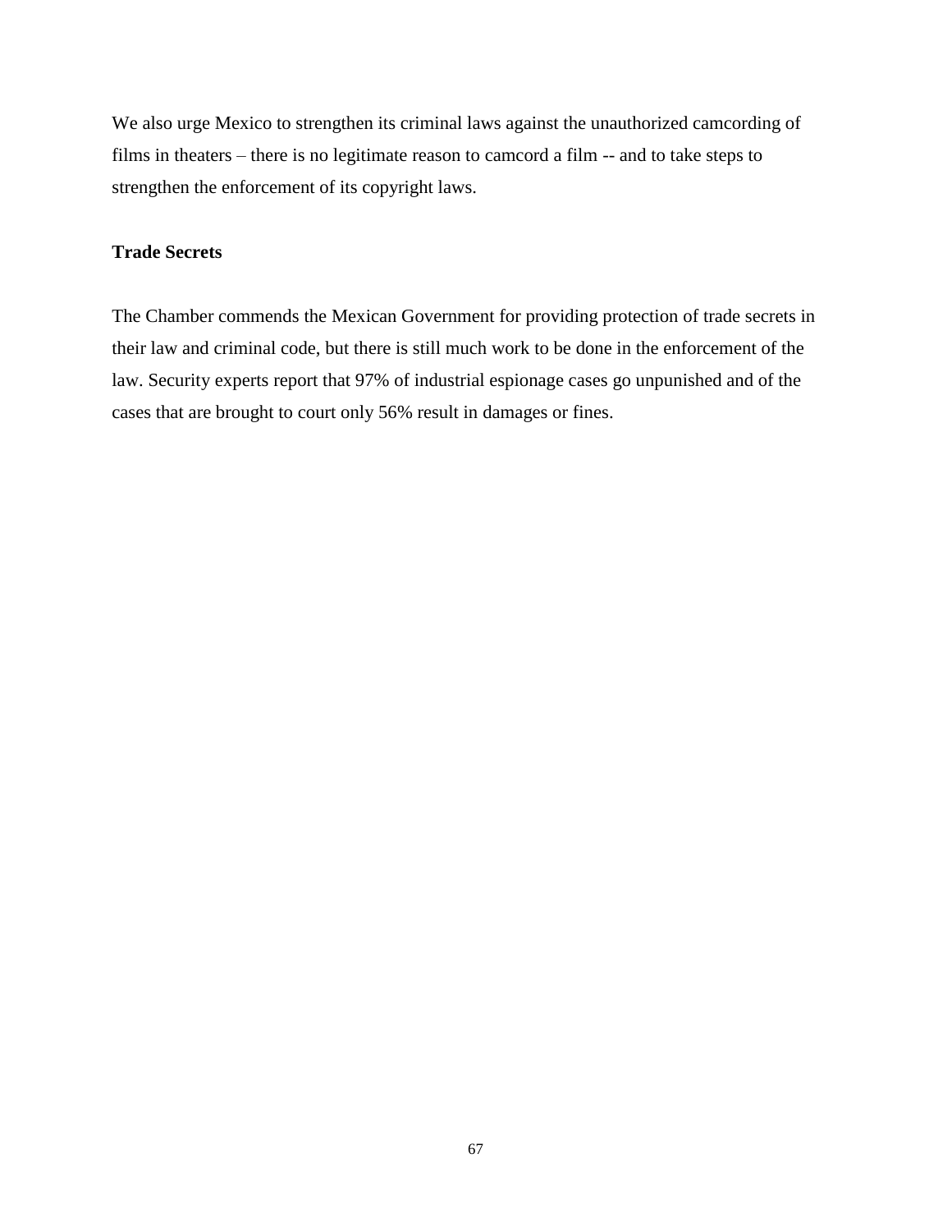We also urge Mexico to strengthen its criminal laws against the unauthorized camcording of films in theaters – there is no legitimate reason to camcord a film -- and to take steps to strengthen the enforcement of its copyright laws.

**Trade Secrets**

The Chamber commends the Mexican Government for providing protection of trade secrets in their law and criminal code, but there is still much work to be done in the enforcement of the law. Security experts report that 97% of industrial espionage cases go unpunished and of the cases that are brought to court only 56% result in damages or fines.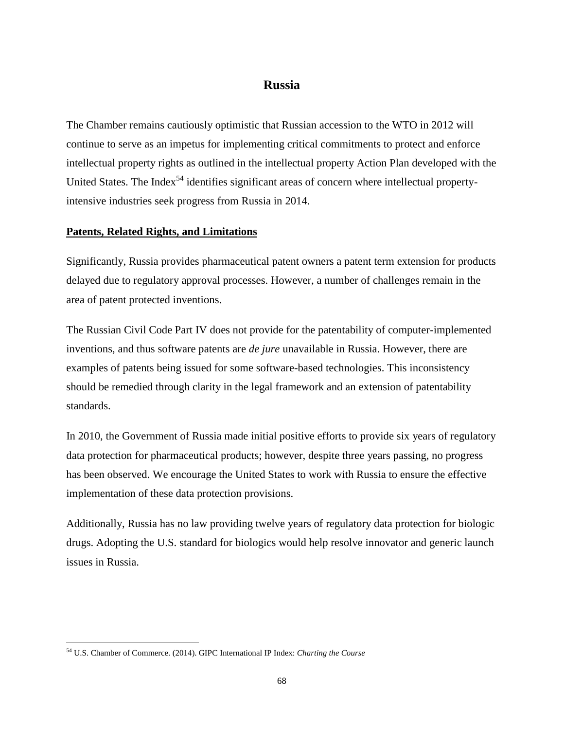## Russia

The Chamber remains cautiously optimistic that Russian accession to the WTO in 2012 will continue to serve as an impetus for implementing critical commitments to protect and enforce intellectual property rights as outlined in the intellectual property Action Plan developed with the United States. The Index[54] identifies significant areas of concern where intellectual property-intensive industries seek progress from Russia in 2014.

**Patents, Related Rights, and Limitations**

Significantly, Russia provides pharmaceutical patent owners a patent term extension for products delayed due to regulatory approval processes. However, a number of challenges remain in the area of patent protected inventions.

The Russian Civil Code Part IV does not provide for the patentability of computer-implemented inventions, and thus software patents are *de jure* unavailable in Russia. However, there are examples of patents being issued for some software-based technologies. This inconsistency should be remedied through clarity in the legal framework and an extension of patentability standards.

In 2010, the Government of Russia made initial positive efforts to provide six years of regulatory data protection for pharmaceutical products; however, despite three years passing, no progress has been observed. We encourage the United States to work with Russia to ensure the effective implementation of these data protection provisions.

Additionally, Russia has no law providing twelve years of regulatory data protection for biologic drugs. Adopting the U.S. standard for biologics would help resolve innovator and generic launch issues in Russia.

---

[54] U.S. Chamber of Commerce. (2014). GIPC International IP Index: *Charting the Course*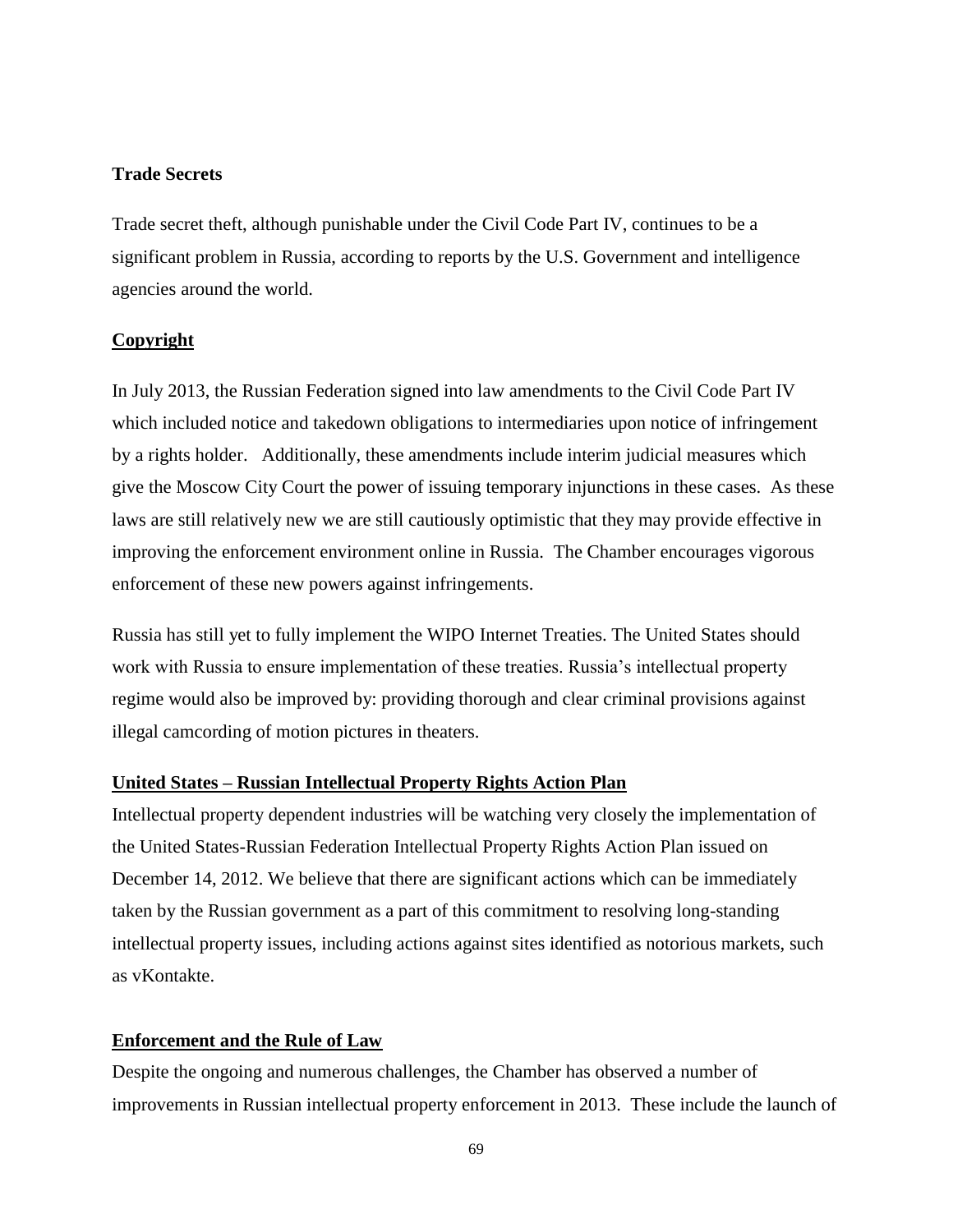**Trade Secrets**

Trade secret theft, although punishable under the Civil Code Part IV, continues to be a significant problem in Russia, according to reports by the U.S. Government and intelligence agencies around the world.

**Copyright**

In July 2013, the Russian Federation signed into law amendments to the Civil Code Part IV which included notice and takedown obligations to intermediaries upon notice of infringement by a rights holder. Additionally, these amendments include interim judicial measures which give the Moscow City Court the power of issuing temporary injunctions in these cases. As these laws are still relatively new we are still cautiously optimistic that they may provide effective in improving the enforcement environment online in Russia. The Chamber encourages vigorous enforcement of these new powers against infringements.

Russia has still yet to fully implement the WIPO Internet Treaties. The United States should work with Russia to ensure implementation of these treaties. Russia's intellectual property regime would also be improved by: providing thorough and clear criminal provisions against illegal camcording of motion pictures in theaters.

**United States – Russian Intellectual Property Rights Action Plan**

Intellectual property dependent industries will be watching very closely the implementation of the United States-Russian Federation Intellectual Property Rights Action Plan issued on December 14, 2012. We believe that there are significant actions which can be immediately taken by the Russian government as a part of this commitment to resolving long-standing intellectual property issues, including actions against sites identified as notorious markets, such as vKontakte.

**Enforcement and the Rule of Law**

Despite the ongoing and numerous challenges, the Chamber has observed a number of improvements in Russian intellectual property enforcement in 2013. These include the launch of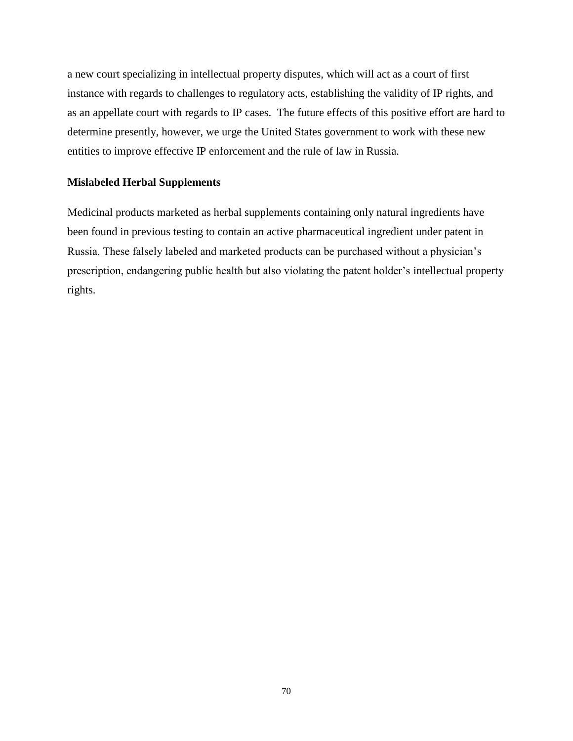a new court specializing in intellectual property disputes, which will act as a court of first instance with regards to challenges to regulatory acts, establishing the validity of IP rights, and as an appellate court with regards to IP cases. The future effects of this positive effort are hard to determine presently, however, we urge the United States government to work with these new entities to improve effective IP enforcement and the rule of law in Russia.

**Mislabeled Herbal Supplements**

Medicinal products marketed as herbal supplements containing only natural ingredients have been found in previous testing to contain an active pharmaceutical ingredient under patent in Russia. These falsely labeled and marketed products can be purchased without a physician's prescription, endangering public health but also violating the patent holder's intellectual property rights.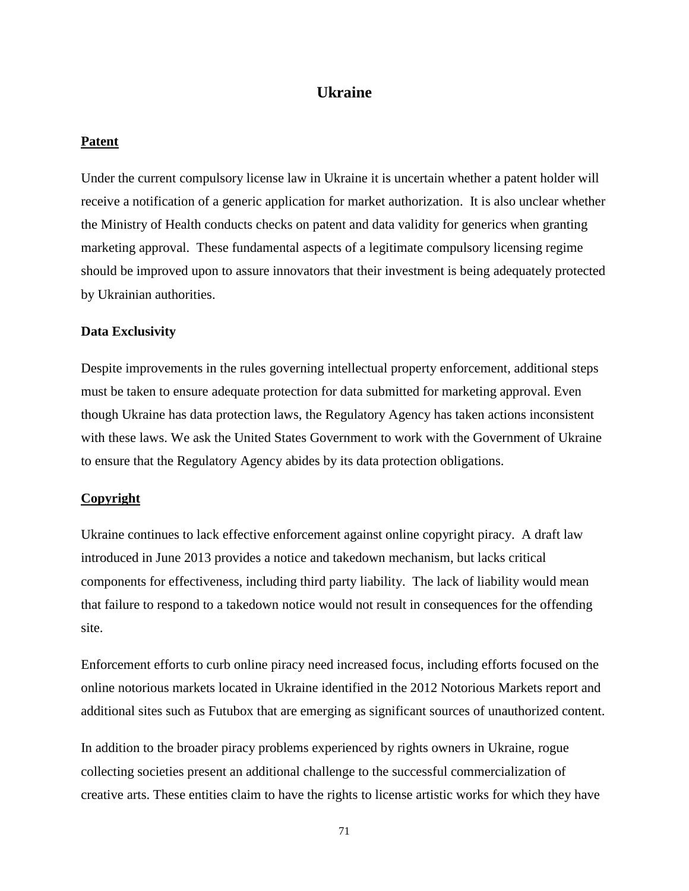# Ukraine

## Patent

Under the current compulsory license law in Ukraine it is uncertain whether a patent holder will receive a notification of a generic application for market authorization. It is also unclear whether the Ministry of Health conducts checks on patent and data validity for generics when granting marketing approval. These fundamental aspects of a legitimate compulsory licensing regime should be improved upon to assure innovators that their investment is being adequately protected by Ukrainian authorities.

### Data Exclusivity

Despite improvements in the rules governing intellectual property enforcement, additional steps must be taken to ensure adequate protection for data submitted for marketing approval. Even though Ukraine has data protection laws, the Regulatory Agency has taken actions inconsistent with these laws. We ask the United States Government to work with the Government of Ukraine to ensure that the Regulatory Agency abides by its data protection obligations.

## Copyright

Ukraine continues to lack effective enforcement against online copyright piracy. A draft law introduced in June 2013 provides a notice and takedown mechanism, but lacks critical components for effectiveness, including third party liability. The lack of liability would mean that failure to respond to a takedown notice would not result in consequences for the offending site.

Enforcement efforts to curb online piracy need increased focus, including efforts focused on the online notorious markets located in Ukraine identified in the 2012 Notorious Markets report and additional sites such as Futubox that are emerging as significant sources of unauthorized content.

In addition to the broader piracy problems experienced by rights owners in Ukraine, rogue collecting societies present an additional challenge to the successful commercialization of creative arts. These entities claim to have the rights to license artistic works for which they have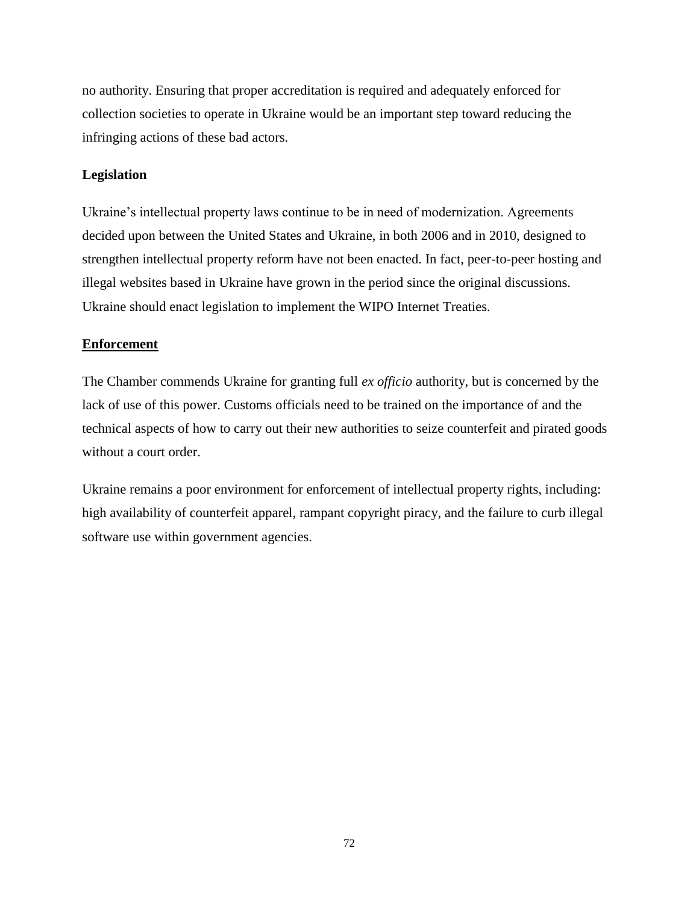no authority. Ensuring that proper accreditation is required and adequately enforced for collection societies to operate in Ukraine would be an important step toward reducing the infringing actions of these bad actors.

**Legislation**

Ukraine's intellectual property laws continue to be in need of modernization. Agreements decided upon between the United States and Ukraine, in both 2006 and in 2010, designed to strengthen intellectual property reform have not been enacted. In fact, peer-to-peer hosting and illegal websites based in Ukraine have grown in the period since the original discussions. Ukraine should enact legislation to implement the WIPO Internet Treaties.

**<u>Enforcement</u>**

The Chamber commends Ukraine for granting full *ex officio* authority, but is concerned by the lack of use of this power. Customs officials need to be trained on the importance of and the technical aspects of how to carry out their new authorities to seize counterfeit and pirated goods without a court order.

Ukraine remains a poor environment for enforcement of intellectual property rights, including: high availability of counterfeit apparel, rampant copyright piracy, and the failure to curb illegal software use within government agencies.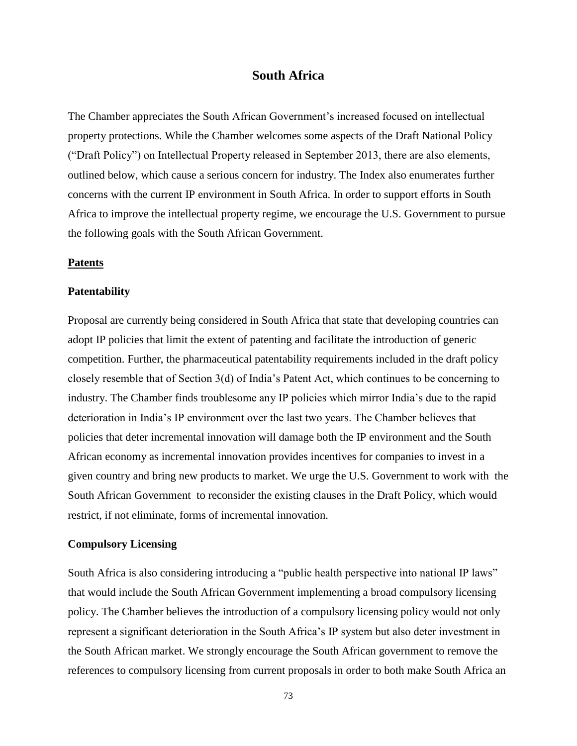# South Africa

The Chamber appreciates the South African Government's increased focused on intellectual property protections. While the Chamber welcomes some aspects of the Draft National Policy ("Draft Policy") on Intellectual Property released in September 2013, there are also elements, outlined below, which cause a serious concern for industry. The Index also enumerates further concerns with the current IP environment in South Africa. In order to support efforts in South Africa to improve the intellectual property regime, we encourage the U.S. Government to pursue the following goals with the South African Government.

## Patents

### Patentability

Proposal are currently being considered in South Africa that state that developing countries can adopt IP policies that limit the extent of patenting and facilitate the introduction of generic competition. Further, the pharmaceutical patentability requirements included in the draft policy closely resemble that of Section 3(d) of India's Patent Act, which continues to be concerning to industry. The Chamber finds troublesome any IP policies which mirror India's due to the rapid deterioration in India's IP environment over the last two years. The Chamber believes that policies that deter incremental innovation will damage both the IP environment and the South African economy as incremental innovation provides incentives for companies to invest in a given country and bring new products to market. We urge the U.S. Government to work with the South African Government to reconsider the existing clauses in the Draft Policy, which would restrict, if not eliminate, forms of incremental innovation.

### Compulsory Licensing

South Africa is also considering introducing a "public health perspective into national IP laws" that would include the South African Government implementing a broad compulsory licensing policy. The Chamber believes the introduction of a compulsory licensing policy would not only represent a significant deterioration in the South Africa's IP system but also deter investment in the South African market. We strongly encourage the South African government to remove the references to compulsory licensing from current proposals in order to both make South Africa an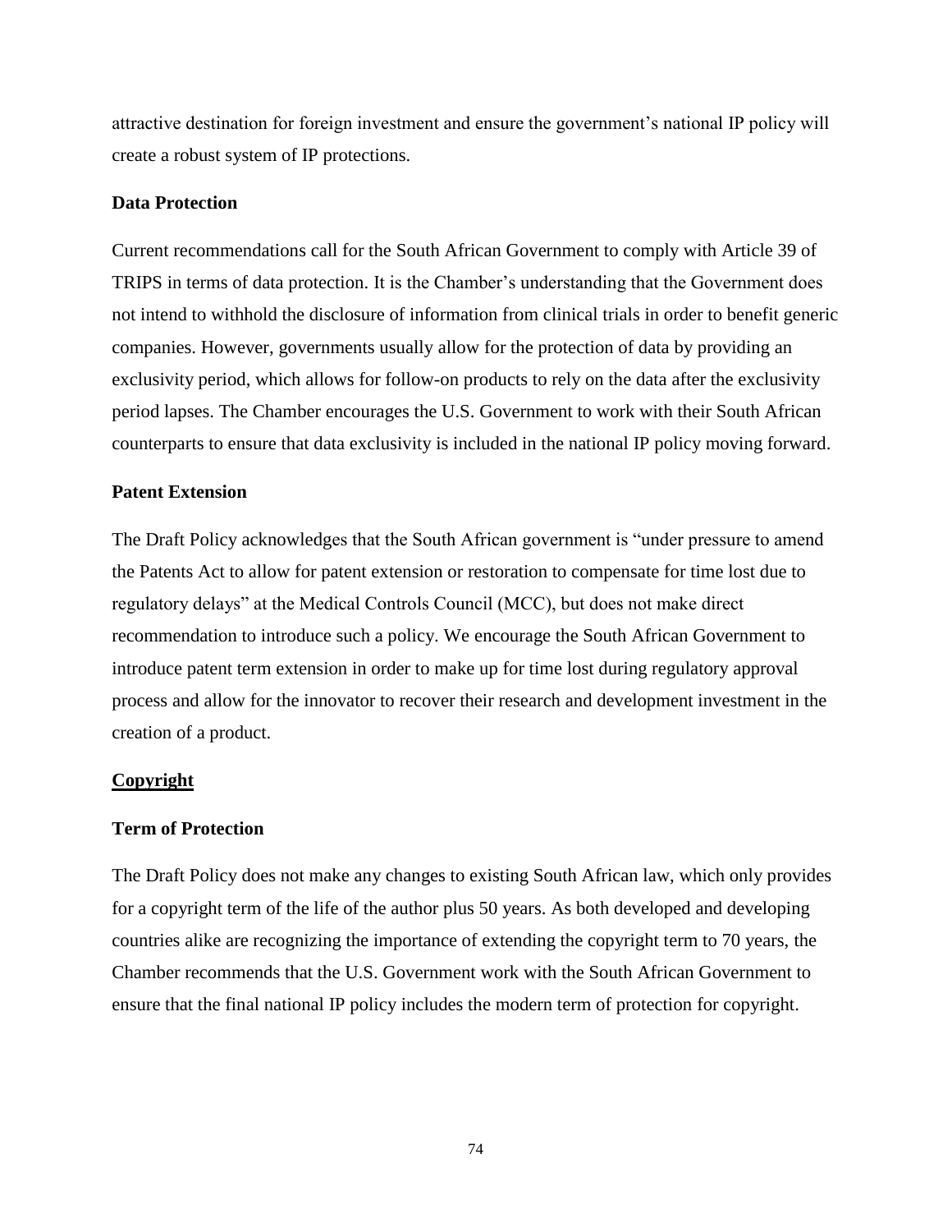attractive destination for foreign investment and ensure the government's national IP policy will create a robust system of IP protections.

**Data Protection**

Current recommendations call for the South African Government to comply with Article 39 of TRIPS in terms of data protection. It is the Chamber's understanding that the Government does not intend to withhold the disclosure of information from clinical trials in order to benefit generic companies. However, governments usually allow for the protection of data by providing an exclusivity period, which allows for follow-on products to rely on the data after the exclusivity period lapses. The Chamber encourages the U.S. Government to work with their South African counterparts to ensure that data exclusivity is included in the national IP policy moving forward.

**Patent Extension**

The Draft Policy acknowledges that the South African government is "under pressure to amend the Patents Act to allow for patent extension or restoration to compensate for time lost due to regulatory delays" at the Medical Controls Council (MCC), but does not make direct recommendation to introduce such a policy. We encourage the South African Government to introduce patent term extension in order to make up for time lost during regulatory approval process and allow for the innovator to recover their research and development investment in the creation of a product.

**Copyright**

**Term of Protection**

The Draft Policy does not make any changes to existing South African law, which only provides for a copyright term of the life of the author plus 50 years. As both developed and developing countries alike are recognizing the importance of extending the copyright term to 70 years, the Chamber recommends that the U.S. Government work with the South African Government to ensure that the final national IP policy includes the modern term of protection for copyright.